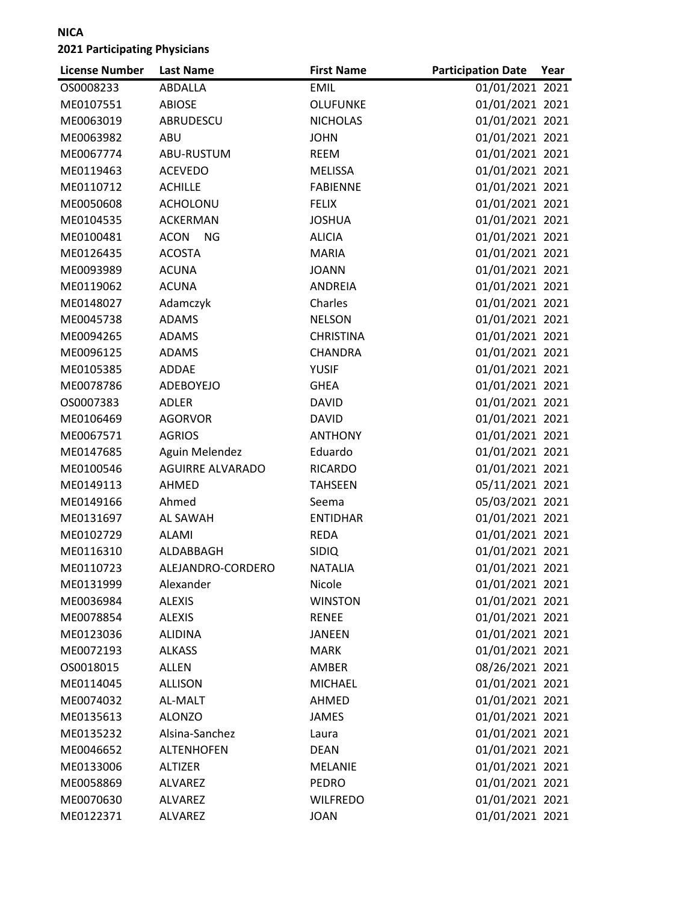**NICA**

**2021 Participating Physicians**

| License Number | Last Name | First Name | Participation Date | Year |
|---|---|---|---|---|
| OS0008233 | ABDALLA | EMIL | 01/01/2021 | 2021 |
| ME0107551 | ABIOSE | OLUFUNKE | 01/01/2021 | 2021 |
| ME0063019 | ABRUDESCU | NICHOLAS | 01/01/2021 | 2021 |
| ME0063982 | ABU | JOHN | 01/01/2021 | 2021 |
| ME0067774 | ABU-RUSTUM | REEM | 01/01/2021 | 2021 |
| ME0119463 | ACEVEDO | MELISSA | 01/01/2021 | 2021 |
| ME0110712 | ACHILLE | FABIENNE | 01/01/2021 | 2021 |
| ME0050608 | ACHOLONU | FELIX | 01/01/2021 | 2021 |
| ME0104535 | ACKERMAN | JOSHUA | 01/01/2021 | 2021 |
| ME0100481 | ACON NG | ALICIA | 01/01/2021 | 2021 |
| ME0126435 | ACOSTA | MARIA | 01/01/2021 | 2021 |
| ME0093989 | ACUNA | JOANN | 01/01/2021 | 2021 |
| ME0119062 | ACUNA | ANDREIA | 01/01/2021 | 2021 |
| ME0148027 | Adamczyk | Charles | 01/01/2021 | 2021 |
| ME0045738 | ADAMS | NELSON | 01/01/2021 | 2021 |
| ME0094265 | ADAMS | CHRISTINA | 01/01/2021 | 2021 |
| ME0096125 | ADAMS | CHANDRA | 01/01/2021 | 2021 |
| ME0105385 | ADDAE | YUSIF | 01/01/2021 | 2021 |
| ME0078786 | ADEBOYEJO | GHEA | 01/01/2021 | 2021 |
| OS0007383 | ADLER | DAVID | 01/01/2021 | 2021 |
| ME0106469 | AGORVOR | DAVID | 01/01/2021 | 2021 |
| ME0067571 | AGRIOS | ANTHONY | 01/01/2021 | 2021 |
| ME0147685 | Aguin Melendez | Eduardo | 01/01/2021 | 2021 |
| ME0100546 | AGUIRRE ALVARADO | RICARDO | 01/01/2021 | 2021 |
| ME0149113 | AHMED | TAHSEEN | 05/11/2021 | 2021 |
| ME0149166 | Ahmed | Seema | 05/03/2021 | 2021 |
| ME0131697 | AL SAWAH | ENTIDHAR | 01/01/2021 | 2021 |
| ME0102729 | ALAMI | REDA | 01/01/2021 | 2021 |
| ME0116310 | ALDABBAGH | SIDIQ | 01/01/2021 | 2021 |
| ME0110723 | ALEJANDRO-CORDERO | NATALIA | 01/01/2021 | 2021 |
| ME0131999 | Alexander | Nicole | 01/01/2021 | 2021 |
| ME0036984 | ALEXIS | WINSTON | 01/01/2021 | 2021 |
| ME0078854 | ALEXIS | RENEE | 01/01/2021 | 2021 |
| ME0123036 | ALIDINA | JANEEN | 01/01/2021 | 2021 |
| ME0072193 | ALKASS | MARK | 01/01/2021 | 2021 |
| OS0018015 | ALLEN | AMBER | 08/26/2021 | 2021 |
| ME0114045 | ALLISON | MICHAEL | 01/01/2021 | 2021 |
| ME0074032 | AL-MALT | AHMED | 01/01/2021 | 2021 |
| ME0135613 | ALONZO | JAMES | 01/01/2021 | 2021 |
| ME0135232 | Alsina-Sanchez | Laura | 01/01/2021 | 2021 |
| ME0046652 | ALTENHOFEN | DEAN | 01/01/2021 | 2021 |
| ME0133006 | ALTIZER | MELANIE | 01/01/2021 | 2021 |
| ME0058869 | ALVAREZ | PEDRO | 01/01/2021 | 2021 |
| ME0070630 | ALVAREZ | WILFREDO | 01/01/2021 | 2021 |
| ME0122371 | ALVAREZ | JOAN | 01/01/2021 | 2021 |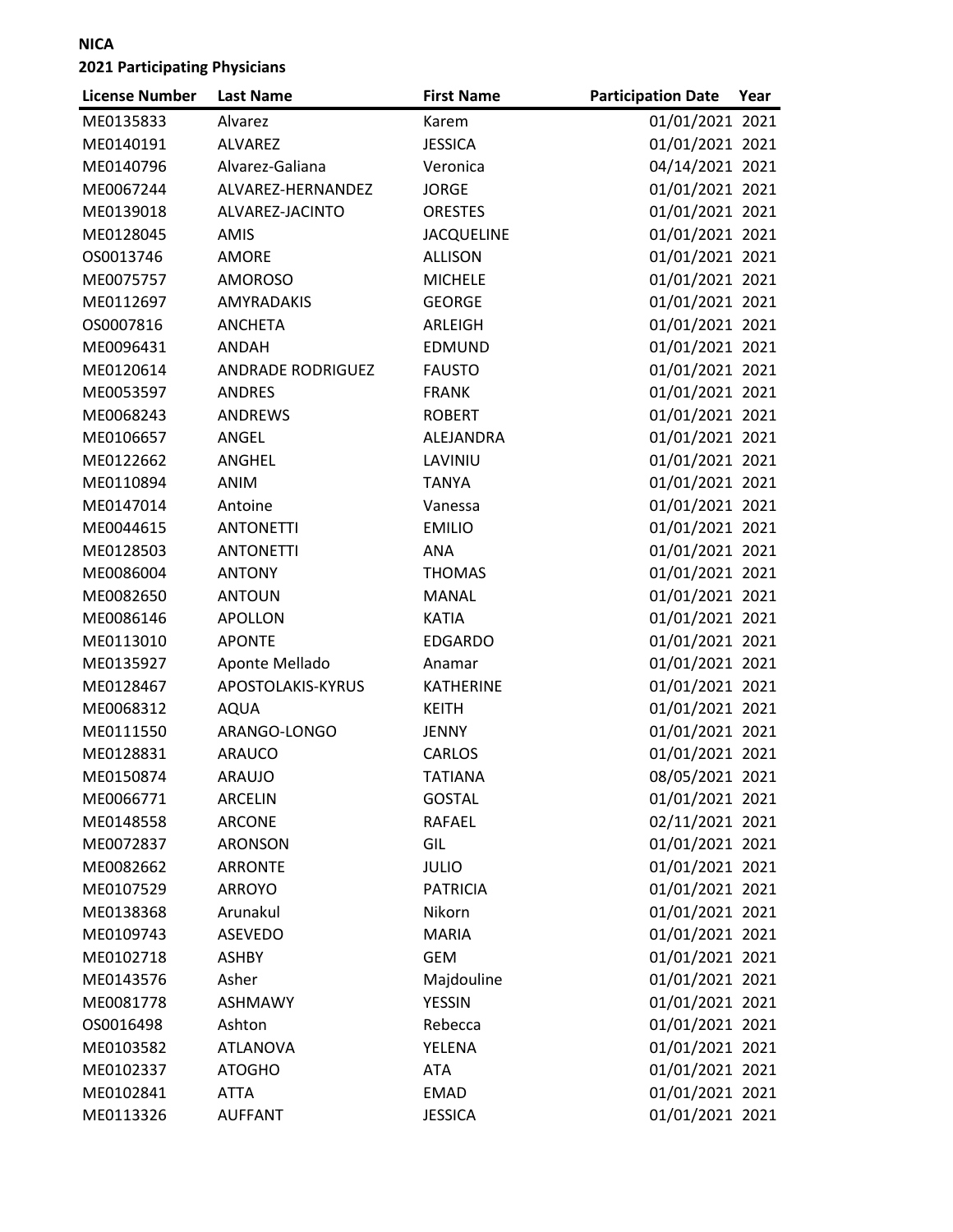**NICA**

**2021 Participating Physicians**

| License Number | Last Name | First Name | Participation Date | Year |
|---|---|---|---|---|
| ME0135833 | Alvarez | Karem | 01/01/2021 | 2021 |
| ME0140191 | ALVAREZ | JESSICA | 01/01/2021 | 2021 |
| ME0140796 | Alvarez-Galiana | Veronica | 04/14/2021 | 2021 |
| ME0067244 | ALVAREZ-HERNANDEZ | JORGE | 01/01/2021 | 2021 |
| ME0139018 | ALVAREZ-JACINTO | ORESTES | 01/01/2021 | 2021 |
| ME0128045 | AMIS | JACQUELINE | 01/01/2021 | 2021 |
| OS0013746 | AMORE | ALLISON | 01/01/2021 | 2021 |
| ME0075757 | AMOROSO | MICHELE | 01/01/2021 | 2021 |
| ME0112697 | AMYRADAKIS | GEORGE | 01/01/2021 | 2021 |
| OS0007816 | ANCHETA | ARLEIGH | 01/01/2021 | 2021 |
| ME0096431 | ANDAH | EDMUND | 01/01/2021 | 2021 |
| ME0120614 | ANDRADE RODRIGUEZ | FAUSTO | 01/01/2021 | 2021 |
| ME0053597 | ANDRES | FRANK | 01/01/2021 | 2021 |
| ME0068243 | ANDREWS | ROBERT | 01/01/2021 | 2021 |
| ME0106657 | ANGEL | ALEJANDRA | 01/01/2021 | 2021 |
| ME0122662 | ANGHEL | LAVINIU | 01/01/2021 | 2021 |
| ME0110894 | ANIM | TANYA | 01/01/2021 | 2021 |
| ME0147014 | Antoine | Vanessa | 01/01/2021 | 2021 |
| ME0044615 | ANTONETTI | EMILIO | 01/01/2021 | 2021 |
| ME0128503 | ANTONETTI | ANA | 01/01/2021 | 2021 |
| ME0086004 | ANTONY | THOMAS | 01/01/2021 | 2021 |
| ME0082650 | ANTOUN | MANAL | 01/01/2021 | 2021 |
| ME0086146 | APOLLON | KATIA | 01/01/2021 | 2021 |
| ME0113010 | APONTE | EDGARDO | 01/01/2021 | 2021 |
| ME0135927 | Aponte Mellado | Anamar | 01/01/2021 | 2021 |
| ME0128467 | APOSTOLAKIS-KYRUS | KATHERINE | 01/01/2021 | 2021 |
| ME0068312 | AQUA | KEITH | 01/01/2021 | 2021 |
| ME0111550 | ARANGO-LONGO | JENNY | 01/01/2021 | 2021 |
| ME0128831 | ARAUCO | CARLOS | 01/01/2021 | 2021 |
| ME0150874 | ARAUJO | TATIANA | 08/05/2021 | 2021 |
| ME0066771 | ARCELIN | GOSTAL | 01/01/2021 | 2021 |
| ME0148558 | ARCONE | RAFAEL | 02/11/2021 | 2021 |
| ME0072837 | ARONSON | GIL | 01/01/2021 | 2021 |
| ME0082662 | ARRONTE | JULIO | 01/01/2021 | 2021 |
| ME0107529 | ARROYO | PATRICIA | 01/01/2021 | 2021 |
| ME0138368 | Arunakul | Nikorn | 01/01/2021 | 2021 |
| ME0109743 | ASEVEDO | MARIA | 01/01/2021 | 2021 |
| ME0102718 | ASHBY | GEM | 01/01/2021 | 2021 |
| ME0143576 | Asher | Majdouline | 01/01/2021 | 2021 |
| ME0081778 | ASHMAWY | YESSIN | 01/01/2021 | 2021 |
| OS0016498 | Ashton | Rebecca | 01/01/2021 | 2021 |
| ME0103582 | ATLANOVA | YELENA | 01/01/2021 | 2021 |
| ME0102337 | ATOGHO | ATA | 01/01/2021 | 2021 |
| ME0102841 | ATTA | EMAD | 01/01/2021 | 2021 |
| ME0113326 | AUFFANT | JESSICA | 01/01/2021 | 2021 |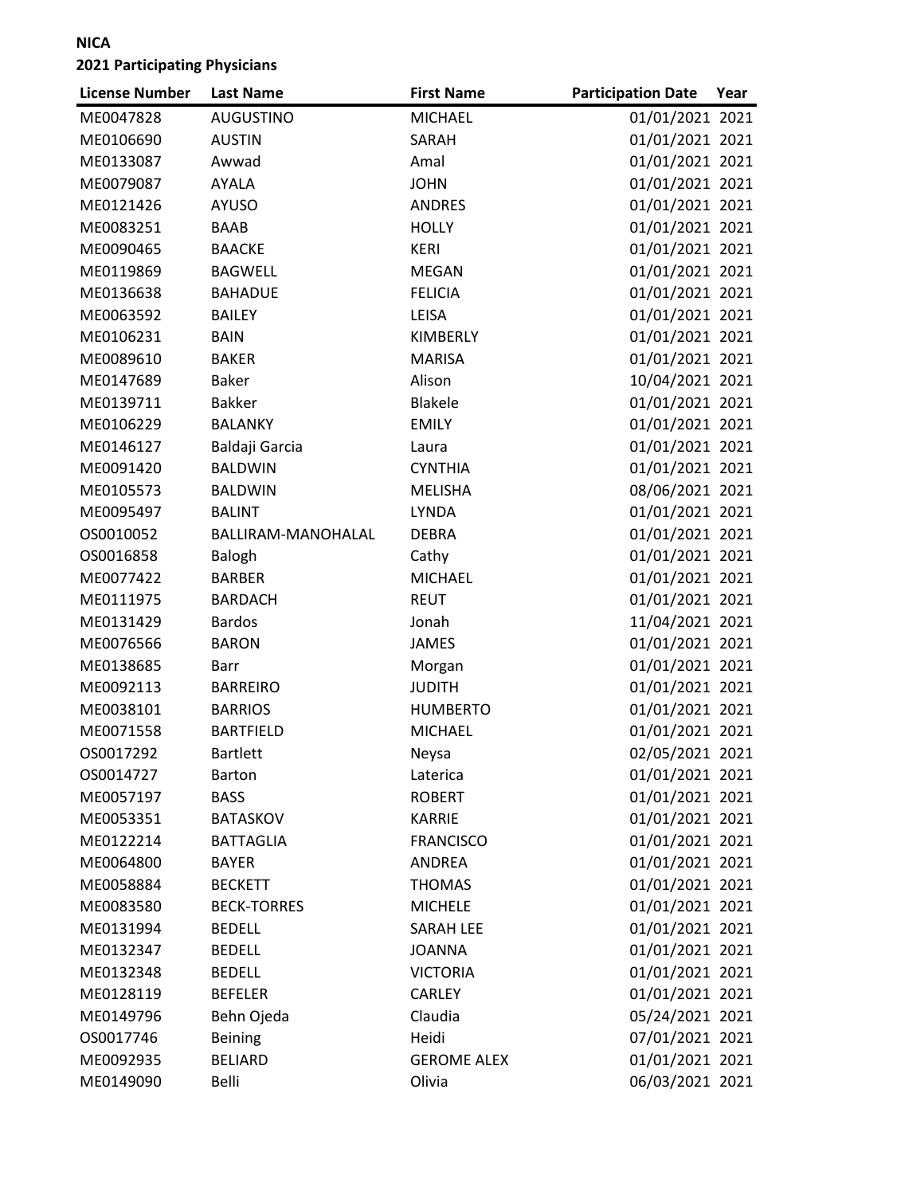**NICA**

**2021 Participating Physicians**

| License Number | Last Name | First Name | Participation Date | Year |
|---|---|---|---|---|
| ME0047828 | AUGUSTINO | MICHAEL | 01/01/2021 | 2021 |
| ME0106690 | AUSTIN | SARAH | 01/01/2021 | 2021 |
| ME0133087 | Awwad | Amal | 01/01/2021 | 2021 |
| ME0079087 | AYALA | JOHN | 01/01/2021 | 2021 |
| ME0121426 | AYUSO | ANDRES | 01/01/2021 | 2021 |
| ME0083251 | BAAB | HOLLY | 01/01/2021 | 2021 |
| ME0090465 | BAACKE | KERI | 01/01/2021 | 2021 |
| ME0119869 | BAGWELL | MEGAN | 01/01/2021 | 2021 |
| ME0136638 | BAHADUE | FELICIA | 01/01/2021 | 2021 |
| ME0063592 | BAILEY | LEISA | 01/01/2021 | 2021 |
| ME0106231 | BAIN | KIMBERLY | 01/01/2021 | 2021 |
| ME0089610 | BAKER | MARISA | 01/01/2021 | 2021 |
| ME0147689 | Baker | Alison | 10/04/2021 | 2021 |
| ME0139711 | Bakker | Blakele | 01/01/2021 | 2021 |
| ME0106229 | BALANKY | EMILY | 01/01/2021 | 2021 |
| ME0146127 | Baldaji Garcia | Laura | 01/01/2021 | 2021 |
| ME0091420 | BALDWIN | CYNTHIA | 01/01/2021 | 2021 |
| ME0105573 | BALDWIN | MELISHA | 08/06/2021 | 2021 |
| ME0095497 | BALINT | LYNDA | 01/01/2021 | 2021 |
| OS0010052 | BALLIRAM-MANOHALAL | DEBRA | 01/01/2021 | 2021 |
| OS0016858 | Balogh | Cathy | 01/01/2021 | 2021 |
| ME0077422 | BARBER | MICHAEL | 01/01/2021 | 2021 |
| ME0111975 | BARDACH | REUT | 01/01/2021 | 2021 |
| ME0131429 | Bardos | Jonah | 11/04/2021 | 2021 |
| ME0076566 | BARON | JAMES | 01/01/2021 | 2021 |
| ME0138685 | Barr | Morgan | 01/01/2021 | 2021 |
| ME0092113 | BARREIRO | JUDITH | 01/01/2021 | 2021 |
| ME0038101 | BARRIOS | HUMBERTO | 01/01/2021 | 2021 |
| ME0071558 | BARTFIELD | MICHAEL | 01/01/2021 | 2021 |
| OS0017292 | Bartlett | Neysa | 02/05/2021 | 2021 |
| OS0014727 | Barton | Laterica | 01/01/2021 | 2021 |
| ME0057197 | BASS | ROBERT | 01/01/2021 | 2021 |
| ME0053351 | BATASKOV | KARRIE | 01/01/2021 | 2021 |
| ME0122214 | BATTAGLIA | FRANCISCO | 01/01/2021 | 2021 |
| ME0064800 | BAYER | ANDREA | 01/01/2021 | 2021 |
| ME0058884 | BECKETT | THOMAS | 01/01/2021 | 2021 |
| ME0083580 | BECK-TORRES | MICHELE | 01/01/2021 | 2021 |
| ME0131994 | BEDELL | SARAH LEE | 01/01/2021 | 2021 |
| ME0132347 | BEDELL | JOANNA | 01/01/2021 | 2021 |
| ME0132348 | BEDELL | VICTORIA | 01/01/2021 | 2021 |
| ME0128119 | BEFELER | CARLEY | 01/01/2021 | 2021 |
| ME0149796 | Behn Ojeda | Claudia | 05/24/2021 | 2021 |
| OS0017746 | Beining | Heidi | 07/01/2021 | 2021 |
| ME0092935 | BELIARD | GEROME ALEX | 01/01/2021 | 2021 |
| ME0149090 | Belli | Olivia | 06/03/2021 | 2021 |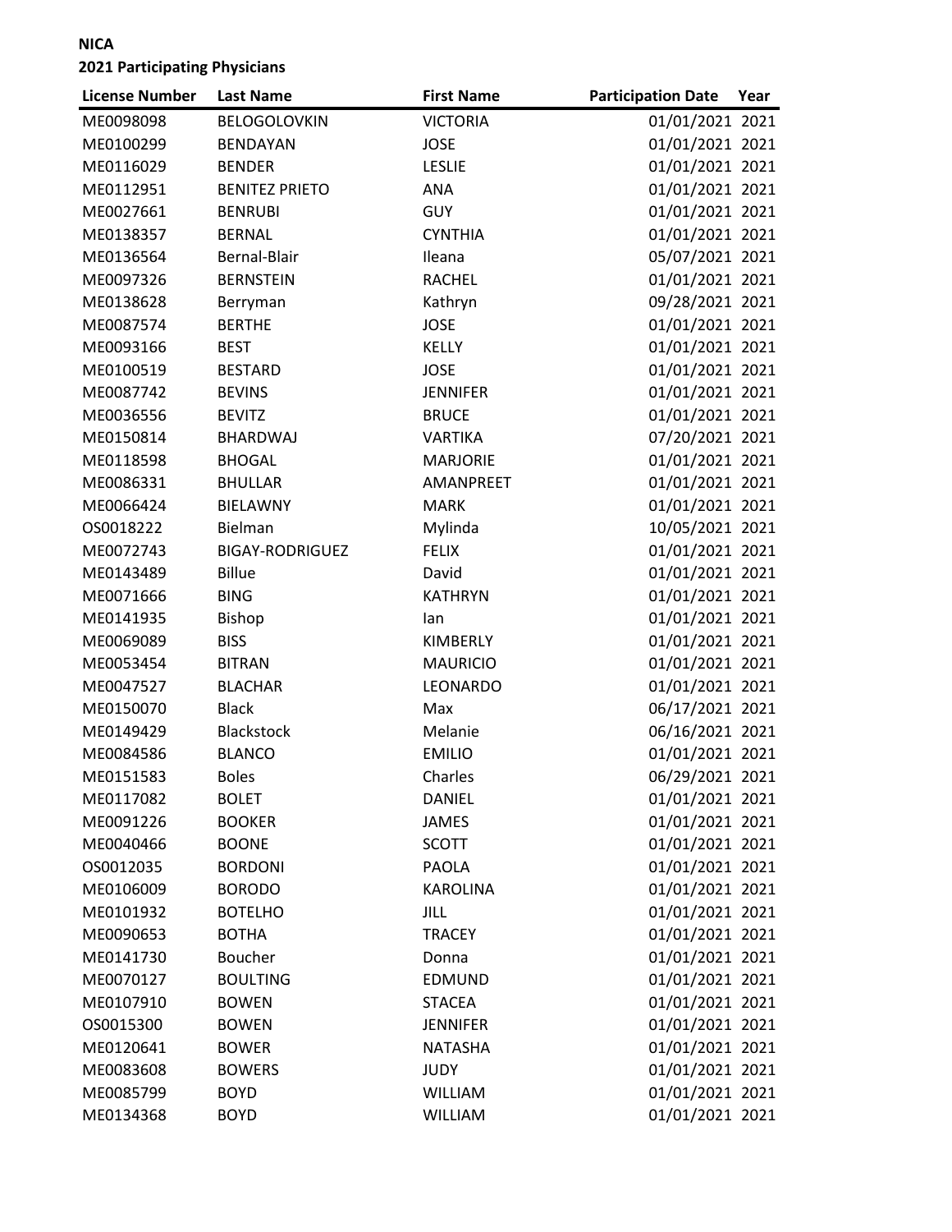**NICA**

**2021 Participating Physicians**

| License Number | Last Name | First Name | Participation Date | Year |
|---|---|---|---|---|
| ME0098098 | BELOGOLOVKIN | VICTORIA | 01/01/2021 | 2021 |
| ME0100299 | BENDAYAN | JOSE | 01/01/2021 | 2021 |
| ME0116029 | BENDER | LESLIE | 01/01/2021 | 2021 |
| ME0112951 | BENITEZ PRIETO | ANA | 01/01/2021 | 2021 |
| ME0027661 | BENRUBI | GUY | 01/01/2021 | 2021 |
| ME0138357 | BERNAL | CYNTHIA | 01/01/2021 | 2021 |
| ME0136564 | Bernal-Blair | Ileana | 05/07/2021 | 2021 |
| ME0097326 | BERNSTEIN | RACHEL | 01/01/2021 | 2021 |
| ME0138628 | Berryman | Kathryn | 09/28/2021 | 2021 |
| ME0087574 | BERTHE | JOSE | 01/01/2021 | 2021 |
| ME0093166 | BEST | KELLY | 01/01/2021 | 2021 |
| ME0100519 | BESTARD | JOSE | 01/01/2021 | 2021 |
| ME0087742 | BEVINS | JENNIFER | 01/01/2021 | 2021 |
| ME0036556 | BEVITZ | BRUCE | 01/01/2021 | 2021 |
| ME0150814 | BHARDWAJ | VARTIKA | 07/20/2021 | 2021 |
| ME0118598 | BHOGAL | MARJORIE | 01/01/2021 | 2021 |
| ME0086331 | BHULLAR | AMANPREET | 01/01/2021 | 2021 |
| ME0066424 | BIELAWNY | MARK | 01/01/2021 | 2021 |
| OS0018222 | Bielman | Mylinda | 10/05/2021 | 2021 |
| ME0072743 | BIGAY-RODRIGUEZ | FELIX | 01/01/2021 | 2021 |
| ME0143489 | Billue | David | 01/01/2021 | 2021 |
| ME0071666 | BING | KATHRYN | 01/01/2021 | 2021 |
| ME0141935 | Bishop | Ian | 01/01/2021 | 2021 |
| ME0069089 | BISS | KIMBERLY | 01/01/2021 | 2021 |
| ME0053454 | BITRAN | MAURICIO | 01/01/2021 | 2021 |
| ME0047527 | BLACHAR | LEONARDO | 01/01/2021 | 2021 |
| ME0150070 | Black | Max | 06/17/2021 | 2021 |
| ME0149429 | Blackstock | Melanie | 06/16/2021 | 2021 |
| ME0084586 | BLANCO | EMILIO | 01/01/2021 | 2021 |
| ME0151583 | Boles | Charles | 06/29/2021 | 2021 |
| ME0117082 | BOLET | DANIEL | 01/01/2021 | 2021 |
| ME0091226 | BOOKER | JAMES | 01/01/2021 | 2021 |
| ME0040466 | BOONE | SCOTT | 01/01/2021 | 2021 |
| OS0012035 | BORDONI | PAOLA | 01/01/2021 | 2021 |
| ME0106009 | BORODO | KAROLINA | 01/01/2021 | 2021 |
| ME0101932 | BOTELHO | JILL | 01/01/2021 | 2021 |
| ME0090653 | BOTHA | TRACEY | 01/01/2021 | 2021 |
| ME0141730 | Boucher | Donna | 01/01/2021 | 2021 |
| ME0070127 | BOULTING | EDMUND | 01/01/2021 | 2021 |
| ME0107910 | BOWEN | STACEA | 01/01/2021 | 2021 |
| OS0015300 | BOWEN | JENNIFER | 01/01/2021 | 2021 |
| ME0120641 | BOWER | NATASHA | 01/01/2021 | 2021 |
| ME0083608 | BOWERS | JUDY | 01/01/2021 | 2021 |
| ME0085799 | BOYD | WILLIAM | 01/01/2021 | 2021 |
| ME0134368 | BOYD | WILLIAM | 01/01/2021 | 2021 |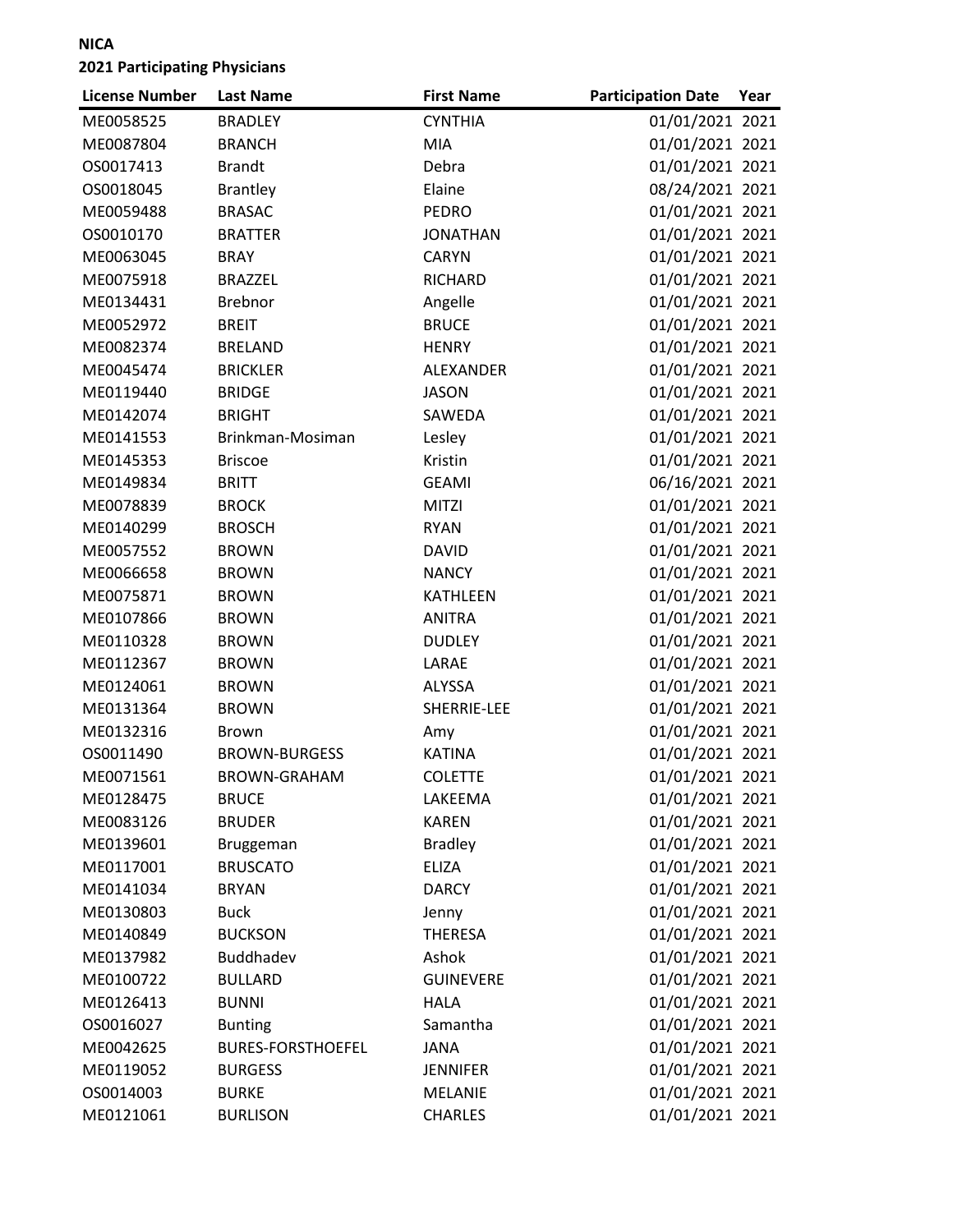**NICA**

**2021 Participating Physicians**

| License Number | Last Name | First Name | Participation Date | Year |
|---|---|---|---|---|
| ME0058525 | BRADLEY | CYNTHIA | 01/01/2021 | 2021 |
| ME0087804 | BRANCH | MIA | 01/01/2021 | 2021 |
| OS0017413 | Brandt | Debra | 01/01/2021 | 2021 |
| OS0018045 | Brantley | Elaine | 08/24/2021 | 2021 |
| ME0059488 | BRASAC | PEDRO | 01/01/2021 | 2021 |
| OS0010170 | BRATTER | JONATHAN | 01/01/2021 | 2021 |
| ME0063045 | BRAY | CARYN | 01/01/2021 | 2021 |
| ME0075918 | BRAZZEL | RICHARD | 01/01/2021 | 2021 |
| ME0134431 | Brebnor | Angelle | 01/01/2021 | 2021 |
| ME0052972 | BREIT | BRUCE | 01/01/2021 | 2021 |
| ME0082374 | BRELAND | HENRY | 01/01/2021 | 2021 |
| ME0045474 | BRICKLER | ALEXANDER | 01/01/2021 | 2021 |
| ME0119440 | BRIDGE | JASON | 01/01/2021 | 2021 |
| ME0142074 | BRIGHT | SAWEDA | 01/01/2021 | 2021 |
| ME0141553 | Brinkman-Mosiman | Lesley | 01/01/2021 | 2021 |
| ME0145353 | Briscoe | Kristin | 01/01/2021 | 2021 |
| ME0149834 | BRITT | GEAMI | 06/16/2021 | 2021 |
| ME0078839 | BROCK | MITZI | 01/01/2021 | 2021 |
| ME0140299 | BROSCH | RYAN | 01/01/2021 | 2021 |
| ME0057552 | BROWN | DAVID | 01/01/2021 | 2021 |
| ME0066658 | BROWN | NANCY | 01/01/2021 | 2021 |
| ME0075871 | BROWN | KATHLEEN | 01/01/2021 | 2021 |
| ME0107866 | BROWN | ANITRA | 01/01/2021 | 2021 |
| ME0110328 | BROWN | DUDLEY | 01/01/2021 | 2021 |
| ME0112367 | BROWN | LARAE | 01/01/2021 | 2021 |
| ME0124061 | BROWN | ALYSSA | 01/01/2021 | 2021 |
| ME0131364 | BROWN | SHERRIE-LEE | 01/01/2021 | 2021 |
| ME0132316 | Brown | Amy | 01/01/2021 | 2021 |
| OS0011490 | BROWN-BURGESS | KATINA | 01/01/2021 | 2021 |
| ME0071561 | BROWN-GRAHAM | COLETTE | 01/01/2021 | 2021 |
| ME0128475 | BRUCE | LAKEEMA | 01/01/2021 | 2021 |
| ME0083126 | BRUDER | KAREN | 01/01/2021 | 2021 |
| ME0139601 | Bruggeman | Bradley | 01/01/2021 | 2021 |
| ME0117001 | BRUSCATO | ELIZA | 01/01/2021 | 2021 |
| ME0141034 | BRYAN | DARCY | 01/01/2021 | 2021 |
| ME0130803 | Buck | Jenny | 01/01/2021 | 2021 |
| ME0140849 | BUCKSON | THERESA | 01/01/2021 | 2021 |
| ME0137982 | Buddhadev | Ashok | 01/01/2021 | 2021 |
| ME0100722 | BULLARD | GUINEVERE | 01/01/2021 | 2021 |
| ME0126413 | BUNNI | HALA | 01/01/2021 | 2021 |
| OS0016027 | Bunting | Samantha | 01/01/2021 | 2021 |
| ME0042625 | BURES-FORSTHOEFEL | JANA | 01/01/2021 | 2021 |
| ME0119052 | BURGESS | JENNIFER | 01/01/2021 | 2021 |
| OS0014003 | BURKE | MELANIE | 01/01/2021 | 2021 |
| ME0121061 | BURLISON | CHARLES | 01/01/2021 | 2021 |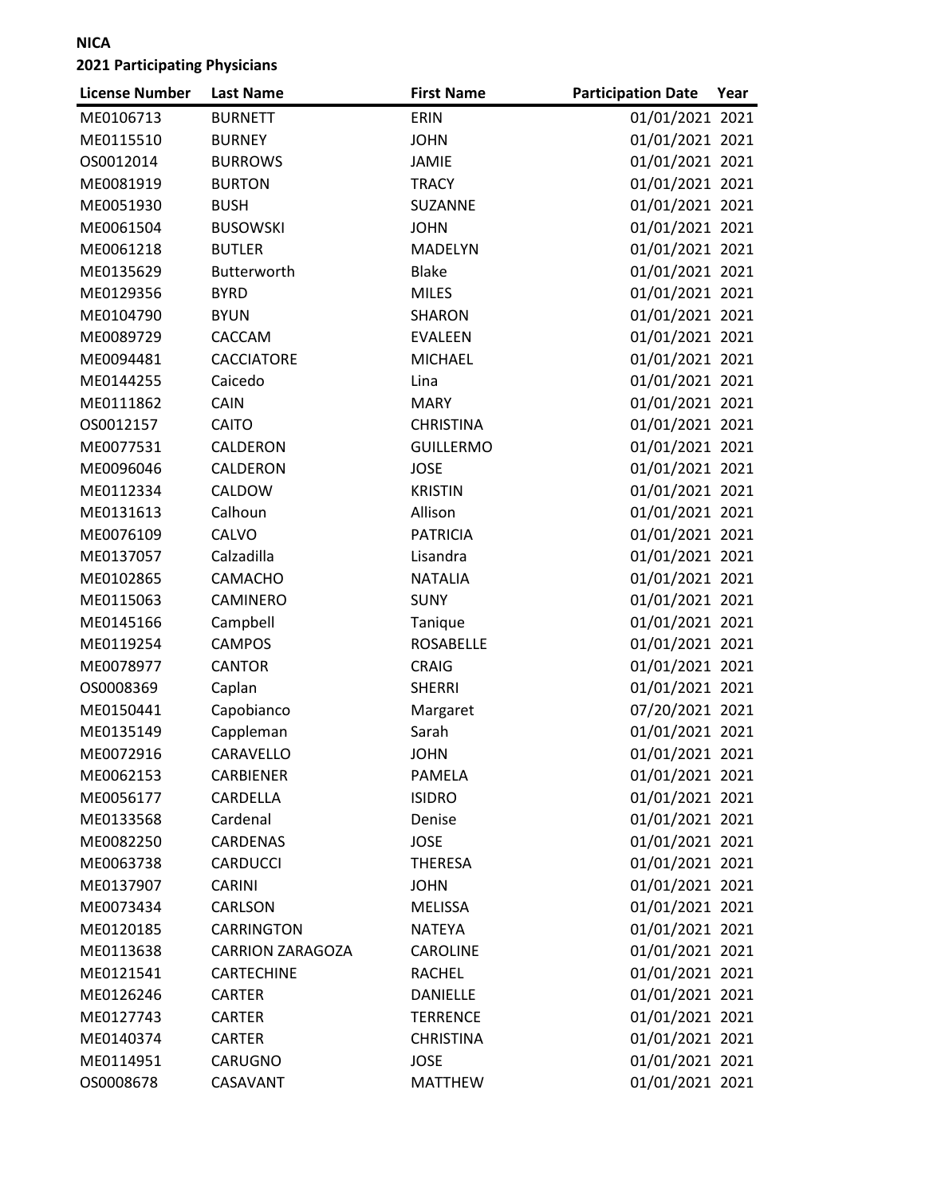**NICA**
**2021 Participating Physicians**

| License Number | Last Name | First Name | Participation Date | Year |
|---|---|---|---|---|
| ME0106713 | BURNETT | ERIN | 01/01/2021 | 2021 |
| ME0115510 | BURNEY | JOHN | 01/01/2021 | 2021 |
| OS0012014 | BURROWS | JAMIE | 01/01/2021 | 2021 |
| ME0081919 | BURTON | TRACY | 01/01/2021 | 2021 |
| ME0051930 | BUSH | SUZANNE | 01/01/2021 | 2021 |
| ME0061504 | BUSOWSKI | JOHN | 01/01/2021 | 2021 |
| ME0061218 | BUTLER | MADELYN | 01/01/2021 | 2021 |
| ME0135629 | Butterworth | Blake | 01/01/2021 | 2021 |
| ME0129356 | BYRD | MILES | 01/01/2021 | 2021 |
| ME0104790 | BYUN | SHARON | 01/01/2021 | 2021 |
| ME0089729 | CACCAM | EVALEEN | 01/01/2021 | 2021 |
| ME0094481 | CACCIATORE | MICHAEL | 01/01/2021 | 2021 |
| ME0144255 | Caicedo | Lina | 01/01/2021 | 2021 |
| ME0111862 | CAIN | MARY | 01/01/2021 | 2021 |
| OS0012157 | CAITO | CHRISTINA | 01/01/2021 | 2021 |
| ME0077531 | CALDERON | GUILLERMO | 01/01/2021 | 2021 |
| ME0096046 | CALDERON | JOSE | 01/01/2021 | 2021 |
| ME0112334 | CALDOW | KRISTIN | 01/01/2021 | 2021 |
| ME0131613 | Calhoun | Allison | 01/01/2021 | 2021 |
| ME0076109 | CALVO | PATRICIA | 01/01/2021 | 2021 |
| ME0137057 | Calzadilla | Lisandra | 01/01/2021 | 2021 |
| ME0102865 | CAMACHO | NATALIA | 01/01/2021 | 2021 |
| ME0115063 | CAMINERO | SUNY | 01/01/2021 | 2021 |
| ME0145166 | Campbell | Tanique | 01/01/2021 | 2021 |
| ME0119254 | CAMPOS | ROSABELLE | 01/01/2021 | 2021 |
| ME0078977 | CANTOR | CRAIG | 01/01/2021 | 2021 |
| OS0008369 | Caplan | SHERRI | 01/01/2021 | 2021 |
| ME0150441 | Capobianco | Margaret | 07/20/2021 | 2021 |
| ME0135149 | Cappleman | Sarah | 01/01/2021 | 2021 |
| ME0072916 | CARAVELLO | JOHN | 01/01/2021 | 2021 |
| ME0062153 | CARBIENER | PAMELA | 01/01/2021 | 2021 |
| ME0056177 | CARDELLA | ISIDRO | 01/01/2021 | 2021 |
| ME0133568 | Cardenal | Denise | 01/01/2021 | 2021 |
| ME0082250 | CARDENAS | JOSE | 01/01/2021 | 2021 |
| ME0063738 | CARDUCCI | THERESA | 01/01/2021 | 2021 |
| ME0137907 | CARINI | JOHN | 01/01/2021 | 2021 |
| ME0073434 | CARLSON | MELISSA | 01/01/2021 | 2021 |
| ME0120185 | CARRINGTON | NATEYA | 01/01/2021 | 2021 |
| ME0113638 | CARRION ZARAGOZA | CAROLINE | 01/01/2021 | 2021 |
| ME0121541 | CARTECHINE | RACHEL | 01/01/2021 | 2021 |
| ME0126246 | CARTER | DANIELLE | 01/01/2021 | 2021 |
| ME0127743 | CARTER | TERRENCE | 01/01/2021 | 2021 |
| ME0140374 | CARTER | CHRISTINA | 01/01/2021 | 2021 |
| ME0114951 | CARUGNO | JOSE | 01/01/2021 | 2021 |
| OS0008678 | CASAVANT | MATTHEW | 01/01/2021 | 2021 |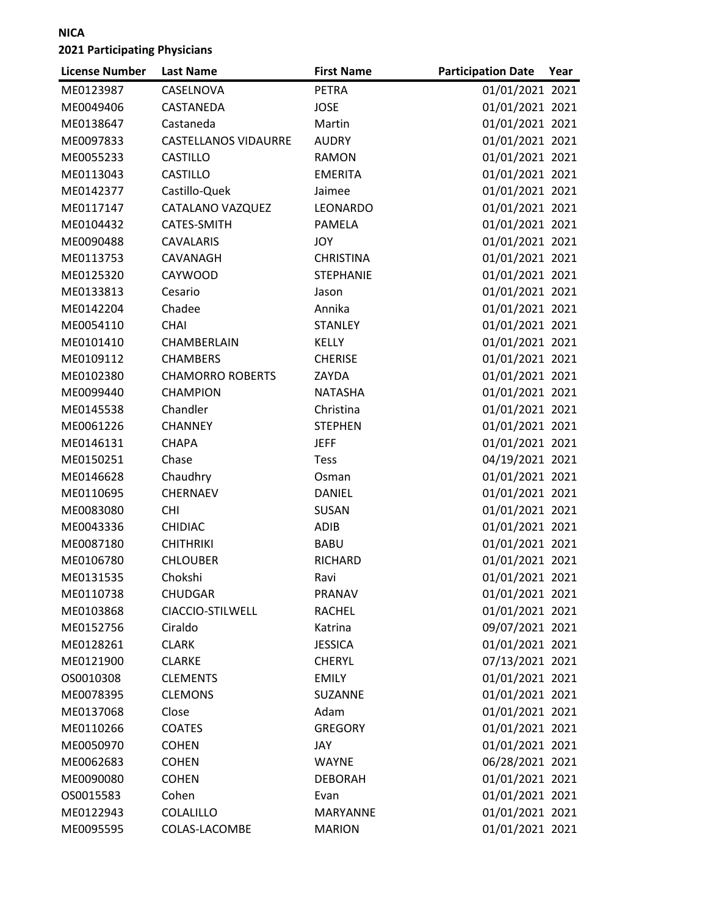**NICA**

**2021 Participating Physicians**

| License Number | Last Name | First Name | Participation Date | Year |
|---|---|---|---|---|
| ME0123987 | CASELNOVA | PETRA | 01/01/2021 | 2021 |
| ME0049406 | CASTANEDA | JOSE | 01/01/2021 | 2021 |
| ME0138647 | Castaneda | Martin | 01/01/2021 | 2021 |
| ME0097833 | CASTELLANOS VIDAURRE | AUDRY | 01/01/2021 | 2021 |
| ME0055233 | CASTILLO | RAMON | 01/01/2021 | 2021 |
| ME0113043 | CASTILLO | EMERITA | 01/01/2021 | 2021 |
| ME0142377 | Castillo-Quek | Jaimee | 01/01/2021 | 2021 |
| ME0117147 | CATALANO VAZQUEZ | LEONARDO | 01/01/2021 | 2021 |
| ME0104432 | CATES-SMITH | PAMELA | 01/01/2021 | 2021 |
| ME0090488 | CAVALARIS | JOY | 01/01/2021 | 2021 |
| ME0113753 | CAVANAGH | CHRISTINA | 01/01/2021 | 2021 |
| ME0125320 | CAYWOOD | STEPHANIE | 01/01/2021 | 2021 |
| ME0133813 | Cesario | Jason | 01/01/2021 | 2021 |
| ME0142204 | Chadee | Annika | 01/01/2021 | 2021 |
| ME0054110 | CHAI | STANLEY | 01/01/2021 | 2021 |
| ME0101410 | CHAMBERLAIN | KELLY | 01/01/2021 | 2021 |
| ME0109112 | CHAMBERS | CHERISE | 01/01/2021 | 2021 |
| ME0102380 | CHAMORRO ROBERTS | ZAYDA | 01/01/2021 | 2021 |
| ME0099440 | CHAMPION | NATASHA | 01/01/2021 | 2021 |
| ME0145538 | Chandler | Christina | 01/01/2021 | 2021 |
| ME0061226 | CHANNEY | STEPHEN | 01/01/2021 | 2021 |
| ME0146131 | CHAPA | JEFF | 01/01/2021 | 2021 |
| ME0150251 | Chase | Tess | 04/19/2021 | 2021 |
| ME0146628 | Chaudhry | Osman | 01/01/2021 | 2021 |
| ME0110695 | CHERNAEV | DANIEL | 01/01/2021 | 2021 |
| ME0083080 | CHI | SUSAN | 01/01/2021 | 2021 |
| ME0043336 | CHIDIAC | ADIB | 01/01/2021 | 2021 |
| ME0087180 | CHITHRIKI | BABU | 01/01/2021 | 2021 |
| ME0106780 | CHLOUBER | RICHARD | 01/01/2021 | 2021 |
| ME0131535 | Chokshi | Ravi | 01/01/2021 | 2021 |
| ME0110738 | CHUDGAR | PRANAV | 01/01/2021 | 2021 |
| ME0103868 | CIACCIO-STILWELL | RACHEL | 01/01/2021 | 2021 |
| ME0152756 | Ciraldo | Katrina | 09/07/2021 | 2021 |
| ME0128261 | CLARK | JESSICA | 01/01/2021 | 2021 |
| ME0121900 | CLARKE | CHERYL | 07/13/2021 | 2021 |
| OS0010308 | CLEMENTS | EMILY | 01/01/2021 | 2021 |
| ME0078395 | CLEMONS | SUZANNE | 01/01/2021 | 2021 |
| ME0137068 | Close | Adam | 01/01/2021 | 2021 |
| ME0110266 | COATES | GREGORY | 01/01/2021 | 2021 |
| ME0050970 | COHEN | JAY | 01/01/2021 | 2021 |
| ME0062683 | COHEN | WAYNE | 06/28/2021 | 2021 |
| ME0090080 | COHEN | DEBORAH | 01/01/2021 | 2021 |
| OS0015583 | Cohen | Evan | 01/01/2021 | 2021 |
| ME0122943 | COLALILLO | MARYANNE | 01/01/2021 | 2021 |
| ME0095595 | COLAS-LACOMBE | MARION | 01/01/2021 | 2021 |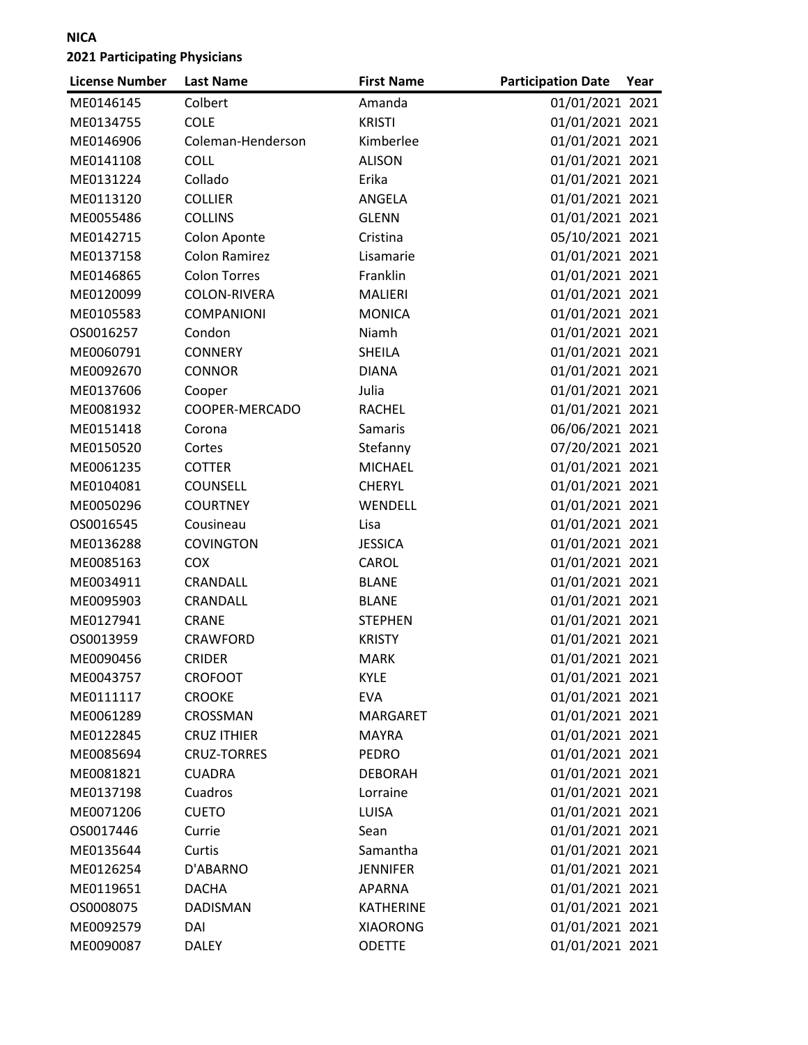**NICA**

**2021 Participating Physicians**

| License Number | Last Name | First Name | Participation Date | Year |
|---|---|---|---|---|
| ME0146145 | Colbert | Amanda | 01/01/2021 | 2021 |
| ME0134755 | COLE | KRISTI | 01/01/2021 | 2021 |
| ME0146906 | Coleman-Henderson | Kimberlee | 01/01/2021 | 2021 |
| ME0141108 | COLL | ALISON | 01/01/2021 | 2021 |
| ME0131224 | Collado | Erika | 01/01/2021 | 2021 |
| ME0113120 | COLLIER | ANGELA | 01/01/2021 | 2021 |
| ME0055486 | COLLINS | GLENN | 01/01/2021 | 2021 |
| ME0142715 | Colon Aponte | Cristina | 05/10/2021 | 2021 |
| ME0137158 | Colon Ramirez | Lisamarie | 01/01/2021 | 2021 |
| ME0146865 | Colon Torres | Franklin | 01/01/2021 | 2021 |
| ME0120099 | COLON-RIVERA | MALIERI | 01/01/2021 | 2021 |
| ME0105583 | COMPANIONI | MONICA | 01/01/2021 | 2021 |
| OS0016257 | Condon | Niamh | 01/01/2021 | 2021 |
| ME0060791 | CONNERY | SHEILA | 01/01/2021 | 2021 |
| ME0092670 | CONNOR | DIANA | 01/01/2021 | 2021 |
| ME0137606 | Cooper | Julia | 01/01/2021 | 2021 |
| ME0081932 | COOPER-MERCADO | RACHEL | 01/01/2021 | 2021 |
| ME0151418 | Corona | Samaris | 06/06/2021 | 2021 |
| ME0150520 | Cortes | Stefanny | 07/20/2021 | 2021 |
| ME0061235 | COTTER | MICHAEL | 01/01/2021 | 2021 |
| ME0104081 | COUNSELL | CHERYL | 01/01/2021 | 2021 |
| ME0050296 | COURTNEY | WENDELL | 01/01/2021 | 2021 |
| OS0016545 | Cousineau | Lisa | 01/01/2021 | 2021 |
| ME0136288 | COVINGTON | JESSICA | 01/01/2021 | 2021 |
| ME0085163 | COX | CAROL | 01/01/2021 | 2021 |
| ME0034911 | CRANDALL | BLANE | 01/01/2021 | 2021 |
| ME0095903 | CRANDALL | BLANE | 01/01/2021 | 2021 |
| ME0127941 | CRANE | STEPHEN | 01/01/2021 | 2021 |
| OS0013959 | CRAWFORD | KRISTY | 01/01/2021 | 2021 |
| ME0090456 | CRIDER | MARK | 01/01/2021 | 2021 |
| ME0043757 | CROFOOT | KYLE | 01/01/2021 | 2021 |
| ME0111117 | CROOKE | EVA | 01/01/2021 | 2021 |
| ME0061289 | CROSSMAN | MARGARET | 01/01/2021 | 2021 |
| ME0122845 | CRUZ ITHIER | MAYRA | 01/01/2021 | 2021 |
| ME0085694 | CRUZ-TORRES | PEDRO | 01/01/2021 | 2021 |
| ME0081821 | CUADRA | DEBORAH | 01/01/2021 | 2021 |
| ME0137198 | Cuadros | Lorraine | 01/01/2021 | 2021 |
| ME0071206 | CUETO | LUISA | 01/01/2021 | 2021 |
| OS0017446 | Currie | Sean | 01/01/2021 | 2021 |
| ME0135644 | Curtis | Samantha | 01/01/2021 | 2021 |
| ME0126254 | D'ABARNO | JENNIFER | 01/01/2021 | 2021 |
| ME0119651 | DACHA | APARNA | 01/01/2021 | 2021 |
| OS0008075 | DADISMAN | KATHERINE | 01/01/2021 | 2021 |
| ME0092579 | DAI | XIAORONG | 01/01/2021 | 2021 |
| ME0090087 | DALEY | ODETTE | 01/01/2021 | 2021 |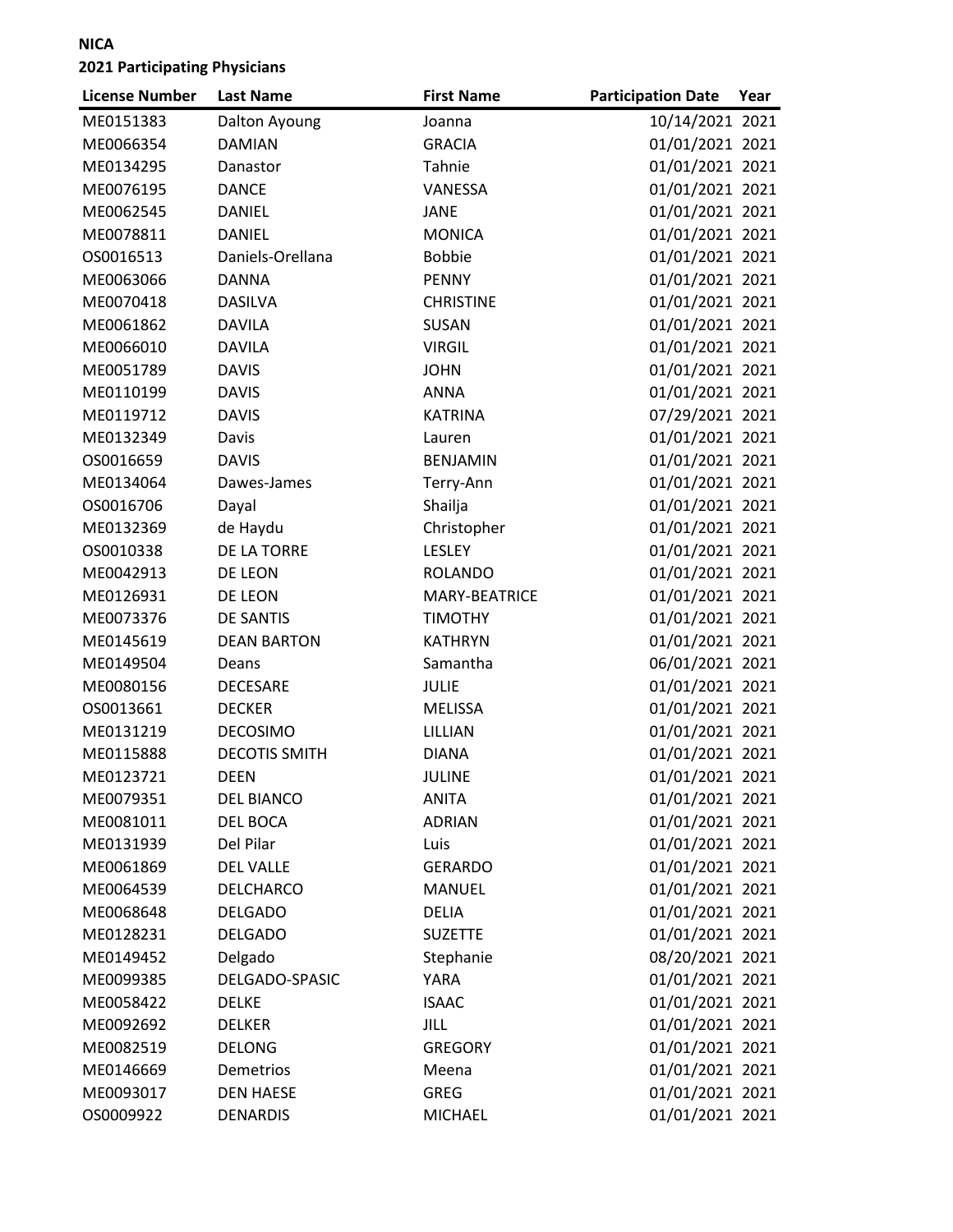**NICA**

**2021 Participating Physicians**

| License Number | Last Name | First Name | Participation Date | Year |
|---|---|---|---|---|
| ME0151383 | Dalton Ayoung | Joanna | 10/14/2021 | 2021 |
| ME0066354 | DAMIAN | GRACIA | 01/01/2021 | 2021 |
| ME0134295 | Danastor | Tahnie | 01/01/2021 | 2021 |
| ME0076195 | DANCE | VANESSA | 01/01/2021 | 2021 |
| ME0062545 | DANIEL | JANE | 01/01/2021 | 2021 |
| ME0078811 | DANIEL | MONICA | 01/01/2021 | 2021 |
| OS0016513 | Daniels-Orellana | Bobbie | 01/01/2021 | 2021 |
| ME0063066 | DANNA | PENNY | 01/01/2021 | 2021 |
| ME0070418 | DASILVA | CHRISTINE | 01/01/2021 | 2021 |
| ME0061862 | DAVILA | SUSAN | 01/01/2021 | 2021 |
| ME0066010 | DAVILA | VIRGIL | 01/01/2021 | 2021 |
| ME0051789 | DAVIS | JOHN | 01/01/2021 | 2021 |
| ME0110199 | DAVIS | ANNA | 01/01/2021 | 2021 |
| ME0119712 | DAVIS | KATRINA | 07/29/2021 | 2021 |
| ME0132349 | Davis | Lauren | 01/01/2021 | 2021 |
| OS0016659 | DAVIS | BENJAMIN | 01/01/2021 | 2021 |
| ME0134064 | Dawes-James | Terry-Ann | 01/01/2021 | 2021 |
| OS0016706 | Dayal | Shailja | 01/01/2021 | 2021 |
| ME0132369 | de Haydu | Christopher | 01/01/2021 | 2021 |
| OS0010338 | DE LA TORRE | LESLEY | 01/01/2021 | 2021 |
| ME0042913 | DE LEON | ROLANDO | 01/01/2021 | 2021 |
| ME0126931 | DE LEON | MARY-BEATRICE | 01/01/2021 | 2021 |
| ME0073376 | DE SANTIS | TIMOTHY | 01/01/2021 | 2021 |
| ME0145619 | DEAN BARTON | KATHRYN | 01/01/2021 | 2021 |
| ME0149504 | Deans | Samantha | 06/01/2021 | 2021 |
| ME0080156 | DECESARE | JULIE | 01/01/2021 | 2021 |
| OS0013661 | DECKER | MELISSA | 01/01/2021 | 2021 |
| ME0131219 | DECOSIMO | LILLIAN | 01/01/2021 | 2021 |
| ME0115888 | DECOTIS SMITH | DIANA | 01/01/2021 | 2021 |
| ME0123721 | DEEN | JULINE | 01/01/2021 | 2021 |
| ME0079351 | DEL BIANCO | ANITA | 01/01/2021 | 2021 |
| ME0081011 | DEL BOCA | ADRIAN | 01/01/2021 | 2021 |
| ME0131939 | Del Pilar | Luis | 01/01/2021 | 2021 |
| ME0061869 | DEL VALLE | GERARDO | 01/01/2021 | 2021 |
| ME0064539 | DELCHARCO | MANUEL | 01/01/2021 | 2021 |
| ME0068648 | DELGADO | DELIA | 01/01/2021 | 2021 |
| ME0128231 | DELGADO | SUZETTE | 01/01/2021 | 2021 |
| ME0149452 | Delgado | Stephanie | 08/20/2021 | 2021 |
| ME0099385 | DELGADO-SPASIC | YARA | 01/01/2021 | 2021 |
| ME0058422 | DELKE | ISAAC | 01/01/2021 | 2021 |
| ME0092692 | DELKER | JILL | 01/01/2021 | 2021 |
| ME0082519 | DELONG | GREGORY | 01/01/2021 | 2021 |
| ME0146669 | Demetrios | Meena | 01/01/2021 | 2021 |
| ME0093017 | DEN HAESE | GREG | 01/01/2021 | 2021 |
| OS0009922 | DENARDIS | MICHAEL | 01/01/2021 | 2021 |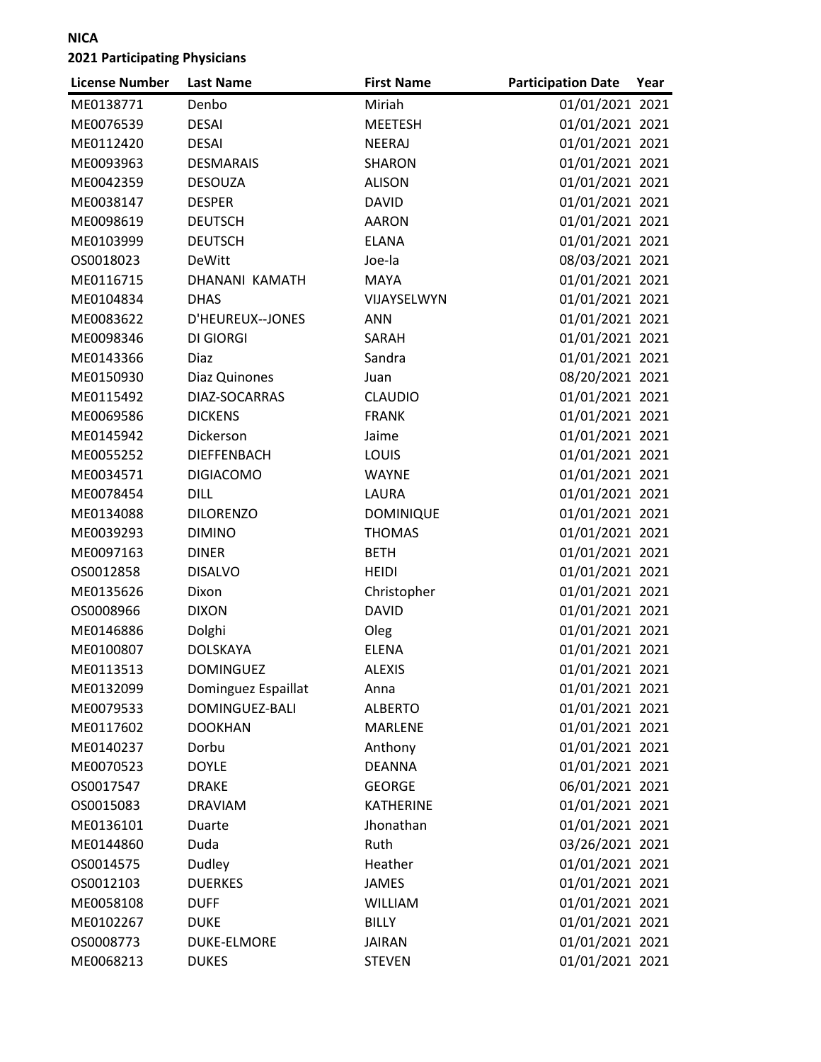**NICA**

**2021 Participating Physicians**

| License Number | Last Name | First Name | Participation Date | Year |
|---|---|---|---|---|
| ME0138771 | Denbo | Miriah | 01/01/2021 | 2021 |
| ME0076539 | DESAI | MEETESH | 01/01/2021 | 2021 |
| ME0112420 | DESAI | NEERAJ | 01/01/2021 | 2021 |
| ME0093963 | DESMARAIS | SHARON | 01/01/2021 | 2021 |
| ME0042359 | DESOUZA | ALISON | 01/01/2021 | 2021 |
| ME0038147 | DESPER | DAVID | 01/01/2021 | 2021 |
| ME0098619 | DEUTSCH | AARON | 01/01/2021 | 2021 |
| ME0103999 | DEUTSCH | ELANA | 01/01/2021 | 2021 |
| OS0018023 | DeWitt | Joe-la | 08/03/2021 | 2021 |
| ME0116715 | DHANANI KAMATH | MAYA | 01/01/2021 | 2021 |
| ME0104834 | DHAS | VIJAYSELWYN | 01/01/2021 | 2021 |
| ME0083622 | D'HEUREUX--JONES | ANN | 01/01/2021 | 2021 |
| ME0098346 | DI GIORGI | SARAH | 01/01/2021 | 2021 |
| ME0143366 | Diaz | Sandra | 01/01/2021 | 2021 |
| ME0150930 | Diaz Quinones | Juan | 08/20/2021 | 2021 |
| ME0115492 | DIAZ-SOCARRAS | CLAUDIO | 01/01/2021 | 2021 |
| ME0069586 | DICKENS | FRANK | 01/01/2021 | 2021 |
| ME0145942 | Dickerson | Jaime | 01/01/2021 | 2021 |
| ME0055252 | DIEFFENBACH | LOUIS | 01/01/2021 | 2021 |
| ME0034571 | DIGIACOMO | WAYNE | 01/01/2021 | 2021 |
| ME0078454 | DILL | LAURA | 01/01/2021 | 2021 |
| ME0134088 | DILORENZO | DOMINIQUE | 01/01/2021 | 2021 |
| ME0039293 | DIMINO | THOMAS | 01/01/2021 | 2021 |
| ME0097163 | DINER | BETH | 01/01/2021 | 2021 |
| OS0012858 | DISALVO | HEIDI | 01/01/2021 | 2021 |
| ME0135626 | Dixon | Christopher | 01/01/2021 | 2021 |
| OS0008966 | DIXON | DAVID | 01/01/2021 | 2021 |
| ME0146886 | Dolghi | Oleg | 01/01/2021 | 2021 |
| ME0100807 | DOLSKAYA | ELENA | 01/01/2021 | 2021 |
| ME0113513 | DOMINGUEZ | ALEXIS | 01/01/2021 | 2021 |
| ME0132099 | Dominguez Espaillat | Anna | 01/01/2021 | 2021 |
| ME0079533 | DOMINGUEZ-BALI | ALBERTO | 01/01/2021 | 2021 |
| ME0117602 | DOOKHAN | MARLENE | 01/01/2021 | 2021 |
| ME0140237 | Dorbu | Anthony | 01/01/2021 | 2021 |
| ME0070523 | DOYLE | DEANNA | 01/01/2021 | 2021 |
| OS0017547 | DRAKE | GEORGE | 06/01/2021 | 2021 |
| OS0015083 | DRAVIAM | KATHERINE | 01/01/2021 | 2021 |
| ME0136101 | Duarte | Jhonathan | 01/01/2021 | 2021 |
| ME0144860 | Duda | Ruth | 03/26/2021 | 2021 |
| OS0014575 | Dudley | Heather | 01/01/2021 | 2021 |
| OS0012103 | DUERKES | JAMES | 01/01/2021 | 2021 |
| ME0058108 | DUFF | WILLIAM | 01/01/2021 | 2021 |
| ME0102267 | DUKE | BILLY | 01/01/2021 | 2021 |
| OS0008773 | DUKE-ELMORE | JAIRAN | 01/01/2021 | 2021 |
| ME0068213 | DUKES | STEVEN | 01/01/2021 | 2021 |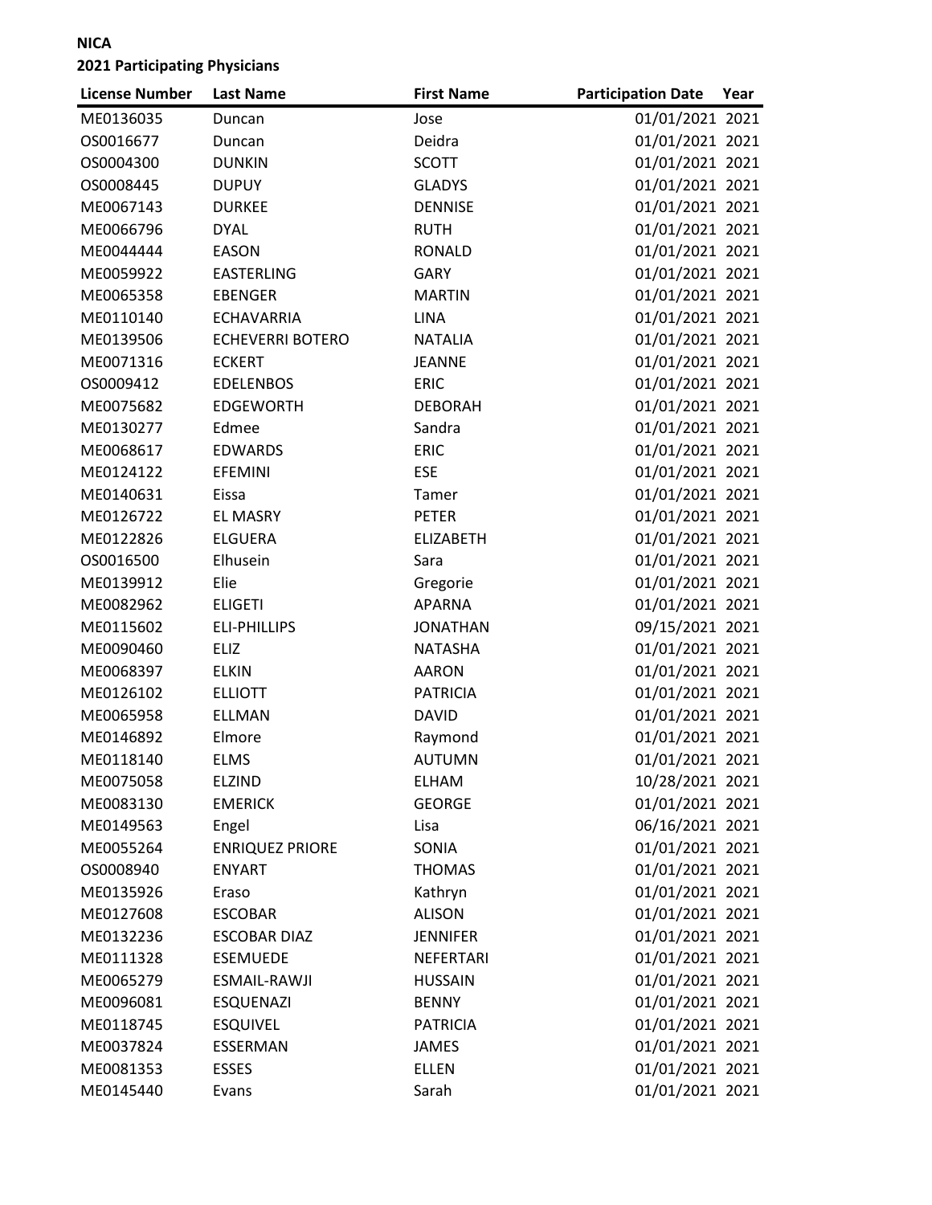**NICA**

**2021 Participating Physicians**

| License Number | Last Name | First Name | Participation Date | Year |
|---|---|---|---|---|
| ME0136035 | Duncan | Jose | 01/01/2021 | 2021 |
| OS0016677 | Duncan | Deidra | 01/01/2021 | 2021 |
| OS0004300 | DUNKIN | SCOTT | 01/01/2021 | 2021 |
| OS0008445 | DUPUY | GLADYS | 01/01/2021 | 2021 |
| ME0067143 | DURKEE | DENNISE | 01/01/2021 | 2021 |
| ME0066796 | DYAL | RUTH | 01/01/2021 | 2021 |
| ME0044444 | EASON | RONALD | 01/01/2021 | 2021 |
| ME0059922 | EASTERLING | GARY | 01/01/2021 | 2021 |
| ME0065358 | EBENGER | MARTIN | 01/01/2021 | 2021 |
| ME0110140 | ECHAVARRIA | LINA | 01/01/2021 | 2021 |
| ME0139506 | ECHEVERRI BOTERO | NATALIA | 01/01/2021 | 2021 |
| ME0071316 | ECKERT | JEANNE | 01/01/2021 | 2021 |
| OS0009412 | EDELENBOS | ERIC | 01/01/2021 | 2021 |
| ME0075682 | EDGEWORTH | DEBORAH | 01/01/2021 | 2021 |
| ME0130277 | Edmee | Sandra | 01/01/2021 | 2021 |
| ME0068617 | EDWARDS | ERIC | 01/01/2021 | 2021 |
| ME0124122 | EFEMINI | ESE | 01/01/2021 | 2021 |
| ME0140631 | Eissa | Tamer | 01/01/2021 | 2021 |
| ME0126722 | EL MASRY | PETER | 01/01/2021 | 2021 |
| ME0122826 | ELGUERA | ELIZABETH | 01/01/2021 | 2021 |
| OS0016500 | Elhusein | Sara | 01/01/2021 | 2021 |
| ME0139912 | Elie | Gregorie | 01/01/2021 | 2021 |
| ME0082962 | ELIGETI | APARNA | 01/01/2021 | 2021 |
| ME0115602 | ELI-PHILLIPS | JONATHAN | 09/15/2021 | 2021 |
| ME0090460 | ELIZ | NATASHA | 01/01/2021 | 2021 |
| ME0068397 | ELKIN | AARON | 01/01/2021 | 2021 |
| ME0126102 | ELLIOTT | PATRICIA | 01/01/2021 | 2021 |
| ME0065958 | ELLMAN | DAVID | 01/01/2021 | 2021 |
| ME0146892 | Elmore | Raymond | 01/01/2021 | 2021 |
| ME0118140 | ELMS | AUTUMN | 01/01/2021 | 2021 |
| ME0075058 | ELZIND | ELHAM | 10/28/2021 | 2021 |
| ME0083130 | EMERICK | GEORGE | 01/01/2021 | 2021 |
| ME0149563 | Engel | Lisa | 06/16/2021 | 2021 |
| ME0055264 | ENRIQUEZ PRIORE | SONIA | 01/01/2021 | 2021 |
| OS0008940 | ENYART | THOMAS | 01/01/2021 | 2021 |
| ME0135926 | Eraso | Kathryn | 01/01/2021 | 2021 |
| ME0127608 | ESCOBAR | ALISON | 01/01/2021 | 2021 |
| ME0132236 | ESCOBAR DIAZ | JENNIFER | 01/01/2021 | 2021 |
| ME0111328 | ESEMUEDE | NEFERTARI | 01/01/2021 | 2021 |
| ME0065279 | ESMAIL-RAWJI | HUSSAIN | 01/01/2021 | 2021 |
| ME0096081 | ESQUENAZI | BENNY | 01/01/2021 | 2021 |
| ME0118745 | ESQUIVEL | PATRICIA | 01/01/2021 | 2021 |
| ME0037824 | ESSERMAN | JAMES | 01/01/2021 | 2021 |
| ME0081353 | ESSES | ELLEN | 01/01/2021 | 2021 |
| ME0145440 | Evans | Sarah | 01/01/2021 | 2021 |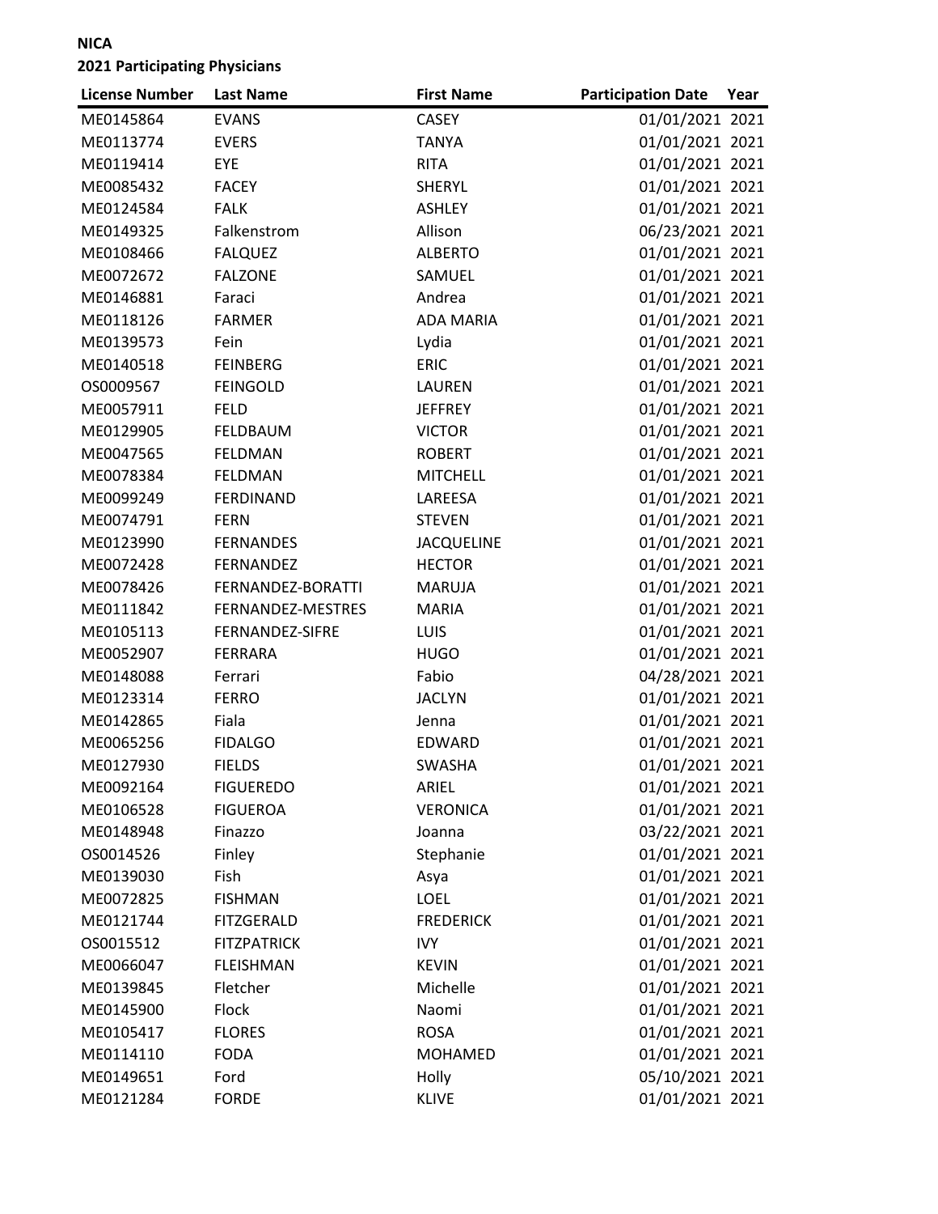**NICA**

**2021 Participating Physicians**

| License Number | Last Name | First Name | Participation Date | Year |
|---|---|---|---|---|
| ME0145864 | EVANS | CASEY | 01/01/2021 | 2021 |
| ME0113774 | EVERS | TANYA | 01/01/2021 | 2021 |
| ME0119414 | EYE | RITA | 01/01/2021 | 2021 |
| ME0085432 | FACEY | SHERYL | 01/01/2021 | 2021 |
| ME0124584 | FALK | ASHLEY | 01/01/2021 | 2021 |
| ME0149325 | Falkenstrom | Allison | 06/23/2021 | 2021 |
| ME0108466 | FALQUEZ | ALBERTO | 01/01/2021 | 2021 |
| ME0072672 | FALZONE | SAMUEL | 01/01/2021 | 2021 |
| ME0146881 | Faraci | Andrea | 01/01/2021 | 2021 |
| ME0118126 | FARMER | ADA MARIA | 01/01/2021 | 2021 |
| ME0139573 | Fein | Lydia | 01/01/2021 | 2021 |
| ME0140518 | FEINBERG | ERIC | 01/01/2021 | 2021 |
| OS0009567 | FEINGOLD | LAUREN | 01/01/2021 | 2021 |
| ME0057911 | FELD | JEFFREY | 01/01/2021 | 2021 |
| ME0129905 | FELDBAUM | VICTOR | 01/01/2021 | 2021 |
| ME0047565 | FELDMAN | ROBERT | 01/01/2021 | 2021 |
| ME0078384 | FELDMAN | MITCHELL | 01/01/2021 | 2021 |
| ME0099249 | FERDINAND | LAREESA | 01/01/2021 | 2021 |
| ME0074791 | FERN | STEVEN | 01/01/2021 | 2021 |
| ME0123990 | FERNANDES | JACQUELINE | 01/01/2021 | 2021 |
| ME0072428 | FERNANDEZ | HECTOR | 01/01/2021 | 2021 |
| ME0078426 | FERNANDEZ-BORATTI | MARUJA | 01/01/2021 | 2021 |
| ME0111842 | FERNANDEZ-MESTRES | MARIA | 01/01/2021 | 2021 |
| ME0105113 | FERNANDEZ-SIFRE | LUIS | 01/01/2021 | 2021 |
| ME0052907 | FERRARA | HUGO | 01/01/2021 | 2021 |
| ME0148088 | Ferrari | Fabio | 04/28/2021 | 2021 |
| ME0123314 | FERRO | JACLYN | 01/01/2021 | 2021 |
| ME0142865 | Fiala | Jenna | 01/01/2021 | 2021 |
| ME0065256 | FIDALGO | EDWARD | 01/01/2021 | 2021 |
| ME0127930 | FIELDS | SWASHA | 01/01/2021 | 2021 |
| ME0092164 | FIGUEREDO | ARIEL | 01/01/2021 | 2021 |
| ME0106528 | FIGUEROA | VERONICA | 01/01/2021 | 2021 |
| ME0148948 | Finazzo | Joanna | 03/22/2021 | 2021 |
| OS0014526 | Finley | Stephanie | 01/01/2021 | 2021 |
| ME0139030 | Fish | Asya | 01/01/2021 | 2021 |
| ME0072825 | FISHMAN | LOEL | 01/01/2021 | 2021 |
| ME0121744 | FITZGERALD | FREDERICK | 01/01/2021 | 2021 |
| OS0015512 | FITZPATRICK | IVY | 01/01/2021 | 2021 |
| ME0066047 | FLEISHMAN | KEVIN | 01/01/2021 | 2021 |
| ME0139845 | Fletcher | Michelle | 01/01/2021 | 2021 |
| ME0145900 | Flock | Naomi | 01/01/2021 | 2021 |
| ME0105417 | FLORES | ROSA | 01/01/2021 | 2021 |
| ME0114110 | FODA | MOHAMED | 01/01/2021 | 2021 |
| ME0149651 | Ford | Holly | 05/10/2021 | 2021 |
| ME0121284 | FORDE | KLIVE | 01/01/2021 | 2021 |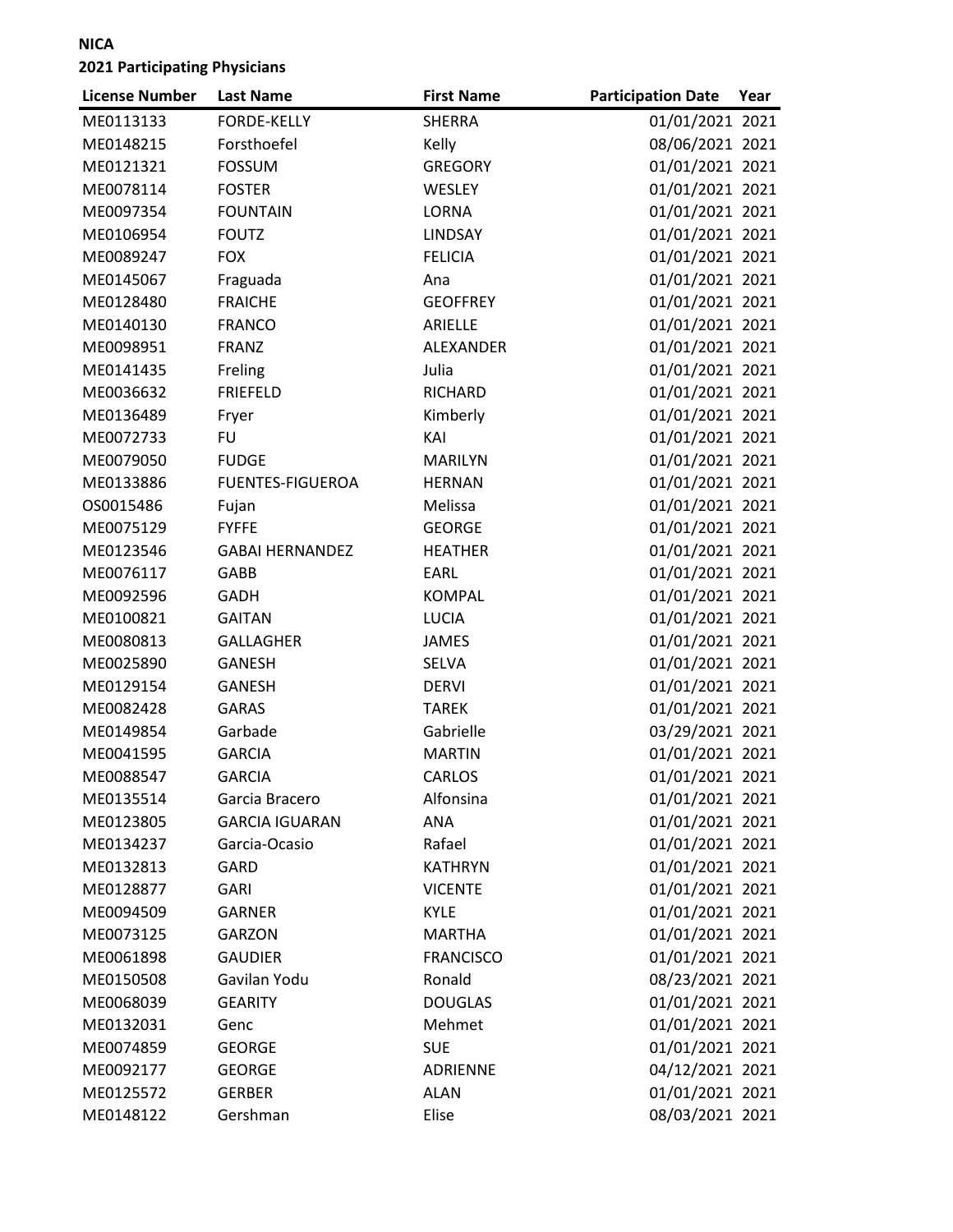**NICA**

**2021 Participating Physicians**

| License Number | Last Name | First Name | Participation Date | Year |
|---|---|---|---|---|
| ME0113133 | FORDE-KELLY | SHERRA | 01/01/2021 | 2021 |
| ME0148215 | Forsthoefel | Kelly | 08/06/2021 | 2021 |
| ME0121321 | FOSSUM | GREGORY | 01/01/2021 | 2021 |
| ME0078114 | FOSTER | WESLEY | 01/01/2021 | 2021 |
| ME0097354 | FOUNTAIN | LORNA | 01/01/2021 | 2021 |
| ME0106954 | FOUTZ | LINDSAY | 01/01/2021 | 2021 |
| ME0089247 | FOX | FELICIA | 01/01/2021 | 2021 |
| ME0145067 | Fraguada | Ana | 01/01/2021 | 2021 |
| ME0128480 | FRAICHE | GEOFFREY | 01/01/2021 | 2021 |
| ME0140130 | FRANCO | ARIELLE | 01/01/2021 | 2021 |
| ME0098951 | FRANZ | ALEXANDER | 01/01/2021 | 2021 |
| ME0141435 | Freling | Julia | 01/01/2021 | 2021 |
| ME0036632 | FRIEFELD | RICHARD | 01/01/2021 | 2021 |
| ME0136489 | Fryer | Kimberly | 01/01/2021 | 2021 |
| ME0072733 | FU | KAI | 01/01/2021 | 2021 |
| ME0079050 | FUDGE | MARILYN | 01/01/2021 | 2021 |
| ME0133886 | FUENTES-FIGUEROA | HERNAN | 01/01/2021 | 2021 |
| OS0015486 | Fujan | Melissa | 01/01/2021 | 2021 |
| ME0075129 | FYFFE | GEORGE | 01/01/2021 | 2021 |
| ME0123546 | GABAI HERNANDEZ | HEATHER | 01/01/2021 | 2021 |
| ME0076117 | GABB | EARL | 01/01/2021 | 2021 |
| ME0092596 | GADH | KOMPAL | 01/01/2021 | 2021 |
| ME0100821 | GAITAN | LUCIA | 01/01/2021 | 2021 |
| ME0080813 | GALLAGHER | JAMES | 01/01/2021 | 2021 |
| ME0025890 | GANESH | SELVA | 01/01/2021 | 2021 |
| ME0129154 | GANESH | DERVI | 01/01/2021 | 2021 |
| ME0082428 | GARAS | TAREK | 01/01/2021 | 2021 |
| ME0149854 | Garbade | Gabrielle | 03/29/2021 | 2021 |
| ME0041595 | GARCIA | MARTIN | 01/01/2021 | 2021 |
| ME0088547 | GARCIA | CARLOS | 01/01/2021 | 2021 |
| ME0135514 | Garcia Bracero | Alfonsina | 01/01/2021 | 2021 |
| ME0123805 | GARCIA IGUARAN | ANA | 01/01/2021 | 2021 |
| ME0134237 | Garcia-Ocasio | Rafael | 01/01/2021 | 2021 |
| ME0132813 | GARD | KATHRYN | 01/01/2021 | 2021 |
| ME0128877 | GARI | VICENTE | 01/01/2021 | 2021 |
| ME0094509 | GARNER | KYLE | 01/01/2021 | 2021 |
| ME0073125 | GARZON | MARTHA | 01/01/2021 | 2021 |
| ME0061898 | GAUDIER | FRANCISCO | 01/01/2021 | 2021 |
| ME0150508 | Gavilan Yodu | Ronald | 08/23/2021 | 2021 |
| ME0068039 | GEARITY | DOUGLAS | 01/01/2021 | 2021 |
| ME0132031 | Genc | Mehmet | 01/01/2021 | 2021 |
| ME0074859 | GEORGE | SUE | 01/01/2021 | 2021 |
| ME0092177 | GEORGE | ADRIENNE | 04/12/2021 | 2021 |
| ME0125572 | GERBER | ALAN | 01/01/2021 | 2021 |
| ME0148122 | Gershman | Elise | 08/03/2021 | 2021 |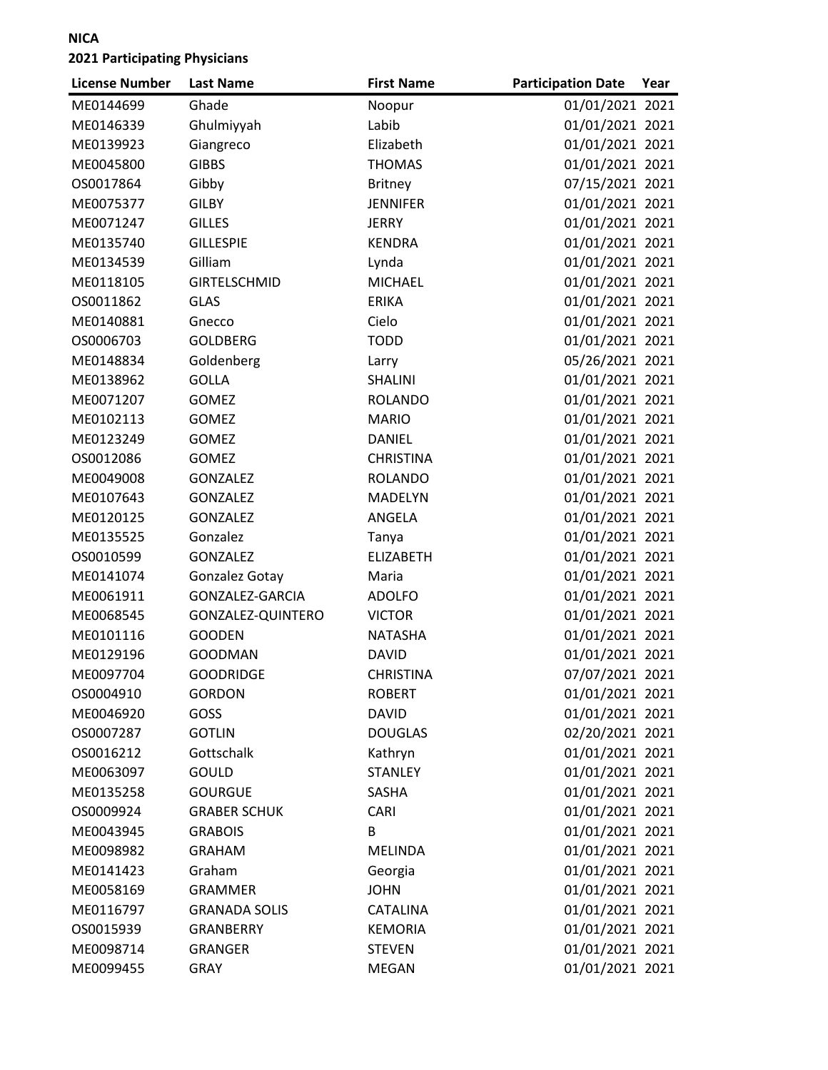**NICA**

**2021 Participating Physicians**

| License Number | Last Name | First Name | Participation Date | Year |
|---|---|---|---|---|
| ME0144699 | Ghade | Noopur | 01/01/2021 | 2021 |
| ME0146339 | Ghulmiyyah | Labib | 01/01/2021 | 2021 |
| ME0139923 | Giangreco | Elizabeth | 01/01/2021 | 2021 |
| ME0045800 | GIBBS | THOMAS | 01/01/2021 | 2021 |
| OS0017864 | Gibby | Britney | 07/15/2021 | 2021 |
| ME0075377 | GILBY | JENNIFER | 01/01/2021 | 2021 |
| ME0071247 | GILLES | JERRY | 01/01/2021 | 2021 |
| ME0135740 | GILLESPIE | KENDRA | 01/01/2021 | 2021 |
| ME0134539 | Gilliam | Lynda | 01/01/2021 | 2021 |
| ME0118105 | GIRTELSCHMID | MICHAEL | 01/01/2021 | 2021 |
| OS0011862 | GLAS | ERIKA | 01/01/2021 | 2021 |
| ME0140881 | Gnecco | Cielo | 01/01/2021 | 2021 |
| OS0006703 | GOLDBERG | TODD | 01/01/2021 | 2021 |
| ME0148834 | Goldenberg | Larry | 05/26/2021 | 2021 |
| ME0138962 | GOLLA | SHALINI | 01/01/2021 | 2021 |
| ME0071207 | GOMEZ | ROLANDO | 01/01/2021 | 2021 |
| ME0102113 | GOMEZ | MARIO | 01/01/2021 | 2021 |
| ME0123249 | GOMEZ | DANIEL | 01/01/2021 | 2021 |
| OS0012086 | GOMEZ | CHRISTINA | 01/01/2021 | 2021 |
| ME0049008 | GONZALEZ | ROLANDO | 01/01/2021 | 2021 |
| ME0107643 | GONZALEZ | MADELYN | 01/01/2021 | 2021 |
| ME0120125 | GONZALEZ | ANGELA | 01/01/2021 | 2021 |
| ME0135525 | Gonzalez | Tanya | 01/01/2021 | 2021 |
| OS0010599 | GONZALEZ | ELIZABETH | 01/01/2021 | 2021 |
| ME0141074 | Gonzalez Gotay | Maria | 01/01/2021 | 2021 |
| ME0061911 | GONZALEZ-GARCIA | ADOLFO | 01/01/2021 | 2021 |
| ME0068545 | GONZALEZ-QUINTERO | VICTOR | 01/01/2021 | 2021 |
| ME0101116 | GOODEN | NATASHA | 01/01/2021 | 2021 |
| ME0129196 | GOODMAN | DAVID | 01/01/2021 | 2021 |
| ME0097704 | GOODRIDGE | CHRISTINA | 07/07/2021 | 2021 |
| OS0004910 | GORDON | ROBERT | 01/01/2021 | 2021 |
| ME0046920 | GOSS | DAVID | 01/01/2021 | 2021 |
| OS0007287 | GOTLIN | DOUGLAS | 02/20/2021 | 2021 |
| OS0016212 | Gottschalk | Kathryn | 01/01/2021 | 2021 |
| ME0063097 | GOULD | STANLEY | 01/01/2021 | 2021 |
| ME0135258 | GOURGUE | SASHA | 01/01/2021 | 2021 |
| OS0009924 | GRABER SCHUK | CARI | 01/01/2021 | 2021 |
| ME0043945 | GRABOIS | B | 01/01/2021 | 2021 |
| ME0098982 | GRAHAM | MELINDA | 01/01/2021 | 2021 |
| ME0141423 | Graham | Georgia | 01/01/2021 | 2021 |
| ME0058169 | GRAMMER | JOHN | 01/01/2021 | 2021 |
| ME0116797 | GRANADA SOLIS | CATALINA | 01/01/2021 | 2021 |
| OS0015939 | GRANBERRY | KEMORIA | 01/01/2021 | 2021 |
| ME0098714 | GRANGER | STEVEN | 01/01/2021 | 2021 |
| ME0099455 | GRAY | MEGAN | 01/01/2021 | 2021 |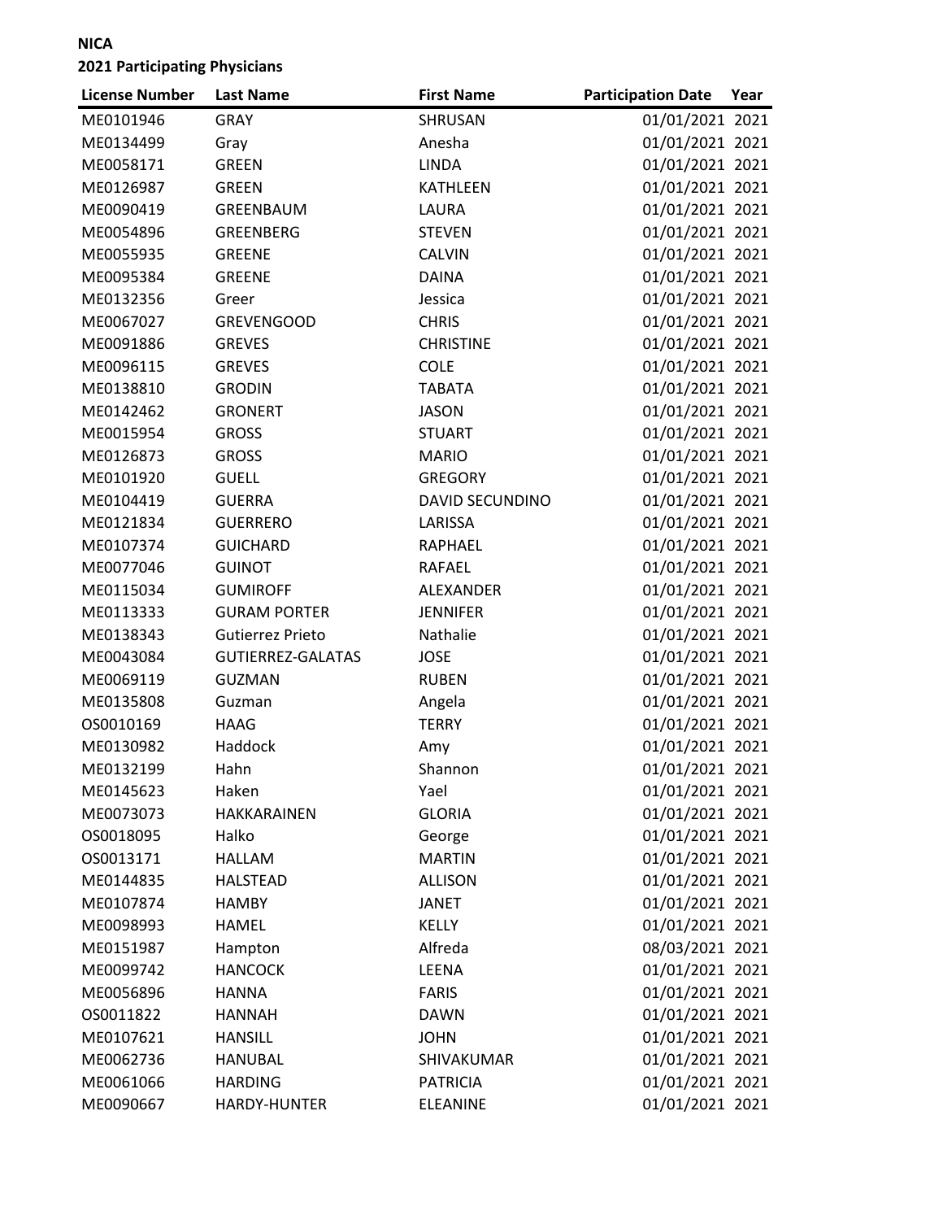**NICA**

**2021 Participating Physicians**

| License Number | Last Name | First Name | Participation Date | Year |
|---|---|---|---|---|
| ME0101946 | GRAY | SHRUSAN | 01/01/2021 | 2021 |
| ME0134499 | Gray | Anesha | 01/01/2021 | 2021 |
| ME0058171 | GREEN | LINDA | 01/01/2021 | 2021 |
| ME0126987 | GREEN | KATHLEEN | 01/01/2021 | 2021 |
| ME0090419 | GREENBAUM | LAURA | 01/01/2021 | 2021 |
| ME0054896 | GREENBERG | STEVEN | 01/01/2021 | 2021 |
| ME0055935 | GREENE | CALVIN | 01/01/2021 | 2021 |
| ME0095384 | GREENE | DAINA | 01/01/2021 | 2021 |
| ME0132356 | Greer | Jessica | 01/01/2021 | 2021 |
| ME0067027 | GREVENGOOD | CHRIS | 01/01/2021 | 2021 |
| ME0091886 | GREVES | CHRISTINE | 01/01/2021 | 2021 |
| ME0096115 | GREVES | COLE | 01/01/2021 | 2021 |
| ME0138810 | GRODIN | TABATA | 01/01/2021 | 2021 |
| ME0142462 | GRONERT | JASON | 01/01/2021 | 2021 |
| ME0015954 | GROSS | STUART | 01/01/2021 | 2021 |
| ME0126873 | GROSS | MARIO | 01/01/2021 | 2021 |
| ME0101920 | GUELL | GREGORY | 01/01/2021 | 2021 |
| ME0104419 | GUERRA | DAVID SECUNDINO | 01/01/2021 | 2021 |
| ME0121834 | GUERRERO | LARISSA | 01/01/2021 | 2021 |
| ME0107374 | GUICHARD | RAPHAEL | 01/01/2021 | 2021 |
| ME0077046 | GUINOT | RAFAEL | 01/01/2021 | 2021 |
| ME0115034 | GUMIROFF | ALEXANDER | 01/01/2021 | 2021 |
| ME0113333 | GURAM PORTER | JENNIFER | 01/01/2021 | 2021 |
| ME0138343 | Gutierrez Prieto | Nathalie | 01/01/2021 | 2021 |
| ME0043084 | GUTIERREZ-GALATAS | JOSE | 01/01/2021 | 2021 |
| ME0069119 | GUZMAN | RUBEN | 01/01/2021 | 2021 |
| ME0135808 | Guzman | Angela | 01/01/2021 | 2021 |
| OS0010169 | HAAG | TERRY | 01/01/2021 | 2021 |
| ME0130982 | Haddock | Amy | 01/01/2021 | 2021 |
| ME0132199 | Hahn | Shannon | 01/01/2021 | 2021 |
| ME0145623 | Haken | Yael | 01/01/2021 | 2021 |
| ME0073073 | HAKKARAINEN | GLORIA | 01/01/2021 | 2021 |
| OS0018095 | Halko | George | 01/01/2021 | 2021 |
| OS0013171 | HALLAM | MARTIN | 01/01/2021 | 2021 |
| ME0144835 | HALSTEAD | ALLISON | 01/01/2021 | 2021 |
| ME0107874 | HAMBY | JANET | 01/01/2021 | 2021 |
| ME0098993 | HAMEL | KELLY | 01/01/2021 | 2021 |
| ME0151987 | Hampton | Alfreda | 08/03/2021 | 2021 |
| ME0099742 | HANCOCK | LEENA | 01/01/2021 | 2021 |
| ME0056896 | HANNA | FARIS | 01/01/2021 | 2021 |
| OS0011822 | HANNAH | DAWN | 01/01/2021 | 2021 |
| ME0107621 | HANSILL | JOHN | 01/01/2021 | 2021 |
| ME0062736 | HANUBAL | SHIVAKUMAR | 01/01/2021 | 2021 |
| ME0061066 | HARDING | PATRICIA | 01/01/2021 | 2021 |
| ME0090667 | HARDY-HUNTER | ELEANINE | 01/01/2021 | 2021 |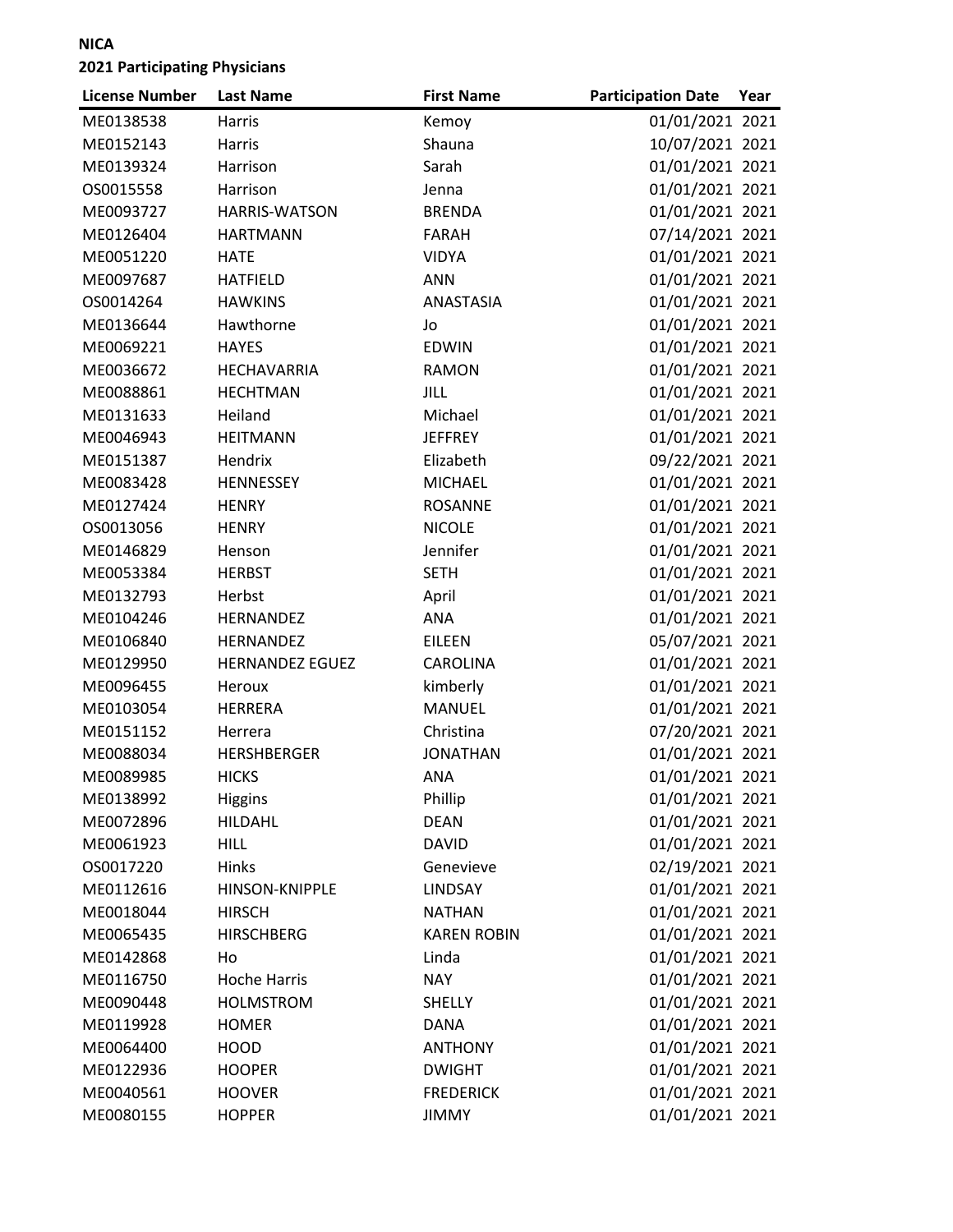**NICA**

**2021 Participating Physicians**

| License Number | Last Name | First Name | Participation Date | Year |
|---|---|---|---|---|
| ME0138538 | Harris | Kemoy | 01/01/2021 | 2021 |
| ME0152143 | Harris | Shauna | 10/07/2021 | 2021 |
| ME0139324 | Harrison | Sarah | 01/01/2021 | 2021 |
| OS0015558 | Harrison | Jenna | 01/01/2021 | 2021 |
| ME0093727 | HARRIS-WATSON | BRENDA | 01/01/2021 | 2021 |
| ME0126404 | HARTMANN | FARAH | 07/14/2021 | 2021 |
| ME0051220 | HATE | VIDYA | 01/01/2021 | 2021 |
| ME0097687 | HATFIELD | ANN | 01/01/2021 | 2021 |
| OS0014264 | HAWKINS | ANASTASIA | 01/01/2021 | 2021 |
| ME0136644 | Hawthorne | Jo | 01/01/2021 | 2021 |
| ME0069221 | HAYES | EDWIN | 01/01/2021 | 2021 |
| ME0036672 | HECHAVARRIA | RAMON | 01/01/2021 | 2021 |
| ME0088861 | HECHTMAN | JILL | 01/01/2021 | 2021 |
| ME0131633 | Heiland | Michael | 01/01/2021 | 2021 |
| ME0046943 | HEITMANN | JEFFREY | 01/01/2021 | 2021 |
| ME0151387 | Hendrix | Elizabeth | 09/22/2021 | 2021 |
| ME0083428 | HENNESSEY | MICHAEL | 01/01/2021 | 2021 |
| ME0127424 | HENRY | ROSANNE | 01/01/2021 | 2021 |
| OS0013056 | HENRY | NICOLE | 01/01/2021 | 2021 |
| ME0146829 | Henson | Jennifer | 01/01/2021 | 2021 |
| ME0053384 | HERBST | SETH | 01/01/2021 | 2021 |
| ME0132793 | Herbst | April | 01/01/2021 | 2021 |
| ME0104246 | HERNANDEZ | ANA | 01/01/2021 | 2021 |
| ME0106840 | HERNANDEZ | EILEEN | 05/07/2021 | 2021 |
| ME0129950 | HERNANDEZ EGUEZ | CAROLINA | 01/01/2021 | 2021 |
| ME0096455 | Heroux | kimberly | 01/01/2021 | 2021 |
| ME0103054 | HERRERA | MANUEL | 01/01/2021 | 2021 |
| ME0151152 | Herrera | Christina | 07/20/2021 | 2021 |
| ME0088034 | HERSHBERGER | JONATHAN | 01/01/2021 | 2021 |
| ME0089985 | HICKS | ANA | 01/01/2021 | 2021 |
| ME0138992 | Higgins | Phillip | 01/01/2021 | 2021 |
| ME0072896 | HILDAHL | DEAN | 01/01/2021 | 2021 |
| ME0061923 | HILL | DAVID | 01/01/2021 | 2021 |
| OS0017220 | Hinks | Genevieve | 02/19/2021 | 2021 |
| ME0112616 | HINSON-KNIPPLE | LINDSAY | 01/01/2021 | 2021 |
| ME0018044 | HIRSCH | NATHAN | 01/01/2021 | 2021 |
| ME0065435 | HIRSCHBERG | KAREN ROBIN | 01/01/2021 | 2021 |
| ME0142868 | Ho | Linda | 01/01/2021 | 2021 |
| ME0116750 | Hoche Harris | NAY | 01/01/2021 | 2021 |
| ME0090448 | HOLMSTROM | SHELLY | 01/01/2021 | 2021 |
| ME0119928 | HOMER | DANA | 01/01/2021 | 2021 |
| ME0064400 | HOOD | ANTHONY | 01/01/2021 | 2021 |
| ME0122936 | HOOPER | DWIGHT | 01/01/2021 | 2021 |
| ME0040561 | HOOVER | FREDERICK | 01/01/2021 | 2021 |
| ME0080155 | HOPPER | JIMMY | 01/01/2021 | 2021 |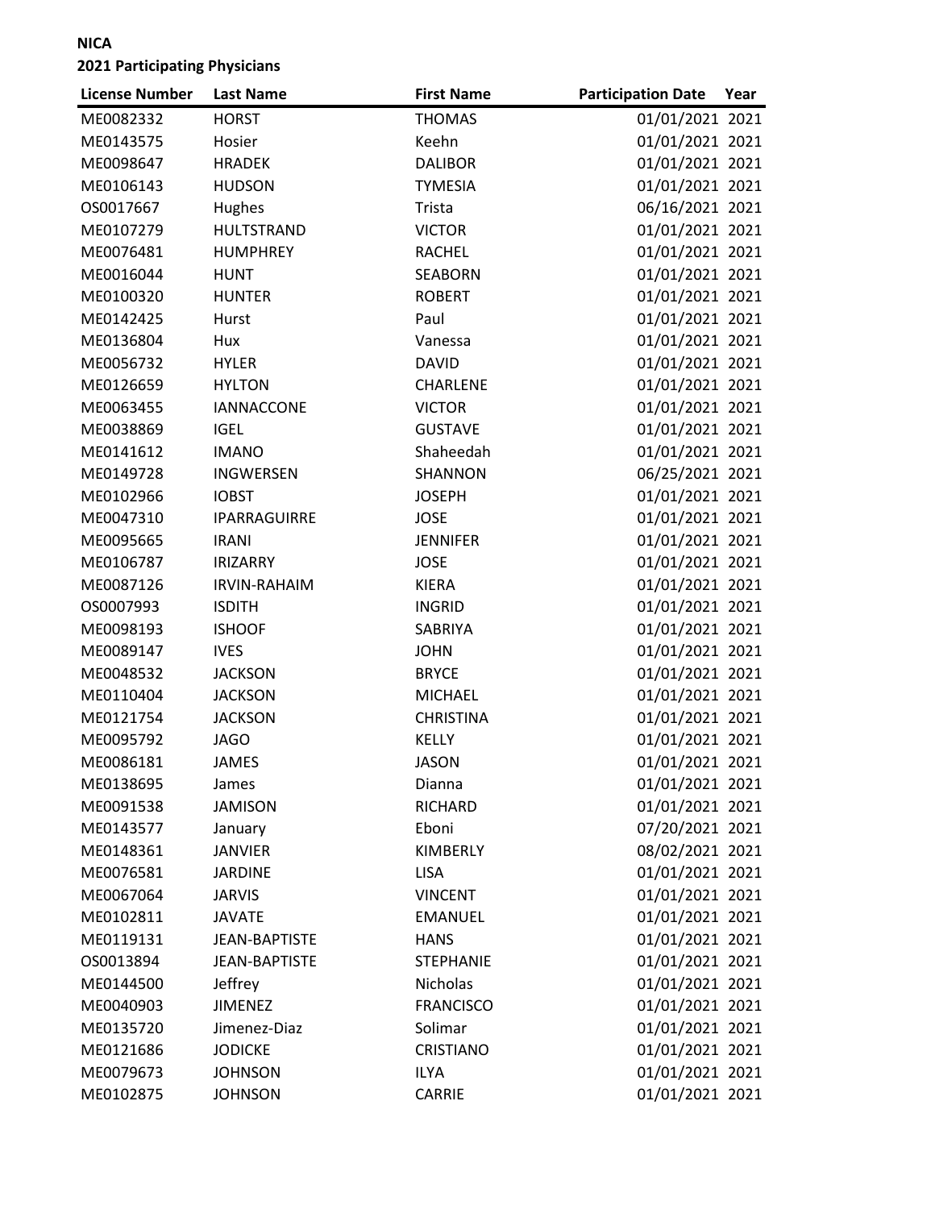**NICA**

**2021 Participating Physicians**

| License Number | Last Name | First Name | Participation Date | Year |
|---|---|---|---|---|
| ME0082332 | HORST | THOMAS | 01/01/2021 | 2021 |
| ME0143575 | Hosier | Keehn | 01/01/2021 | 2021 |
| ME0098647 | HRADEK | DALIBOR | 01/01/2021 | 2021 |
| ME0106143 | HUDSON | TYMESIA | 01/01/2021 | 2021 |
| OS0017667 | Hughes | Trista | 06/16/2021 | 2021 |
| ME0107279 | HULTSTRAND | VICTOR | 01/01/2021 | 2021 |
| ME0076481 | HUMPHREY | RACHEL | 01/01/2021 | 2021 |
| ME0016044 | HUNT | SEABORN | 01/01/2021 | 2021 |
| ME0100320 | HUNTER | ROBERT | 01/01/2021 | 2021 |
| ME0142425 | Hurst | Paul | 01/01/2021 | 2021 |
| ME0136804 | Hux | Vanessa | 01/01/2021 | 2021 |
| ME0056732 | HYLER | DAVID | 01/01/2021 | 2021 |
| ME0126659 | HYLTON | CHARLENE | 01/01/2021 | 2021 |
| ME0063455 | IANNACCONE | VICTOR | 01/01/2021 | 2021 |
| ME0038869 | IGEL | GUSTAVE | 01/01/2021 | 2021 |
| ME0141612 | IMANO | Shaheedah | 01/01/2021 | 2021 |
| ME0149728 | INGWERSEN | SHANNON | 06/25/2021 | 2021 |
| ME0102966 | IOBST | JOSEPH | 01/01/2021 | 2021 |
| ME0047310 | IPARRAGUIRRE | JOSE | 01/01/2021 | 2021 |
| ME0095665 | IRANI | JENNIFER | 01/01/2021 | 2021 |
| ME0106787 | IRIZARRY | JOSE | 01/01/2021 | 2021 |
| ME0087126 | IRVIN-RAHAIM | KIERA | 01/01/2021 | 2021 |
| OS0007993 | ISDITH | INGRID | 01/01/2021 | 2021 |
| ME0098193 | ISHOOF | SABRIYA | 01/01/2021 | 2021 |
| ME0089147 | IVES | JOHN | 01/01/2021 | 2021 |
| ME0048532 | JACKSON | BRYCE | 01/01/2021 | 2021 |
| ME0110404 | JACKSON | MICHAEL | 01/01/2021 | 2021 |
| ME0121754 | JACKSON | CHRISTINA | 01/01/2021 | 2021 |
| ME0095792 | JAGO | KELLY | 01/01/2021 | 2021 |
| ME0086181 | JAMES | JASON | 01/01/2021 | 2021 |
| ME0138695 | James | Dianna | 01/01/2021 | 2021 |
| ME0091538 | JAMISON | RICHARD | 01/01/2021 | 2021 |
| ME0143577 | January | Eboni | 07/20/2021 | 2021 |
| ME0148361 | JANVIER | KIMBERLY | 08/02/2021 | 2021 |
| ME0076581 | JARDINE | LISA | 01/01/2021 | 2021 |
| ME0067064 | JARVIS | VINCENT | 01/01/2021 | 2021 |
| ME0102811 | JAVATE | EMANUEL | 01/01/2021 | 2021 |
| ME0119131 | JEAN-BAPTISTE | HANS | 01/01/2021 | 2021 |
| OS0013894 | JEAN-BAPTISTE | STEPHANIE | 01/01/2021 | 2021 |
| ME0144500 | Jeffrey | Nicholas | 01/01/2021 | 2021 |
| ME0040903 | JIMENEZ | FRANCISCO | 01/01/2021 | 2021 |
| ME0135720 | Jimenez-Diaz | Solimar | 01/01/2021 | 2021 |
| ME0121686 | JODICKE | CRISTIANO | 01/01/2021 | 2021 |
| ME0079673 | JOHNSON | ILYA | 01/01/2021 | 2021 |
| ME0102875 | JOHNSON | CARRIE | 01/01/2021 | 2021 |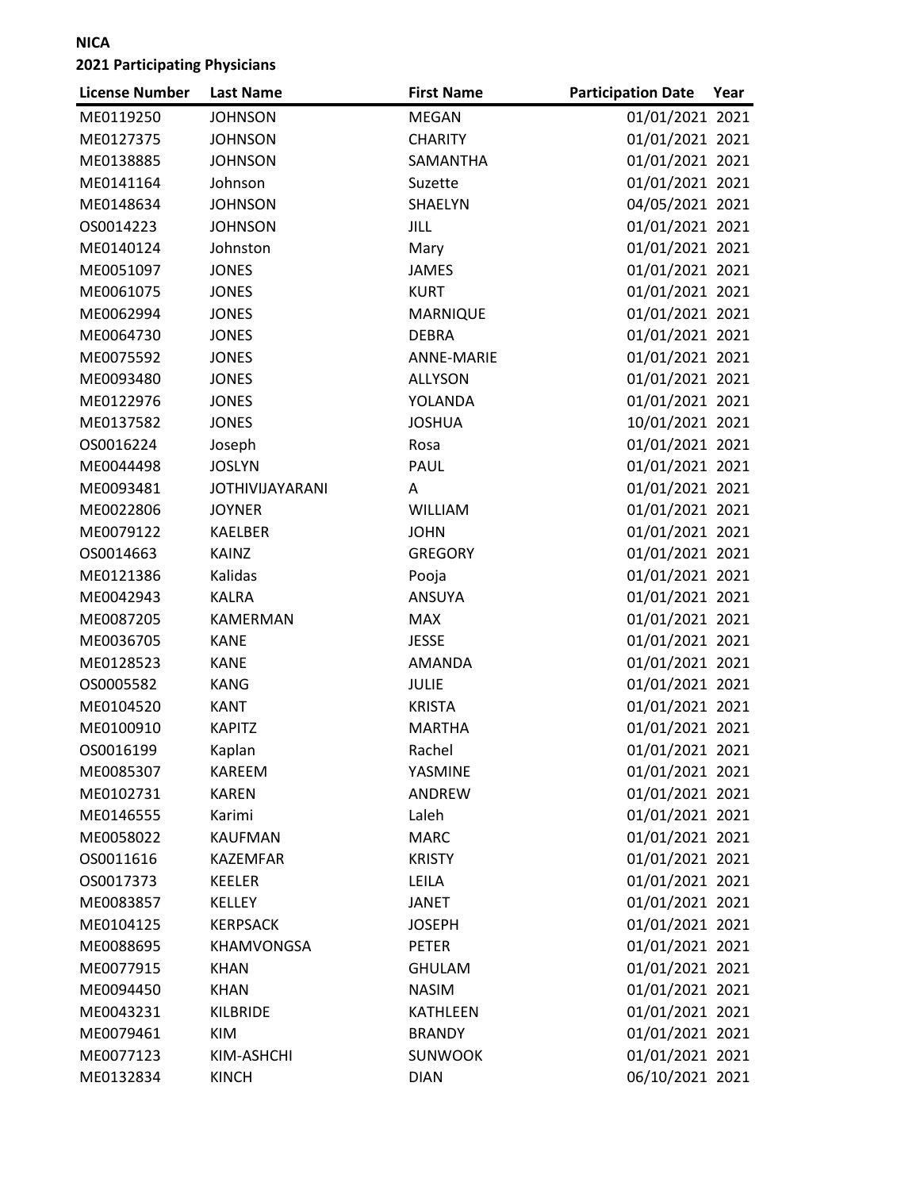**NICA**

**2021 Participating Physicians**

| License Number | Last Name | First Name | Participation Date | Year |
|---|---|---|---|---|
| ME0119250 | JOHNSON | MEGAN | 01/01/2021 | 2021 |
| ME0127375 | JOHNSON | CHARITY | 01/01/2021 | 2021 |
| ME0138885 | JOHNSON | SAMANTHA | 01/01/2021 | 2021 |
| ME0141164 | Johnson | Suzette | 01/01/2021 | 2021 |
| ME0148634 | JOHNSON | SHAELYN | 04/05/2021 | 2021 |
| OS0014223 | JOHNSON | JILL | 01/01/2021 | 2021 |
| ME0140124 | Johnston | Mary | 01/01/2021 | 2021 |
| ME0051097 | JONES | JAMES | 01/01/2021 | 2021 |
| ME0061075 | JONES | KURT | 01/01/2021 | 2021 |
| ME0062994 | JONES | MARNIQUE | 01/01/2021 | 2021 |
| ME0064730 | JONES | DEBRA | 01/01/2021 | 2021 |
| ME0075592 | JONES | ANNE-MARIE | 01/01/2021 | 2021 |
| ME0093480 | JONES | ALLYSON | 01/01/2021 | 2021 |
| ME0122976 | JONES | YOLANDA | 01/01/2021 | 2021 |
| ME0137582 | JONES | JOSHUA | 10/01/2021 | 2021 |
| OS0016224 | Joseph | Rosa | 01/01/2021 | 2021 |
| ME0044498 | JOSLYN | PAUL | 01/01/2021 | 2021 |
| ME0093481 | JOTHIVIJAYARANI | A | 01/01/2021 | 2021 |
| ME0022806 | JOYNER | WILLIAM | 01/01/2021 | 2021 |
| ME0079122 | KAELBER | JOHN | 01/01/2021 | 2021 |
| OS0014663 | KAINZ | GREGORY | 01/01/2021 | 2021 |
| ME0121386 | Kalidas | Pooja | 01/01/2021 | 2021 |
| ME0042943 | KALRA | ANSUYA | 01/01/2021 | 2021 |
| ME0087205 | KAMERMAN | MAX | 01/01/2021 | 2021 |
| ME0036705 | KANE | JESSE | 01/01/2021 | 2021 |
| ME0128523 | KANE | AMANDA | 01/01/2021 | 2021 |
| OS0005582 | KANG | JULIE | 01/01/2021 | 2021 |
| ME0104520 | KANT | KRISTA | 01/01/2021 | 2021 |
| ME0100910 | KAPITZ | MARTHA | 01/01/2021 | 2021 |
| OS0016199 | Kaplan | Rachel | 01/01/2021 | 2021 |
| ME0085307 | KAREEM | YASMINE | 01/01/2021 | 2021 |
| ME0102731 | KAREN | ANDREW | 01/01/2021 | 2021 |
| ME0146555 | Karimi | Laleh | 01/01/2021 | 2021 |
| ME0058022 | KAUFMAN | MARC | 01/01/2021 | 2021 |
| OS0011616 | KAZEMFAR | KRISTY | 01/01/2021 | 2021 |
| OS0017373 | KEELER | LEILA | 01/01/2021 | 2021 |
| ME0083857 | KELLEY | JANET | 01/01/2021 | 2021 |
| ME0104125 | KERPSACK | JOSEPH | 01/01/2021 | 2021 |
| ME0088695 | KHAMVONGSA | PETER | 01/01/2021 | 2021 |
| ME0077915 | KHAN | GHULAM | 01/01/2021 | 2021 |
| ME0094450 | KHAN | NASIM | 01/01/2021 | 2021 |
| ME0043231 | KILBRIDE | KATHLEEN | 01/01/2021 | 2021 |
| ME0079461 | KIM | BRANDY | 01/01/2021 | 2021 |
| ME0077123 | KIM-ASHCHI | SUNWOOK | 01/01/2021 | 2021 |
| ME0132834 | KINCH | DIAN | 06/10/2021 | 2021 |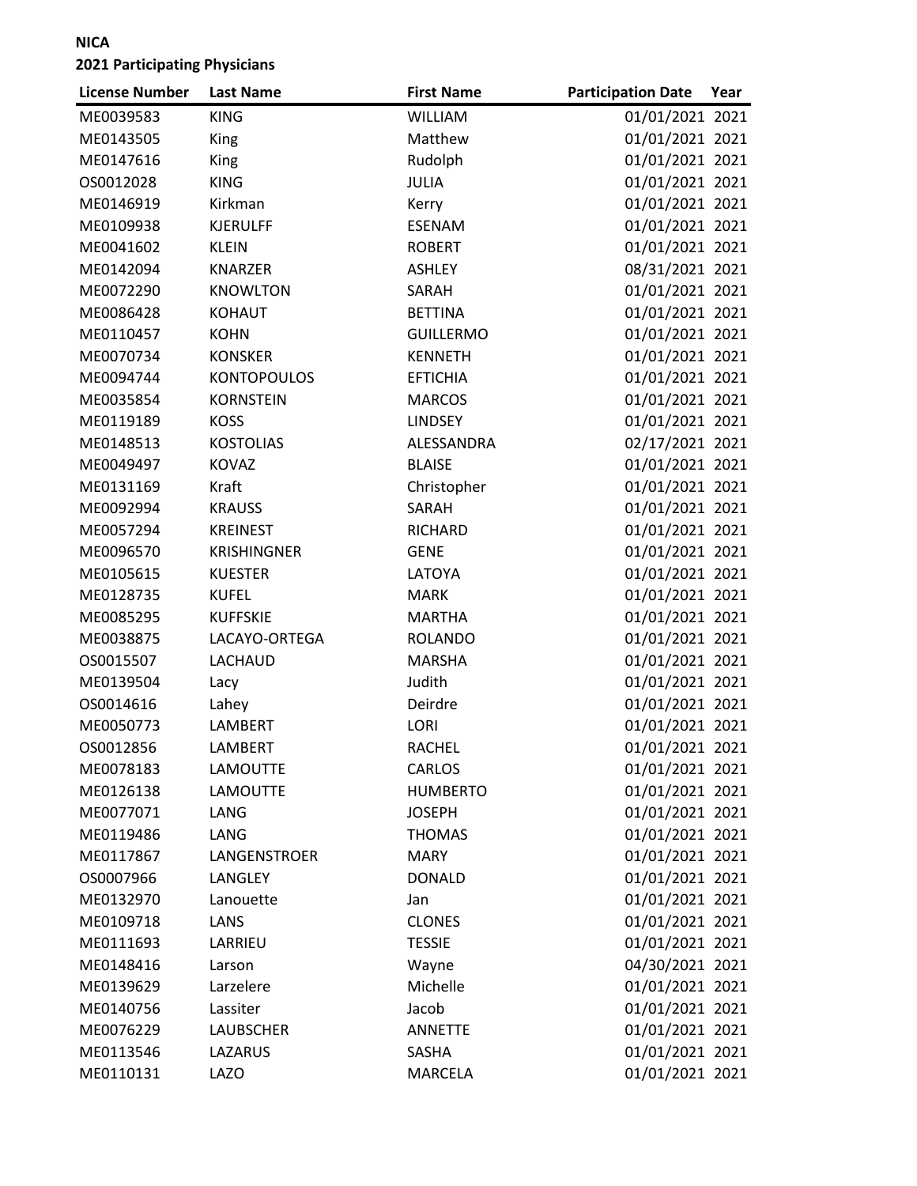**NICA**

**2021 Participating Physicians**

| License Number | Last Name | First Name | Participation Date | Year |
|---|---|---|---|---|
| ME0039583 | KING | WILLIAM | 01/01/2021 | 2021 |
| ME0143505 | King | Matthew | 01/01/2021 | 2021 |
| ME0147616 | King | Rudolph | 01/01/2021 | 2021 |
| OS0012028 | KING | JULIA | 01/01/2021 | 2021 |
| ME0146919 | Kirkman | Kerry | 01/01/2021 | 2021 |
| ME0109938 | KJERULFF | ESENAM | 01/01/2021 | 2021 |
| ME0041602 | KLEIN | ROBERT | 01/01/2021 | 2021 |
| ME0142094 | KNARZER | ASHLEY | 08/31/2021 | 2021 |
| ME0072290 | KNOWLTON | SARAH | 01/01/2021 | 2021 |
| ME0086428 | KOHAUT | BETTINA | 01/01/2021 | 2021 |
| ME0110457 | KOHN | GUILLERMO | 01/01/2021 | 2021 |
| ME0070734 | KONSKER | KENNETH | 01/01/2021 | 2021 |
| ME0094744 | KONTOPOULOS | EFTICHIA | 01/01/2021 | 2021 |
| ME0035854 | KORNSTEIN | MARCOS | 01/01/2021 | 2021 |
| ME0119189 | KOSS | LINDSEY | 01/01/2021 | 2021 |
| ME0148513 | KOSTOLIAS | ALESSANDRA | 02/17/2021 | 2021 |
| ME0049497 | KOVAZ | BLAISE | 01/01/2021 | 2021 |
| ME0131169 | Kraft | Christopher | 01/01/2021 | 2021 |
| ME0092994 | KRAUSS | SARAH | 01/01/2021 | 2021 |
| ME0057294 | KREINEST | RICHARD | 01/01/2021 | 2021 |
| ME0096570 | KRISHINGNER | GENE | 01/01/2021 | 2021 |
| ME0105615 | KUESTER | LATOYA | 01/01/2021 | 2021 |
| ME0128735 | KUFEL | MARK | 01/01/2021 | 2021 |
| ME0085295 | KUFFSKIE | MARTHA | 01/01/2021 | 2021 |
| ME0038875 | LACAYO-ORTEGA | ROLANDO | 01/01/2021 | 2021 |
| OS0015507 | LACHAUD | MARSHA | 01/01/2021 | 2021 |
| ME0139504 | Lacy | Judith | 01/01/2021 | 2021 |
| OS0014616 | Lahey | Deirdre | 01/01/2021 | 2021 |
| ME0050773 | LAMBERT | LORI | 01/01/2021 | 2021 |
| OS0012856 | LAMBERT | RACHEL | 01/01/2021 | 2021 |
| ME0078183 | LAMOUTTE | CARLOS | 01/01/2021 | 2021 |
| ME0126138 | LAMOUTTE | HUMBERTO | 01/01/2021 | 2021 |
| ME0077071 | LANG | JOSEPH | 01/01/2021 | 2021 |
| ME0119486 | LANG | THOMAS | 01/01/2021 | 2021 |
| ME0117867 | LANGENSTROER | MARY | 01/01/2021 | 2021 |
| OS0007966 | LANGLEY | DONALD | 01/01/2021 | 2021 |
| ME0132970 | Lanouette | Jan | 01/01/2021 | 2021 |
| ME0109718 | LANS | CLONES | 01/01/2021 | 2021 |
| ME0111693 | LARRIEU | TESSIE | 01/01/2021 | 2021 |
| ME0148416 | Larson | Wayne | 04/30/2021 | 2021 |
| ME0139629 | Larzelere | Michelle | 01/01/2021 | 2021 |
| ME0140756 | Lassiter | Jacob | 01/01/2021 | 2021 |
| ME0076229 | LAUBSCHER | ANNETTE | 01/01/2021 | 2021 |
| ME0113546 | LAZARUS | SASHA | 01/01/2021 | 2021 |
| ME0110131 | LAZO | MARCELA | 01/01/2021 | 2021 |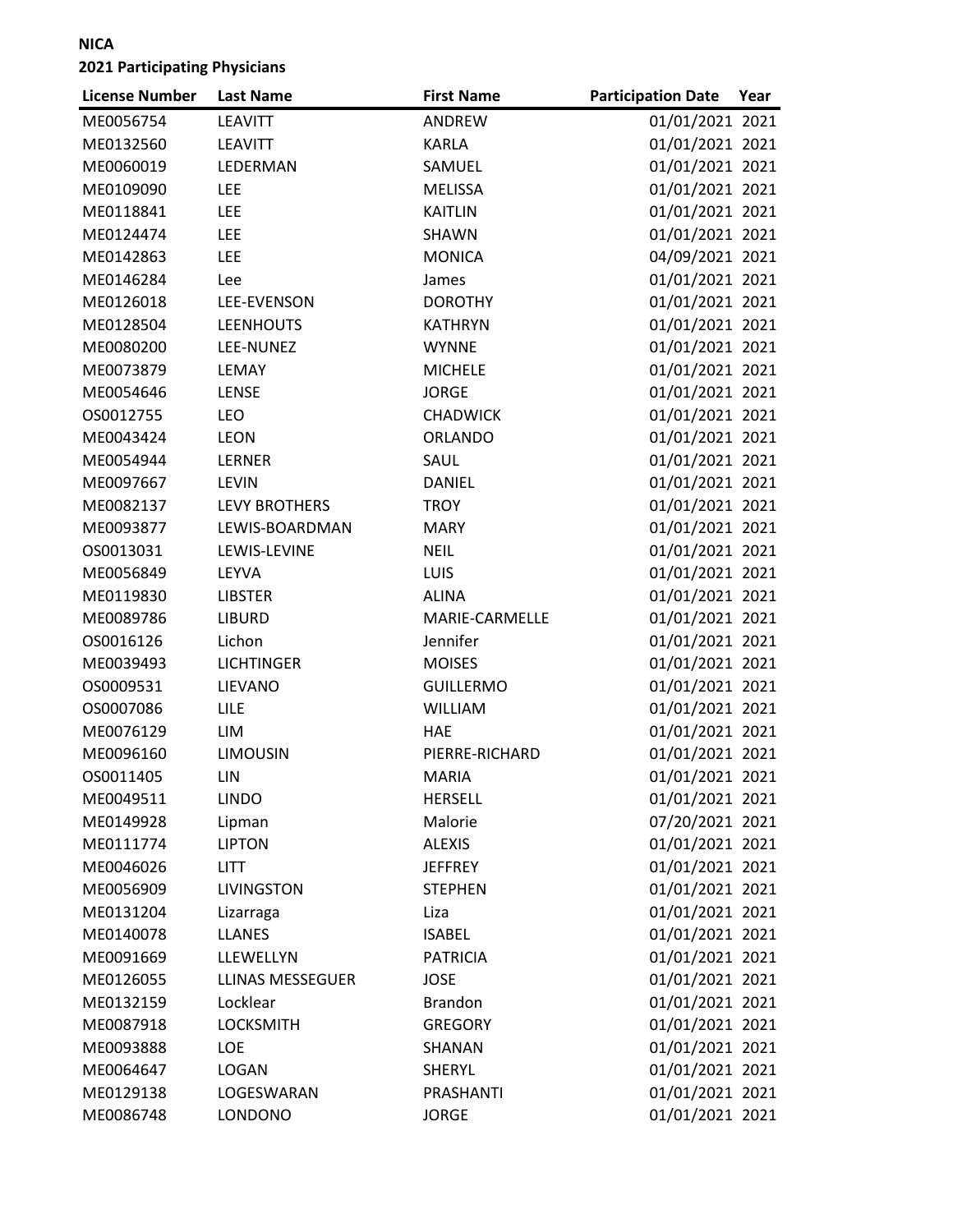**NICA**
**2021 Participating Physicians**

| License Number | Last Name | First Name | Participation Date | Year |
|---|---|---|---|---|
| ME0056754 | LEAVITT | ANDREW | 01/01/2021 | 2021 |
| ME0132560 | LEAVITT | KARLA | 01/01/2021 | 2021 |
| ME0060019 | LEDERMAN | SAMUEL | 01/01/2021 | 2021 |
| ME0109090 | LEE | MELISSA | 01/01/2021 | 2021 |
| ME0118841 | LEE | KAITLIN | 01/01/2021 | 2021 |
| ME0124474 | LEE | SHAWN | 01/01/2021 | 2021 |
| ME0142863 | LEE | MONICA | 04/09/2021 | 2021 |
| ME0146284 | Lee | James | 01/01/2021 | 2021 |
| ME0126018 | LEE-EVENSON | DOROTHY | 01/01/2021 | 2021 |
| ME0128504 | LEENHOUTS | KATHRYN | 01/01/2021 | 2021 |
| ME0080200 | LEE-NUNEZ | WYNNE | 01/01/2021 | 2021 |
| ME0073879 | LEMAY | MICHELE | 01/01/2021 | 2021 |
| ME0054646 | LENSE | JORGE | 01/01/2021 | 2021 |
| OS0012755 | LEO | CHADWICK | 01/01/2021 | 2021 |
| ME0043424 | LEON | ORLANDO | 01/01/2021 | 2021 |
| ME0054944 | LERNER | SAUL | 01/01/2021 | 2021 |
| ME0097667 | LEVIN | DANIEL | 01/01/2021 | 2021 |
| ME0082137 | LEVY BROTHERS | TROY | 01/01/2021 | 2021 |
| ME0093877 | LEWIS-BOARDMAN | MARY | 01/01/2021 | 2021 |
| OS0013031 | LEWIS-LEVINE | NEIL | 01/01/2021 | 2021 |
| ME0056849 | LEYVA | LUIS | 01/01/2021 | 2021 |
| ME0119830 | LIBSTER | ALINA | 01/01/2021 | 2021 |
| ME0089786 | LIBURD | MARIE-CARMELLE | 01/01/2021 | 2021 |
| OS0016126 | Lichon | Jennifer | 01/01/2021 | 2021 |
| ME0039493 | LICHTINGER | MOISES | 01/01/2021 | 2021 |
| OS0009531 | LIEVANO | GUILLERMO | 01/01/2021 | 2021 |
| OS0007086 | LILE | WILLIAM | 01/01/2021 | 2021 |
| ME0076129 | LIM | HAE | 01/01/2021 | 2021 |
| ME0096160 | LIMOUSIN | PIERRE-RICHARD | 01/01/2021 | 2021 |
| OS0011405 | LIN | MARIA | 01/01/2021 | 2021 |
| ME0049511 | LINDO | HERSELL | 01/01/2021 | 2021 |
| ME0149928 | Lipman | Malorie | 07/20/2021 | 2021 |
| ME0111774 | LIPTON | ALEXIS | 01/01/2021 | 2021 |
| ME0046026 | LITT | JEFFREY | 01/01/2021 | 2021 |
| ME0056909 | LIVINGSTON | STEPHEN | 01/01/2021 | 2021 |
| ME0131204 | Lizarraga | Liza | 01/01/2021 | 2021 |
| ME0140078 | LLANES | ISABEL | 01/01/2021 | 2021 |
| ME0091669 | LLEWELLYN | PATRICIA | 01/01/2021 | 2021 |
| ME0126055 | LLINAS MESSEGUER | JOSE | 01/01/2021 | 2021 |
| ME0132159 | Locklear | Brandon | 01/01/2021 | 2021 |
| ME0087918 | LOCKSMITH | GREGORY | 01/01/2021 | 2021 |
| ME0093888 | LOE | SHANAN | 01/01/2021 | 2021 |
| ME0064647 | LOGAN | SHERYL | 01/01/2021 | 2021 |
| ME0129138 | LOGESWARAN | PRASHANTI | 01/01/2021 | 2021 |
| ME0086748 | LONDONO | JORGE | 01/01/2021 | 2021 |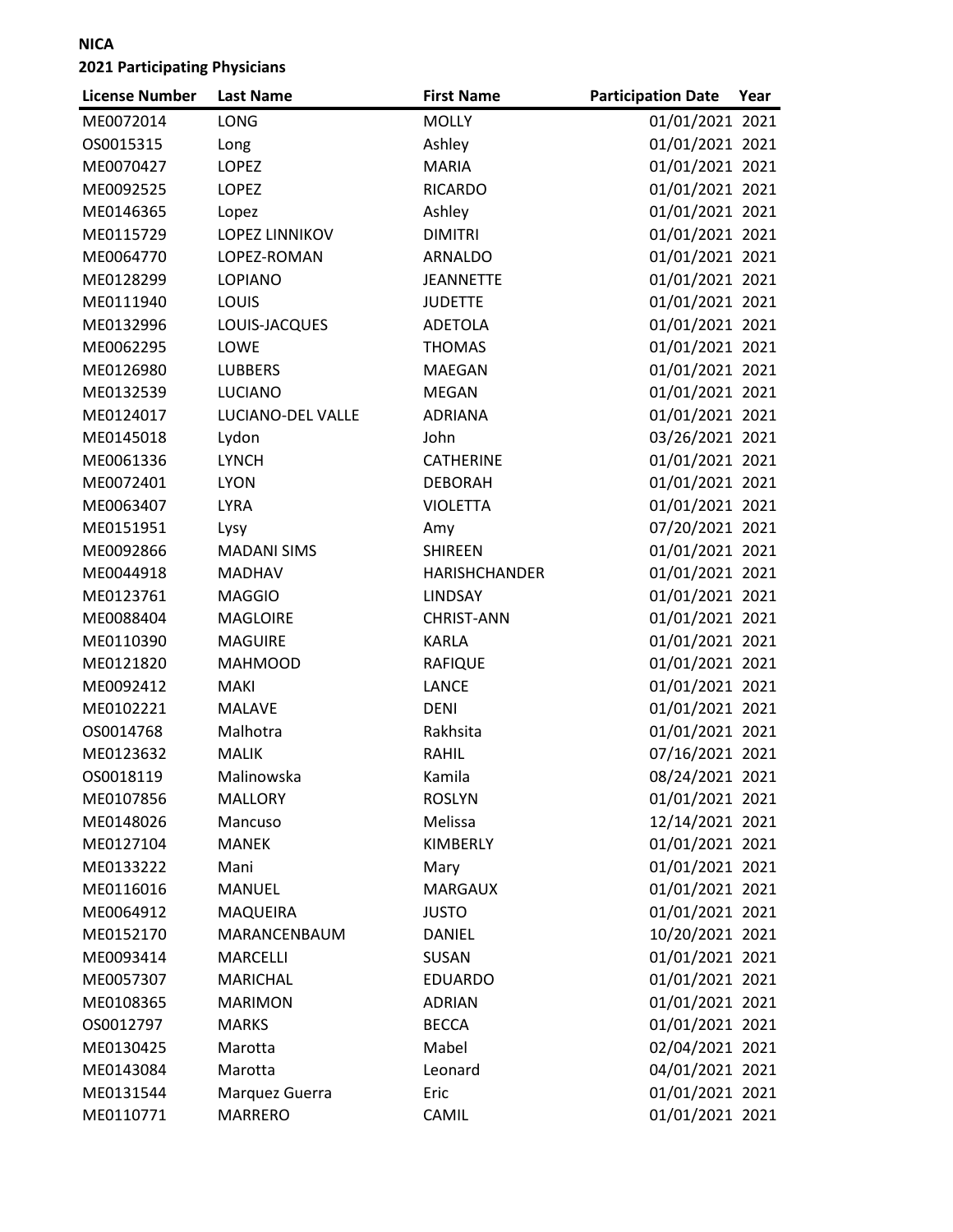**NICA**

**2021 Participating Physicians**

| License Number | Last Name | First Name | Participation Date | Year |
| --- | --- | --- | --- | --- |
| ME0072014 | LONG | MOLLY | 01/01/2021 | 2021 |
| OS0015315 | Long | Ashley | 01/01/2021 | 2021 |
| ME0070427 | LOPEZ | MARIA | 01/01/2021 | 2021 |
| ME0092525 | LOPEZ | RICARDO | 01/01/2021 | 2021 |
| ME0146365 | Lopez | Ashley | 01/01/2021 | 2021 |
| ME0115729 | LOPEZ LINNIKOV | DIMITRI | 01/01/2021 | 2021 |
| ME0064770 | LOPEZ-ROMAN | ARNALDO | 01/01/2021 | 2021 |
| ME0128299 | LOPIANO | JEANNETTE | 01/01/2021 | 2021 |
| ME0111940 | LOUIS | JUDETTE | 01/01/2021 | 2021 |
| ME0132996 | LOUIS-JACQUES | ADETOLA | 01/01/2021 | 2021 |
| ME0062295 | LOWE | THOMAS | 01/01/2021 | 2021 |
| ME0126980 | LUBBERS | MAEGAN | 01/01/2021 | 2021 |
| ME0132539 | LUCIANO | MEGAN | 01/01/2021 | 2021 |
| ME0124017 | LUCIANO-DEL VALLE | ADRIANA | 01/01/2021 | 2021 |
| ME0145018 | Lydon | John | 03/26/2021 | 2021 |
| ME0061336 | LYNCH | CATHERINE | 01/01/2021 | 2021 |
| ME0072401 | LYON | DEBORAH | 01/01/2021 | 2021 |
| ME0063407 | LYRA | VIOLETTA | 01/01/2021 | 2021 |
| ME0151951 | Lysy | Amy | 07/20/2021 | 2021 |
| ME0092866 | MADANI SIMS | SHIREEN | 01/01/2021 | 2021 |
| ME0044918 | MADHAV | HARISHCHANDER | 01/01/2021 | 2021 |
| ME0123761 | MAGGIO | LINDSAY | 01/01/2021 | 2021 |
| ME0088404 | MAGLOIRE | CHRIST-ANN | 01/01/2021 | 2021 |
| ME0110390 | MAGUIRE | KARLA | 01/01/2021 | 2021 |
| ME0121820 | MAHMOOD | RAFIQUE | 01/01/2021 | 2021 |
| ME0092412 | MAKI | LANCE | 01/01/2021 | 2021 |
| ME0102221 | MALAVE | DENI | 01/01/2021 | 2021 |
| OS0014768 | Malhotra | Rakhsita | 01/01/2021 | 2021 |
| ME0123632 | MALIK | RAHIL | 07/16/2021 | 2021 |
| OS0018119 | Malinowska | Kamila | 08/24/2021 | 2021 |
| ME0107856 | MALLORY | ROSLYN | 01/01/2021 | 2021 |
| ME0148026 | Mancuso | Melissa | 12/14/2021 | 2021 |
| ME0127104 | MANEK | KIMBERLY | 01/01/2021 | 2021 |
| ME0133222 | Mani | Mary | 01/01/2021 | 2021 |
| ME0116016 | MANUEL | MARGAUX | 01/01/2021 | 2021 |
| ME0064912 | MAQUEIRA | JUSTO | 01/01/2021 | 2021 |
| ME0152170 | MARANCENBAUM | DANIEL | 10/20/2021 | 2021 |
| ME0093414 | MARCELLI | SUSAN | 01/01/2021 | 2021 |
| ME0057307 | MARICHAL | EDUARDO | 01/01/2021 | 2021 |
| ME0108365 | MARIMON | ADRIAN | 01/01/2021 | 2021 |
| OS0012797 | MARKS | BECCA | 01/01/2021 | 2021 |
| ME0130425 | Marotta | Mabel | 02/04/2021 | 2021 |
| ME0143084 | Marotta | Leonard | 04/01/2021 | 2021 |
| ME0131544 | Marquez Guerra | Eric | 01/01/2021 | 2021 |
| ME0110771 | MARRERO | CAMIL | 01/01/2021 | 2021 |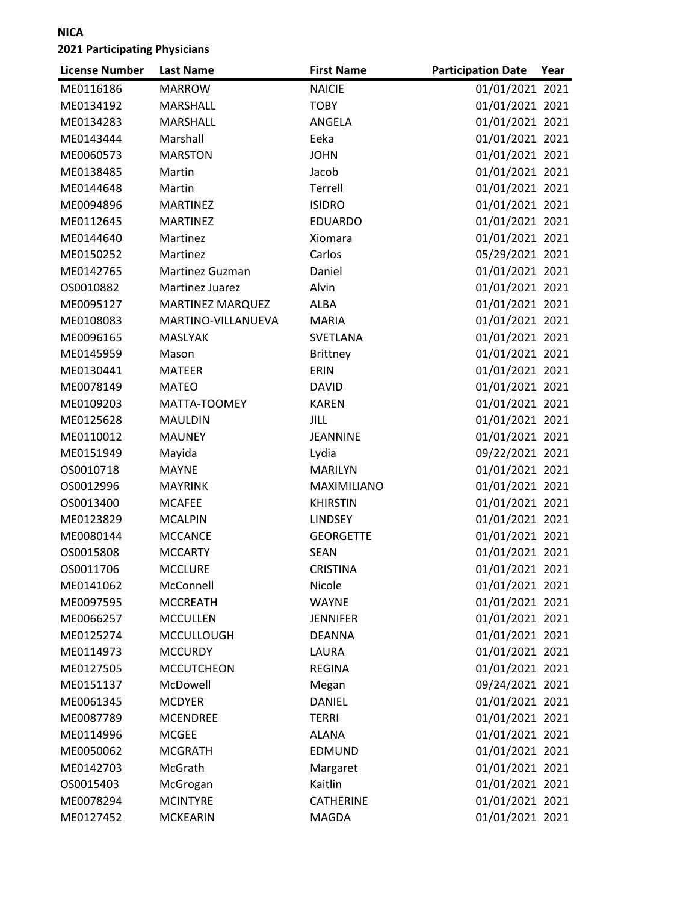**NICA**
**2021 Participating Physicians**

| License Number | Last Name | First Name | Participation Date | Year |
|---|---|---|---|---|
| ME0116186 | MARROW | NAICIE | 01/01/2021 | 2021 |
| ME0134192 | MARSHALL | TOBY | 01/01/2021 | 2021 |
| ME0134283 | MARSHALL | ANGELA | 01/01/2021 | 2021 |
| ME0143444 | Marshall | Eeka | 01/01/2021 | 2021 |
| ME0060573 | MARSTON | JOHN | 01/01/2021 | 2021 |
| ME0138485 | Martin | Jacob | 01/01/2021 | 2021 |
| ME0144648 | Martin | Terrell | 01/01/2021 | 2021 |
| ME0094896 | MARTINEZ | ISIDRO | 01/01/2021 | 2021 |
| ME0112645 | MARTINEZ | EDUARDO | 01/01/2021 | 2021 |
| ME0144640 | Martinez | Xiomara | 01/01/2021 | 2021 |
| ME0150252 | Martinez | Carlos | 05/29/2021 | 2021 |
| ME0142765 | Martinez Guzman | Daniel | 01/01/2021 | 2021 |
| OS0010882 | Martinez Juarez | Alvin | 01/01/2021 | 2021 |
| ME0095127 | MARTINEZ MARQUEZ | ALBA | 01/01/2021 | 2021 |
| ME0108083 | MARTINO-VILLANUEVA | MARIA | 01/01/2021 | 2021 |
| ME0096165 | MASLYAK | SVETLANA | 01/01/2021 | 2021 |
| ME0145959 | Mason | Brittney | 01/01/2021 | 2021 |
| ME0130441 | MATEER | ERIN | 01/01/2021 | 2021 |
| ME0078149 | MATEO | DAVID | 01/01/2021 | 2021 |
| ME0109203 | MATTA-TOOMEY | KAREN | 01/01/2021 | 2021 |
| ME0125628 | MAULDIN | JILL | 01/01/2021 | 2021 |
| ME0110012 | MAUNEY | JEANNINE | 01/01/2021 | 2021 |
| ME0151949 | Mayida | Lydia | 09/22/2021 | 2021 |
| OS0010718 | MAYNE | MARILYN | 01/01/2021 | 2021 |
| OS0012996 | MAYRINK | MAXIMILIANO | 01/01/2021 | 2021 |
| OS0013400 | MCAFEE | KHIRSTIN | 01/01/2021 | 2021 |
| ME0123829 | MCALPIN | LINDSEY | 01/01/2021 | 2021 |
| ME0080144 | MCCANCE | GEORGETTE | 01/01/2021 | 2021 |
| OS0015808 | MCCARTY | SEAN | 01/01/2021 | 2021 |
| OS0011706 | MCCLURE | CRISTINA | 01/01/2021 | 2021 |
| ME0141062 | McConnell | Nicole | 01/01/2021 | 2021 |
| ME0097595 | MCCREATH | WAYNE | 01/01/2021 | 2021 |
| ME0066257 | MCCULLEN | JENNIFER | 01/01/2021 | 2021 |
| ME0125274 | MCCULLOUGH | DEANNA | 01/01/2021 | 2021 |
| ME0114973 | MCCURDY | LAURA | 01/01/2021 | 2021 |
| ME0127505 | MCCUTCHEON | REGINA | 01/01/2021 | 2021 |
| ME0151137 | McDowell | Megan | 09/24/2021 | 2021 |
| ME0061345 | MCDYER | DANIEL | 01/01/2021 | 2021 |
| ME0087789 | MCENDREE | TERRI | 01/01/2021 | 2021 |
| ME0114996 | MCGEE | ALANA | 01/01/2021 | 2021 |
| ME0050062 | MCGRATH | EDMUND | 01/01/2021 | 2021 |
| ME0142703 | McGrath | Margaret | 01/01/2021 | 2021 |
| OS0015403 | McGrogan | Kaitlin | 01/01/2021 | 2021 |
| ME0078294 | MCINTYRE | CATHERINE | 01/01/2021 | 2021 |
| ME0127452 | MCKEARIN | MAGDA | 01/01/2021 | 2021 |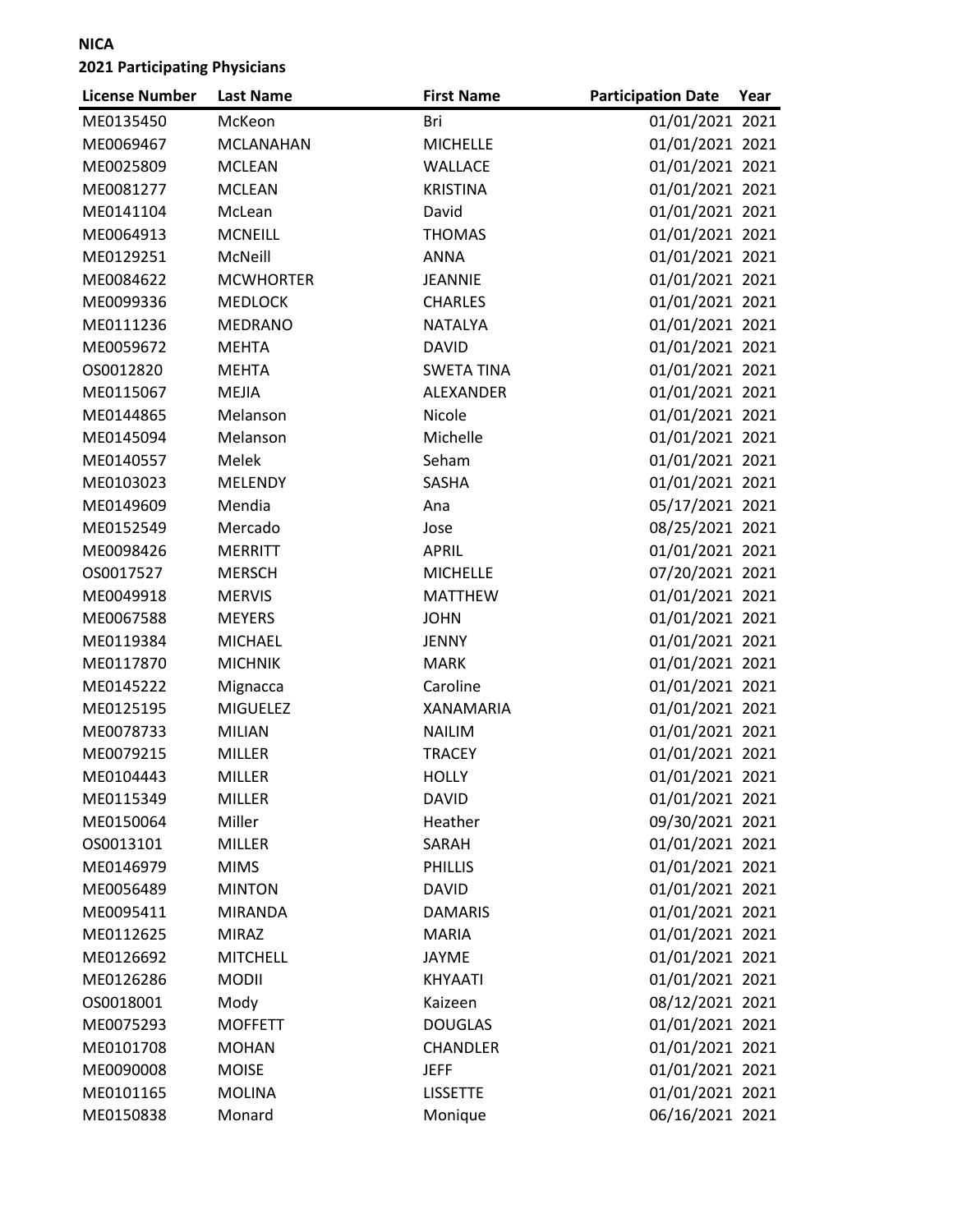**NICA**
**2021 Participating Physicians**

| License Number | Last Name | First Name | Participation Date | Year |
|---|---|---|---|---|
| ME0135450 | McKeon | Bri | 01/01/2021 | 2021 |
| ME0069467 | MCLANAHAN | MICHELLE | 01/01/2021 | 2021 |
| ME0025809 | MCLEAN | WALLACE | 01/01/2021 | 2021 |
| ME0081277 | MCLEAN | KRISTINA | 01/01/2021 | 2021 |
| ME0141104 | McLean | David | 01/01/2021 | 2021 |
| ME0064913 | MCNEILL | THOMAS | 01/01/2021 | 2021 |
| ME0129251 | McNeill | ANNA | 01/01/2021 | 2021 |
| ME0084622 | MCWHORTER | JEANNIE | 01/01/2021 | 2021 |
| ME0099336 | MEDLOCK | CHARLES | 01/01/2021 | 2021 |
| ME0111236 | MEDRANO | NATALYA | 01/01/2021 | 2021 |
| ME0059672 | MEHTA | DAVID | 01/01/2021 | 2021 |
| OS0012820 | MEHTA | SWETA TINA | 01/01/2021 | 2021 |
| ME0115067 | MEJIA | ALEXANDER | 01/01/2021 | 2021 |
| ME0144865 | Melanson | Nicole | 01/01/2021 | 2021 |
| ME0145094 | Melanson | Michelle | 01/01/2021 | 2021 |
| ME0140557 | Melek | Seham | 01/01/2021 | 2021 |
| ME0103023 | MELENDY | SASHA | 01/01/2021 | 2021 |
| ME0149609 | Mendia | Ana | 05/17/2021 | 2021 |
| ME0152549 | Mercado | Jose | 08/25/2021 | 2021 |
| ME0098426 | MERRITT | APRIL | 01/01/2021 | 2021 |
| OS0017527 | MERSCH | MICHELLE | 07/20/2021 | 2021 |
| ME0049918 | MERVIS | MATTHEW | 01/01/2021 | 2021 |
| ME0067588 | MEYERS | JOHN | 01/01/2021 | 2021 |
| ME0119384 | MICHAEL | JENNY | 01/01/2021 | 2021 |
| ME0117870 | MICHNIK | MARK | 01/01/2021 | 2021 |
| ME0145222 | Mignacca | Caroline | 01/01/2021 | 2021 |
| ME0125195 | MIGUELEZ | XANAMARIA | 01/01/2021 | 2021 |
| ME0078733 | MILIAN | NAILIM | 01/01/2021 | 2021 |
| ME0079215 | MILLER | TRACEY | 01/01/2021 | 2021 |
| ME0104443 | MILLER | HOLLY | 01/01/2021 | 2021 |
| ME0115349 | MILLER | DAVID | 01/01/2021 | 2021 |
| ME0150064 | Miller | Heather | 09/30/2021 | 2021 |
| OS0013101 | MILLER | SARAH | 01/01/2021 | 2021 |
| ME0146979 | MIMS | PHILLIS | 01/01/2021 | 2021 |
| ME0056489 | MINTON | DAVID | 01/01/2021 | 2021 |
| ME0095411 | MIRANDA | DAMARIS | 01/01/2021 | 2021 |
| ME0112625 | MIRAZ | MARIA | 01/01/2021 | 2021 |
| ME0126692 | MITCHELL | JAYME | 01/01/2021 | 2021 |
| ME0126286 | MODII | KHYAATI | 01/01/2021 | 2021 |
| OS0018001 | Mody | Kaizeen | 08/12/2021 | 2021 |
| ME0075293 | MOFFETT | DOUGLAS | 01/01/2021 | 2021 |
| ME0101708 | MOHAN | CHANDLER | 01/01/2021 | 2021 |
| ME0090008 | MOISE | JEFF | 01/01/2021 | 2021 |
| ME0101165 | MOLINA | LISSETTE | 01/01/2021 | 2021 |
| ME0150838 | Monard | Monique | 06/16/2021 | 2021 |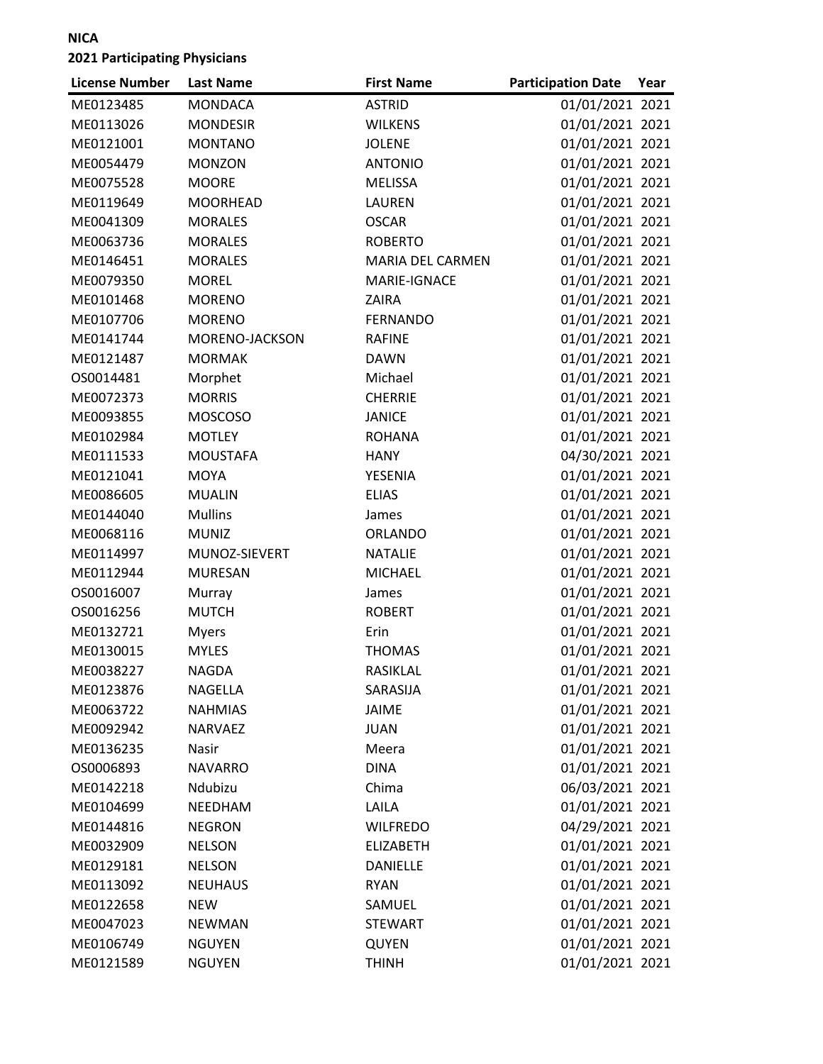**NICA**
**2021 Participating Physicians**

| License Number | Last Name | First Name | Participation Date | Year |
|---|---|---|---|---|
| ME0123485 | MONDACA | ASTRID | 01/01/2021 | 2021 |
| ME0113026 | MONDESIR | WILKENS | 01/01/2021 | 2021 |
| ME0121001 | MONTANO | JOLENE | 01/01/2021 | 2021 |
| ME0054479 | MONZON | ANTONIO | 01/01/2021 | 2021 |
| ME0075528 | MOORE | MELISSA | 01/01/2021 | 2021 |
| ME0119649 | MOORHEAD | LAUREN | 01/01/2021 | 2021 |
| ME0041309 | MORALES | OSCAR | 01/01/2021 | 2021 |
| ME0063736 | MORALES | ROBERTO | 01/01/2021 | 2021 |
| ME0146451 | MORALES | MARIA DEL CARMEN | 01/01/2021 | 2021 |
| ME0079350 | MOREL | MARIE-IGNACE | 01/01/2021 | 2021 |
| ME0101468 | MORENO | ZAIRA | 01/01/2021 | 2021 |
| ME0107706 | MORENO | FERNANDO | 01/01/2021 | 2021 |
| ME0141744 | MORENO-JACKSON | RAFINE | 01/01/2021 | 2021 |
| ME0121487 | MORMAK | DAWN | 01/01/2021 | 2021 |
| OS0014481 | Morphet | Michael | 01/01/2021 | 2021 |
| ME0072373 | MORRIS | CHERRIE | 01/01/2021 | 2021 |
| ME0093855 | MOSCOSO | JANICE | 01/01/2021 | 2021 |
| ME0102984 | MOTLEY | ROHANA | 01/01/2021 | 2021 |
| ME0111533 | MOUSTAFA | HANY | 04/30/2021 | 2021 |
| ME0121041 | MOYA | YESENIA | 01/01/2021 | 2021 |
| ME0086605 | MUALIN | ELIAS | 01/01/2021 | 2021 |
| ME0144040 | Mullins | James | 01/01/2021 | 2021 |
| ME0068116 | MUNIZ | ORLANDO | 01/01/2021 | 2021 |
| ME0114997 | MUNOZ-SIEVERT | NATALIE | 01/01/2021 | 2021 |
| ME0112944 | MURESAN | MICHAEL | 01/01/2021 | 2021 |
| OS0016007 | Murray | James | 01/01/2021 | 2021 |
| OS0016256 | MUTCH | ROBERT | 01/01/2021 | 2021 |
| ME0132721 | Myers | Erin | 01/01/2021 | 2021 |
| ME0130015 | MYLES | THOMAS | 01/01/2021 | 2021 |
| ME0038227 | NAGDA | RASIKLAL | 01/01/2021 | 2021 |
| ME0123876 | NAGELLA | SARASIJA | 01/01/2021 | 2021 |
| ME0063722 | NAHMIAS | JAIME | 01/01/2021 | 2021 |
| ME0092942 | NARVAEZ | JUAN | 01/01/2021 | 2021 |
| ME0136235 | Nasir | Meera | 01/01/2021 | 2021 |
| OS0006893 | NAVARRO | DINA | 01/01/2021 | 2021 |
| ME0142218 | Ndubizu | Chima | 06/03/2021 | 2021 |
| ME0104699 | NEEDHAM | LAILA | 01/01/2021 | 2021 |
| ME0144816 | NEGRON | WILFREDO | 04/29/2021 | 2021 |
| ME0032909 | NELSON | ELIZABETH | 01/01/2021 | 2021 |
| ME0129181 | NELSON | DANIELLE | 01/01/2021 | 2021 |
| ME0113092 | NEUHAUS | RYAN | 01/01/2021 | 2021 |
| ME0122658 | NEW | SAMUEL | 01/01/2021 | 2021 |
| ME0047023 | NEWMAN | STEWART | 01/01/2021 | 2021 |
| ME0106749 | NGUYEN | QUYEN | 01/01/2021 | 2021 |
| ME0121589 | NGUYEN | THINH | 01/01/2021 | 2021 |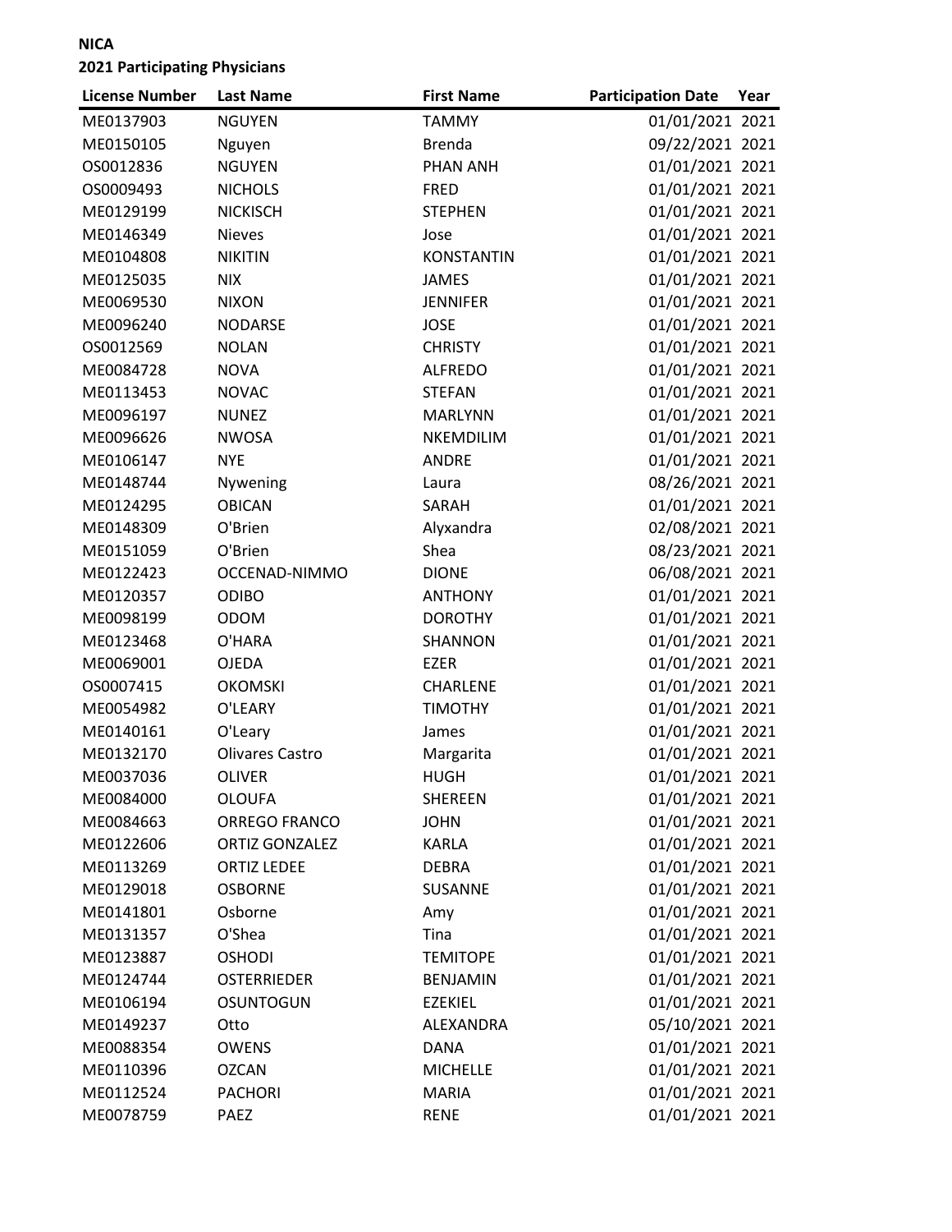**NICA**

**2021 Participating Physicians**

| License Number | Last Name | First Name | Participation Date | Year |
|---|---|---|---|---|
| ME0137903 | NGUYEN | TAMMY | 01/01/2021 | 2021 |
| ME0150105 | Nguyen | Brenda | 09/22/2021 | 2021 |
| OS0012836 | NGUYEN | PHAN ANH | 01/01/2021 | 2021 |
| OS0009493 | NICHOLS | FRED | 01/01/2021 | 2021 |
| ME0129199 | NICKISCH | STEPHEN | 01/01/2021 | 2021 |
| ME0146349 | Nieves | Jose | 01/01/2021 | 2021 |
| ME0104808 | NIKITIN | KONSTANTIN | 01/01/2021 | 2021 |
| ME0125035 | NIX | JAMES | 01/01/2021 | 2021 |
| ME0069530 | NIXON | JENNIFER | 01/01/2021 | 2021 |
| ME0096240 | NODARSE | JOSE | 01/01/2021 | 2021 |
| OS0012569 | NOLAN | CHRISTY | 01/01/2021 | 2021 |
| ME0084728 | NOVA | ALFREDO | 01/01/2021 | 2021 |
| ME0113453 | NOVAC | STEFAN | 01/01/2021 | 2021 |
| ME0096197 | NUNEZ | MARLYNN | 01/01/2021 | 2021 |
| ME0096626 | NWOSA | NKEMDILIM | 01/01/2021 | 2021 |
| ME0106147 | NYE | ANDRE | 01/01/2021 | 2021 |
| ME0148744 | Nywening | Laura | 08/26/2021 | 2021 |
| ME0124295 | OBICAN | SARAH | 01/01/2021 | 2021 |
| ME0148309 | O'Brien | Alyxandra | 02/08/2021 | 2021 |
| ME0151059 | O'Brien | Shea | 08/23/2021 | 2021 |
| ME0122423 | OCCENAD-NIMMO | DIONE | 06/08/2021 | 2021 |
| ME0120357 | ODIBO | ANTHONY | 01/01/2021 | 2021 |
| ME0098199 | ODOM | DOROTHY | 01/01/2021 | 2021 |
| ME0123468 | O'HARA | SHANNON | 01/01/2021 | 2021 |
| ME0069001 | OJEDA | EZER | 01/01/2021 | 2021 |
| OS0007415 | OKOMSKI | CHARLENE | 01/01/2021 | 2021 |
| ME0054982 | O'LEARY | TIMOTHY | 01/01/2021 | 2021 |
| ME0140161 | O'Leary | James | 01/01/2021 | 2021 |
| ME0132170 | Olivares Castro | Margarita | 01/01/2021 | 2021 |
| ME0037036 | OLIVER | HUGH | 01/01/2021 | 2021 |
| ME0084000 | OLOUFA | SHEREEN | 01/01/2021 | 2021 |
| ME0084663 | ORREGO FRANCO | JOHN | 01/01/2021 | 2021 |
| ME0122606 | ORTIZ GONZALEZ | KARLA | 01/01/2021 | 2021 |
| ME0113269 | ORTIZ LEDEE | DEBRA | 01/01/2021 | 2021 |
| ME0129018 | OSBORNE | SUSANNE | 01/01/2021 | 2021 |
| ME0141801 | Osborne | Amy | 01/01/2021 | 2021 |
| ME0131357 | O'Shea | Tina | 01/01/2021 | 2021 |
| ME0123887 | OSHODI | TEMITOPE | 01/01/2021 | 2021 |
| ME0124744 | OSTERRIEDER | BENJAMIN | 01/01/2021 | 2021 |
| ME0106194 | OSUNTOGUN | EZEKIEL | 01/01/2021 | 2021 |
| ME0149237 | Otto | ALEXANDRA | 05/10/2021 | 2021 |
| ME0088354 | OWENS | DANA | 01/01/2021 | 2021 |
| ME0110396 | OZCAN | MICHELLE | 01/01/2021 | 2021 |
| ME0112524 | PACHORI | MARIA | 01/01/2021 | 2021 |
| ME0078759 | PAEZ | RENE | 01/01/2021 | 2021 |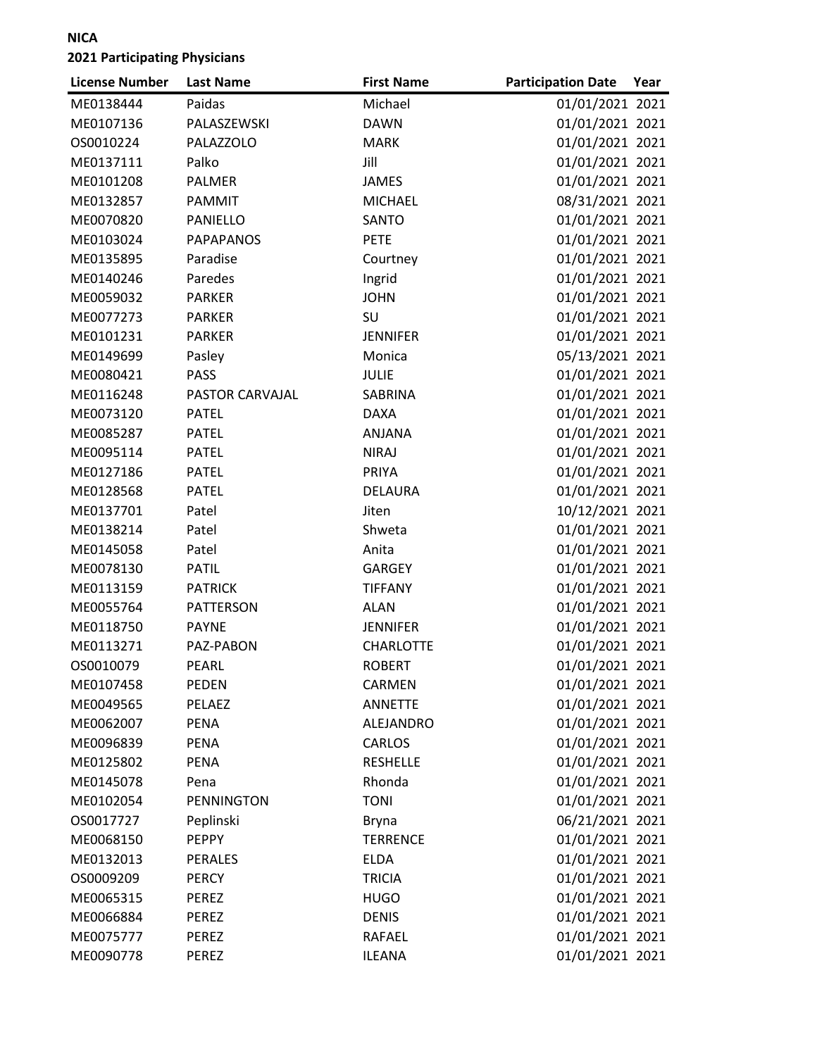**NICA**

**2021 Participating Physicians**

| License Number | Last Name | First Name | Participation Date | Year |
|---|---|---|---|---|
| ME0138444 | Paidas | Michael | 01/01/2021 | 2021 |
| ME0107136 | PALASZEWSKI | DAWN | 01/01/2021 | 2021 |
| OS0010224 | PALAZZOLO | MARK | 01/01/2021 | 2021 |
| ME0137111 | Palko | Jill | 01/01/2021 | 2021 |
| ME0101208 | PALMER | JAMES | 01/01/2021 | 2021 |
| ME0132857 | PAMMIT | MICHAEL | 08/31/2021 | 2021 |
| ME0070820 | PANIELLO | SANTO | 01/01/2021 | 2021 |
| ME0103024 | PAPAPANOS | PETE | 01/01/2021 | 2021 |
| ME0135895 | Paradise | Courtney | 01/01/2021 | 2021 |
| ME0140246 | Paredes | Ingrid | 01/01/2021 | 2021 |
| ME0059032 | PARKER | JOHN | 01/01/2021 | 2021 |
| ME0077273 | PARKER | SU | 01/01/2021 | 2021 |
| ME0101231 | PARKER | JENNIFER | 01/01/2021 | 2021 |
| ME0149699 | Pasley | Monica | 05/13/2021 | 2021 |
| ME0080421 | PASS | JULIE | 01/01/2021 | 2021 |
| ME0116248 | PASTOR CARVAJAL | SABRINA | 01/01/2021 | 2021 |
| ME0073120 | PATEL | DAXA | 01/01/2021 | 2021 |
| ME0085287 | PATEL | ANJANA | 01/01/2021 | 2021 |
| ME0095114 | PATEL | NIRAJ | 01/01/2021 | 2021 |
| ME0127186 | PATEL | PRIYA | 01/01/2021 | 2021 |
| ME0128568 | PATEL | DELAURA | 01/01/2021 | 2021 |
| ME0137701 | Patel | Jiten | 10/12/2021 | 2021 |
| ME0138214 | Patel | Shweta | 01/01/2021 | 2021 |
| ME0145058 | Patel | Anita | 01/01/2021 | 2021 |
| ME0078130 | PATIL | GARGEY | 01/01/2021 | 2021 |
| ME0113159 | PATRICK | TIFFANY | 01/01/2021 | 2021 |
| ME0055764 | PATTERSON | ALAN | 01/01/2021 | 2021 |
| ME0118750 | PAYNE | JENNIFER | 01/01/2021 | 2021 |
| ME0113271 | PAZ-PABON | CHARLOTTE | 01/01/2021 | 2021 |
| OS0010079 | PEARL | ROBERT | 01/01/2021 | 2021 |
| ME0107458 | PEDEN | CARMEN | 01/01/2021 | 2021 |
| ME0049565 | PELAEZ | ANNETTE | 01/01/2021 | 2021 |
| ME0062007 | PENA | ALEJANDRO | 01/01/2021 | 2021 |
| ME0096839 | PENA | CARLOS | 01/01/2021 | 2021 |
| ME0125802 | PENA | RESHELLE | 01/01/2021 | 2021 |
| ME0145078 | Pena | Rhonda | 01/01/2021 | 2021 |
| ME0102054 | PENNINGTON | TONI | 01/01/2021 | 2021 |
| OS0017727 | Peplinski | Bryna | 06/21/2021 | 2021 |
| ME0068150 | PEPPY | TERRENCE | 01/01/2021 | 2021 |
| ME0132013 | PERALES | ELDA | 01/01/2021 | 2021 |
| OS0009209 | PERCY | TRICIA | 01/01/2021 | 2021 |
| ME0065315 | PEREZ | HUGO | 01/01/2021 | 2021 |
| ME0066884 | PEREZ | DENIS | 01/01/2021 | 2021 |
| ME0075777 | PEREZ | RAFAEL | 01/01/2021 | 2021 |
| ME0090778 | PEREZ | ILEANA | 01/01/2021 | 2021 |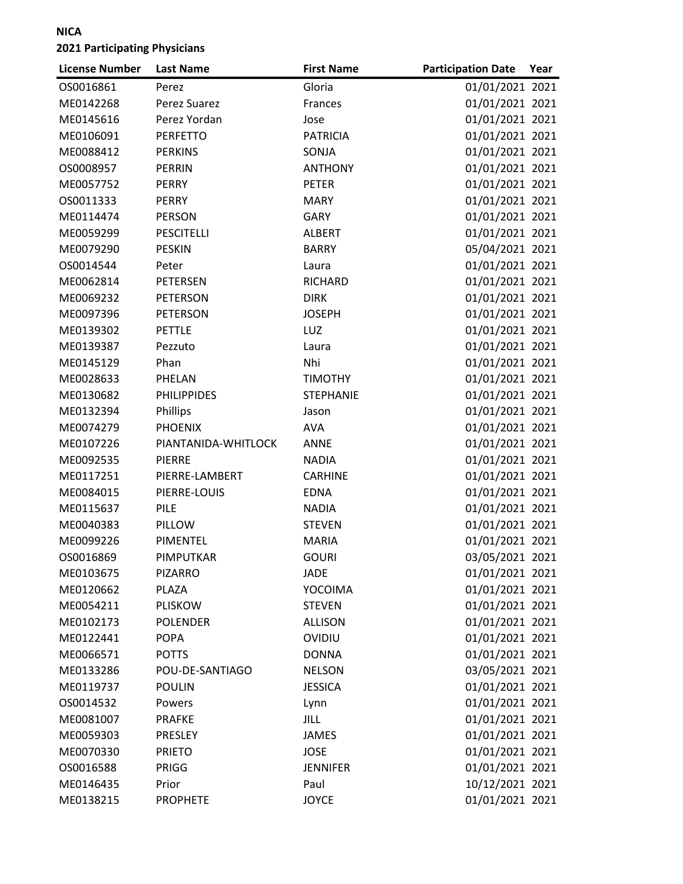**NICA**

**2021 Participating Physicians**

| License Number | Last Name | First Name | Participation Date | Year |
|---|---|---|---|---|
| OS0016861 | Perez | Gloria | 01/01/2021 | 2021 |
| ME0142268 | Perez Suarez | Frances | 01/01/2021 | 2021 |
| ME0145616 | Perez Yordan | Jose | 01/01/2021 | 2021 |
| ME0106091 | PERFETTO | PATRICIA | 01/01/2021 | 2021 |
| ME0088412 | PERKINS | SONJA | 01/01/2021 | 2021 |
| OS0008957 | PERRIN | ANTHONY | 01/01/2021 | 2021 |
| ME0057752 | PERRY | PETER | 01/01/2021 | 2021 |
| OS0011333 | PERRY | MARY | 01/01/2021 | 2021 |
| ME0114474 | PERSON | GARY | 01/01/2021 | 2021 |
| ME0059299 | PESCITELLI | ALBERT | 01/01/2021 | 2021 |
| ME0079290 | PESKIN | BARRY | 05/04/2021 | 2021 |
| OS0014544 | Peter | Laura | 01/01/2021 | 2021 |
| ME0062814 | PETERSEN | RICHARD | 01/01/2021 | 2021 |
| ME0069232 | PETERSON | DIRK | 01/01/2021 | 2021 |
| ME0097396 | PETERSON | JOSEPH | 01/01/2021 | 2021 |
| ME0139302 | PETTLE | LUZ | 01/01/2021 | 2021 |
| ME0139387 | Pezzuto | Laura | 01/01/2021 | 2021 |
| ME0145129 | Phan | Nhi | 01/01/2021 | 2021 |
| ME0028633 | PHELAN | TIMOTHY | 01/01/2021 | 2021 |
| ME0130682 | PHILIPPIDES | STEPHANIE | 01/01/2021 | 2021 |
| ME0132394 | Phillips | Jason | 01/01/2021 | 2021 |
| ME0074279 | PHOENIX | AVA | 01/01/2021 | 2021 |
| ME0107226 | PIANTANIDA-WHITLOCK | ANNE | 01/01/2021 | 2021 |
| ME0092535 | PIERRE | NADIA | 01/01/2021 | 2021 |
| ME0117251 | PIERRE-LAMBERT | CARHINE | 01/01/2021 | 2021 |
| ME0084015 | PIERRE-LOUIS | EDNA | 01/01/2021 | 2021 |
| ME0115637 | PILE | NADIA | 01/01/2021 | 2021 |
| ME0040383 | PILLOW | STEVEN | 01/01/2021 | 2021 |
| ME0099226 | PIMENTEL | MARIA | 01/01/2021 | 2021 |
| OS0016869 | PIMPUTKAR | GOURI | 03/05/2021 | 2021 |
| ME0103675 | PIZARRO | JADE | 01/01/2021 | 2021 |
| ME0120662 | PLAZA | YOCOIMA | 01/01/2021 | 2021 |
| ME0054211 | PLISKOW | STEVEN | 01/01/2021 | 2021 |
| ME0102173 | POLENDER | ALLISON | 01/01/2021 | 2021 |
| ME0122441 | POPA | OVIDIU | 01/01/2021 | 2021 |
| ME0066571 | POTTS | DONNA | 01/01/2021 | 2021 |
| ME0133286 | POU-DE-SANTIAGO | NELSON | 03/05/2021 | 2021 |
| ME0119737 | POULIN | JESSICA | 01/01/2021 | 2021 |
| OS0014532 | Powers | Lynn | 01/01/2021 | 2021 |
| ME0081007 | PRAFKE | JILL | 01/01/2021 | 2021 |
| ME0059303 | PRESLEY | JAMES | 01/01/2021 | 2021 |
| ME0070330 | PRIETO | JOSE | 01/01/2021 | 2021 |
| OS0016588 | PRIGG | JENNIFER | 01/01/2021 | 2021 |
| ME0146435 | Prior | Paul | 10/12/2021 | 2021 |
| ME0138215 | PROPHETE | JOYCE | 01/01/2021 | 2021 |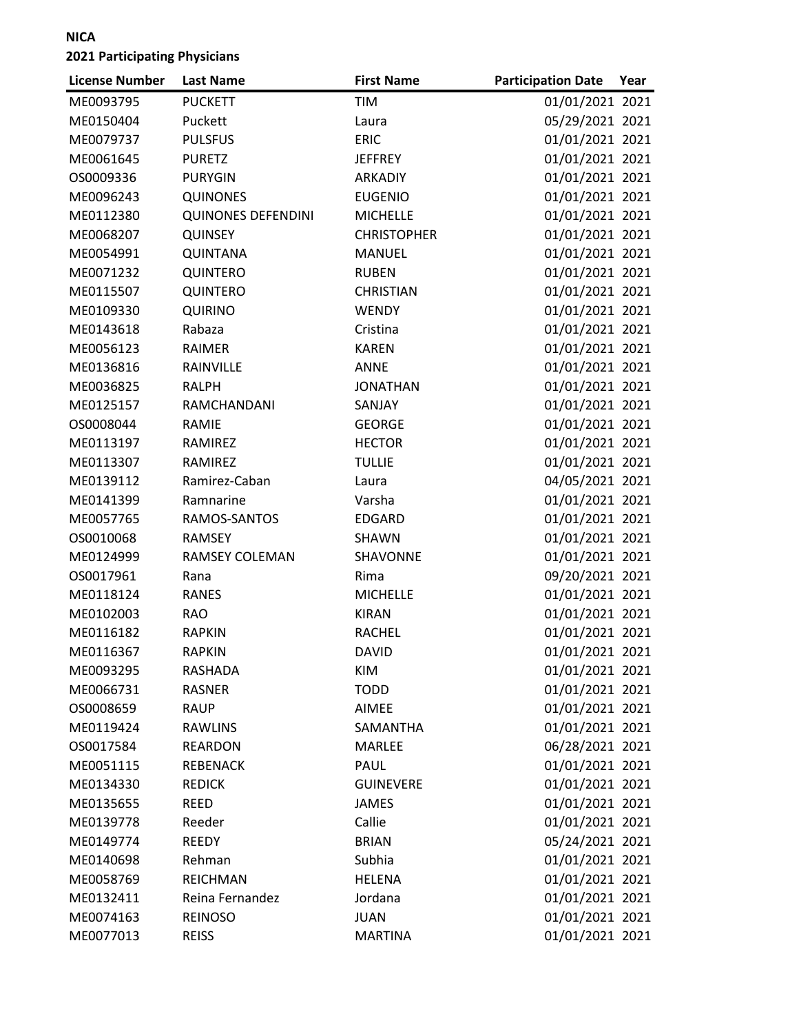**NICA**

**2021 Participating Physicians**

| License Number | Last Name | First Name | Participation Date | Year |
|---|---|---|---|---|
| ME0093795 | PUCKETT | TIM | 01/01/2021 | 2021 |
| ME0150404 | Puckett | Laura | 05/29/2021 | 2021 |
| ME0079737 | PULSFUS | ERIC | 01/01/2021 | 2021 |
| ME0061645 | PURETZ | JEFFREY | 01/01/2021 | 2021 |
| OS0009336 | PURYGIN | ARKADIY | 01/01/2021 | 2021 |
| ME0096243 | QUINONES | EUGENIO | 01/01/2021 | 2021 |
| ME0112380 | QUINONES DEFENDINI | MICHELLE | 01/01/2021 | 2021 |
| ME0068207 | QUINSEY | CHRISTOPHER | 01/01/2021 | 2021 |
| ME0054991 | QUINTANA | MANUEL | 01/01/2021 | 2021 |
| ME0071232 | QUINTERO | RUBEN | 01/01/2021 | 2021 |
| ME0115507 | QUINTERO | CHRISTIAN | 01/01/2021 | 2021 |
| ME0109330 | QUIRINO | WENDY | 01/01/2021 | 2021 |
| ME0143618 | Rabaza | Cristina | 01/01/2021 | 2021 |
| ME0056123 | RAIMER | KAREN | 01/01/2021 | 2021 |
| ME0136816 | RAINVILLE | ANNE | 01/01/2021 | 2021 |
| ME0036825 | RALPH | JONATHAN | 01/01/2021 | 2021 |
| ME0125157 | RAMCHANDANI | SANJAY | 01/01/2021 | 2021 |
| OS0008044 | RAMIE | GEORGE | 01/01/2021 | 2021 |
| ME0113197 | RAMIREZ | HECTOR | 01/01/2021 | 2021 |
| ME0113307 | RAMIREZ | TULLIE | 01/01/2021 | 2021 |
| ME0139112 | Ramirez-Caban | Laura | 04/05/2021 | 2021 |
| ME0141399 | Ramnarine | Varsha | 01/01/2021 | 2021 |
| ME0057765 | RAMOS-SANTOS | EDGARD | 01/01/2021 | 2021 |
| OS0010068 | RAMSEY | SHAWN | 01/01/2021 | 2021 |
| ME0124999 | RAMSEY COLEMAN | SHAVONNE | 01/01/2021 | 2021 |
| OS0017961 | Rana | Rima | 09/20/2021 | 2021 |
| ME0118124 | RANES | MICHELLE | 01/01/2021 | 2021 |
| ME0102003 | RAO | KIRAN | 01/01/2021 | 2021 |
| ME0116182 | RAPKIN | RACHEL | 01/01/2021 | 2021 |
| ME0116367 | RAPKIN | DAVID | 01/01/2021 | 2021 |
| ME0093295 | RASHADA | KIM | 01/01/2021 | 2021 |
| ME0066731 | RASNER | TODD | 01/01/2021 | 2021 |
| OS0008659 | RAUP | AIMEE | 01/01/2021 | 2021 |
| ME0119424 | RAWLINS | SAMANTHA | 01/01/2021 | 2021 |
| OS0017584 | REARDON | MARLEE | 06/28/2021 | 2021 |
| ME0051115 | REBENACK | PAUL | 01/01/2021 | 2021 |
| ME0134330 | REDICK | GUINEVERE | 01/01/2021 | 2021 |
| ME0135655 | REED | JAMES | 01/01/2021 | 2021 |
| ME0139778 | Reeder | Callie | 01/01/2021 | 2021 |
| ME0149774 | REEDY | BRIAN | 05/24/2021 | 2021 |
| ME0140698 | Rehman | Subhia | 01/01/2021 | 2021 |
| ME0058769 | REICHMAN | HELENA | 01/01/2021 | 2021 |
| ME0132411 | Reina Fernandez | Jordana | 01/01/2021 | 2021 |
| ME0074163 | REINOSO | JUAN | 01/01/2021 | 2021 |
| ME0077013 | REISS | MARTINA | 01/01/2021 | 2021 |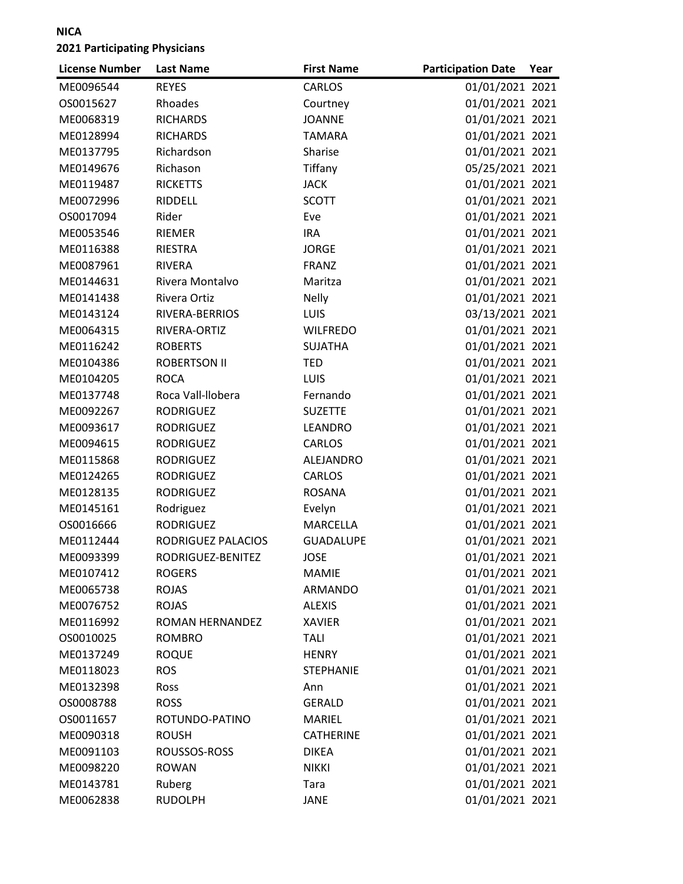**NICA**
**2021 Participating Physicians**

| License Number | Last Name | First Name | Participation Date | Year |
|---|---|---|---|---|
| ME0096544 | REYES | CARLOS | 01/01/2021 | 2021 |
| OS0015627 | Rhoades | Courtney | 01/01/2021 | 2021 |
| ME0068319 | RICHARDS | JOANNE | 01/01/2021 | 2021 |
| ME0128994 | RICHARDS | TAMARA | 01/01/2021 | 2021 |
| ME0137795 | Richardson | Sharise | 01/01/2021 | 2021 |
| ME0149676 | Richason | Tiffany | 05/25/2021 | 2021 |
| ME0119487 | RICKETTS | JACK | 01/01/2021 | 2021 |
| ME0072996 | RIDDELL | SCOTT | 01/01/2021 | 2021 |
| OS0017094 | Rider | Eve | 01/01/2021 | 2021 |
| ME0053546 | RIEMER | IRA | 01/01/2021 | 2021 |
| ME0116388 | RIESTRA | JORGE | 01/01/2021 | 2021 |
| ME0087961 | RIVERA | FRANZ | 01/01/2021 | 2021 |
| ME0144631 | Rivera Montalvo | Maritza | 01/01/2021 | 2021 |
| ME0141438 | Rivera Ortiz | Nelly | 01/01/2021 | 2021 |
| ME0143124 | RIVERA-BERRIOS | LUIS | 03/13/2021 | 2021 |
| ME0064315 | RIVERA-ORTIZ | WILFREDO | 01/01/2021 | 2021 |
| ME0116242 | ROBERTS | SUJATHA | 01/01/2021 | 2021 |
| ME0104386 | ROBERTSON II | TED | 01/01/2021 | 2021 |
| ME0104205 | ROCA | LUIS | 01/01/2021 | 2021 |
| ME0137748 | Roca Vall-llobera | Fernando | 01/01/2021 | 2021 |
| ME0092267 | RODRIGUEZ | SUZETTE | 01/01/2021 | 2021 |
| ME0093617 | RODRIGUEZ | LEANDRO | 01/01/2021 | 2021 |
| ME0094615 | RODRIGUEZ | CARLOS | 01/01/2021 | 2021 |
| ME0115868 | RODRIGUEZ | ALEJANDRO | 01/01/2021 | 2021 |
| ME0124265 | RODRIGUEZ | CARLOS | 01/01/2021 | 2021 |
| ME0128135 | RODRIGUEZ | ROSANA | 01/01/2021 | 2021 |
| ME0145161 | Rodriguez | Evelyn | 01/01/2021 | 2021 |
| OS0016666 | RODRIGUEZ | MARCELLA | 01/01/2021 | 2021 |
| ME0112444 | RODRIGUEZ PALACIOS | GUADALUPE | 01/01/2021 | 2021 |
| ME0093399 | RODRIGUEZ-BENITEZ | JOSE | 01/01/2021 | 2021 |
| ME0107412 | ROGERS | MAMIE | 01/01/2021 | 2021 |
| ME0065738 | ROJAS | ARMANDO | 01/01/2021 | 2021 |
| ME0076752 | ROJAS | ALEXIS | 01/01/2021 | 2021 |
| ME0116992 | ROMAN HERNANDEZ | XAVIER | 01/01/2021 | 2021 |
| OS0010025 | ROMBRO | TALI | 01/01/2021 | 2021 |
| ME0137249 | ROQUE | HENRY | 01/01/2021 | 2021 |
| ME0118023 | ROS | STEPHANIE | 01/01/2021 | 2021 |
| ME0132398 | Ross | Ann | 01/01/2021 | 2021 |
| OS0008788 | ROSS | GERALD | 01/01/2021 | 2021 |
| OS0011657 | ROTUNDO-PATINO | MARIEL | 01/01/2021 | 2021 |
| ME0090318 | ROUSH | CATHERINE | 01/01/2021 | 2021 |
| ME0091103 | ROUSSOS-ROSS | DIKEA | 01/01/2021 | 2021 |
| ME0098220 | ROWAN | NIKKI | 01/01/2021 | 2021 |
| ME0143781 | Ruberg | Tara | 01/01/2021 | 2021 |
| ME0062838 | RUDOLPH | JANE | 01/01/2021 | 2021 |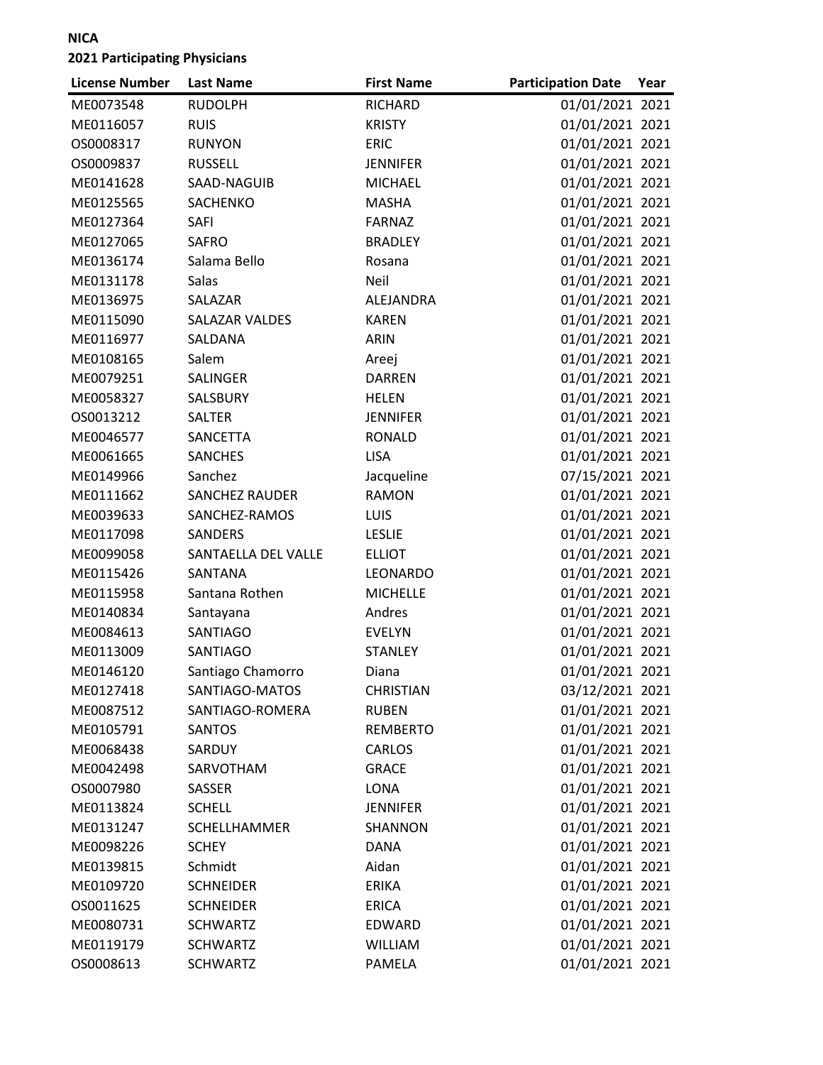**NICA**

**2021 Participating Physicians**

| License Number | Last Name | First Name | Participation Date | Year |
|---|---|---|---|---|
| ME0073548 | RUDOLPH | RICHARD | 01/01/2021 | 2021 |
| ME0116057 | RUIS | KRISTY | 01/01/2021 | 2021 |
| OS0008317 | RUNYON | ERIC | 01/01/2021 | 2021 |
| OS0009837 | RUSSELL | JENNIFER | 01/01/2021 | 2021 |
| ME0141628 | SAAD-NAGUIB | MICHAEL | 01/01/2021 | 2021 |
| ME0125565 | SACHENKO | MASHA | 01/01/2021 | 2021 |
| ME0127364 | SAFI | FARNAZ | 01/01/2021 | 2021 |
| ME0127065 | SAFRO | BRADLEY | 01/01/2021 | 2021 |
| ME0136174 | Salama Bello | Rosana | 01/01/2021 | 2021 |
| ME0131178 | Salas | Neil | 01/01/2021 | 2021 |
| ME0136975 | SALAZAR | ALEJANDRA | 01/01/2021 | 2021 |
| ME0115090 | SALAZAR VALDES | KAREN | 01/01/2021 | 2021 |
| ME0116977 | SALDANA | ARIN | 01/01/2021 | 2021 |
| ME0108165 | Salem | Areej | 01/01/2021 | 2021 |
| ME0079251 | SALINGER | DARREN | 01/01/2021 | 2021 |
| ME0058327 | SALSBURY | HELEN | 01/01/2021 | 2021 |
| OS0013212 | SALTER | JENNIFER | 01/01/2021 | 2021 |
| ME0046577 | SANCETTA | RONALD | 01/01/2021 | 2021 |
| ME0061665 | SANCHES | LISA | 01/01/2021 | 2021 |
| ME0149966 | Sanchez | Jacqueline | 07/15/2021 | 2021 |
| ME0111662 | SANCHEZ RAUDER | RAMON | 01/01/2021 | 2021 |
| ME0039633 | SANCHEZ-RAMOS | LUIS | 01/01/2021 | 2021 |
| ME0117098 | SANDERS | LESLIE | 01/01/2021 | 2021 |
| ME0099058 | SANTAELLA DEL VALLE | ELLIOT | 01/01/2021 | 2021 |
| ME0115426 | SANTANA | LEONARDO | 01/01/2021 | 2021 |
| ME0115958 | Santana Rothen | MICHELLE | 01/01/2021 | 2021 |
| ME0140834 | Santayana | Andres | 01/01/2021 | 2021 |
| ME0084613 | SANTIAGO | EVELYN | 01/01/2021 | 2021 |
| ME0113009 | SANTIAGO | STANLEY | 01/01/2021 | 2021 |
| ME0146120 | Santiago Chamorro | Diana | 01/01/2021 | 2021 |
| ME0127418 | SANTIAGO-MATOS | CHRISTIAN | 03/12/2021 | 2021 |
| ME0087512 | SANTIAGO-ROMERA | RUBEN | 01/01/2021 | 2021 |
| ME0105791 | SANTOS | REMBERTO | 01/01/2021 | 2021 |
| ME0068438 | SARDUY | CARLOS | 01/01/2021 | 2021 |
| ME0042498 | SARVOTHAM | GRACE | 01/01/2021 | 2021 |
| OS0007980 | SASSER | LONA | 01/01/2021 | 2021 |
| ME0113824 | SCHELL | JENNIFER | 01/01/2021 | 2021 |
| ME0131247 | SCHELLHAMMER | SHANNON | 01/01/2021 | 2021 |
| ME0098226 | SCHEY | DANA | 01/01/2021 | 2021 |
| ME0139815 | Schmidt | Aidan | 01/01/2021 | 2021 |
| ME0109720 | SCHNEIDER | ERIKA | 01/01/2021 | 2021 |
| OS0011625 | SCHNEIDER | ERICA | 01/01/2021 | 2021 |
| ME0080731 | SCHWARTZ | EDWARD | 01/01/2021 | 2021 |
| ME0119179 | SCHWARTZ | WILLIAM | 01/01/2021 | 2021 |
| OS0008613 | SCHWARTZ | PAMELA | 01/01/2021 | 2021 |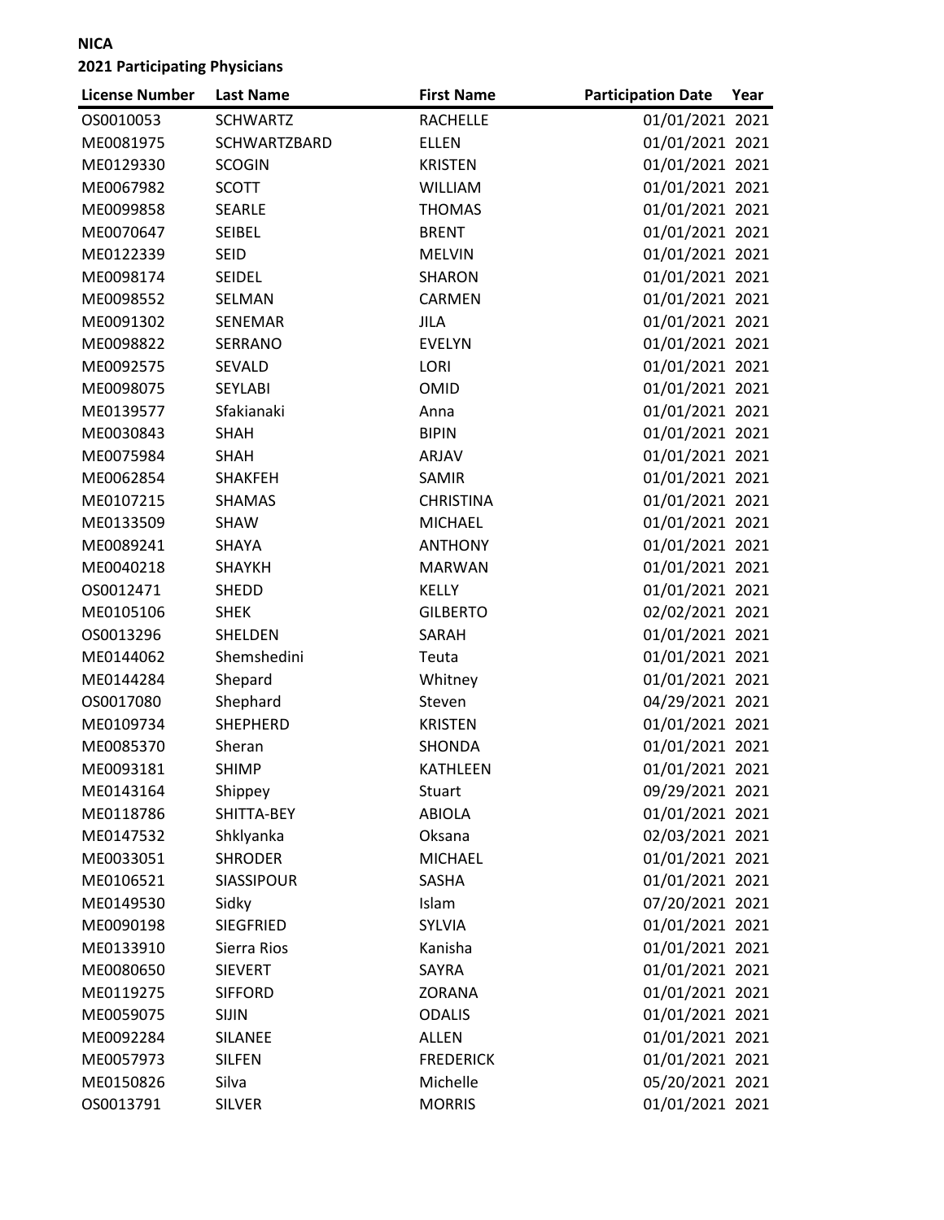**NICA**

**2021 Participating Physicians**

| License Number | Last Name | First Name | Participation Date | Year |
|---|---|---|---|---|
| OS0010053 | SCHWARTZ | RACHELLE | 01/01/2021 | 2021 |
| ME0081975 | SCHWARTZBARD | ELLEN | 01/01/2021 | 2021 |
| ME0129330 | SCOGIN | KRISTEN | 01/01/2021 | 2021 |
| ME0067982 | SCOTT | WILLIAM | 01/01/2021 | 2021 |
| ME0099858 | SEARLE | THOMAS | 01/01/2021 | 2021 |
| ME0070647 | SEIBEL | BRENT | 01/01/2021 | 2021 |
| ME0122339 | SEID | MELVIN | 01/01/2021 | 2021 |
| ME0098174 | SEIDEL | SHARON | 01/01/2021 | 2021 |
| ME0098552 | SELMAN | CARMEN | 01/01/2021 | 2021 |
| ME0091302 | SENEMAR | JILA | 01/01/2021 | 2021 |
| ME0098822 | SERRANO | EVELYN | 01/01/2021 | 2021 |
| ME0092575 | SEVALD | LORI | 01/01/2021 | 2021 |
| ME0098075 | SEYLABI | OMID | 01/01/2021 | 2021 |
| ME0139577 | Sfakianaki | Anna | 01/01/2021 | 2021 |
| ME0030843 | SHAH | BIPIN | 01/01/2021 | 2021 |
| ME0075984 | SHAH | ARJAV | 01/01/2021 | 2021 |
| ME0062854 | SHAKFEH | SAMIR | 01/01/2021 | 2021 |
| ME0107215 | SHAMAS | CHRISTINA | 01/01/2021 | 2021 |
| ME0133509 | SHAW | MICHAEL | 01/01/2021 | 2021 |
| ME0089241 | SHAYA | ANTHONY | 01/01/2021 | 2021 |
| ME0040218 | SHAYKH | MARWAN | 01/01/2021 | 2021 |
| OS0012471 | SHEDD | KELLY | 01/01/2021 | 2021 |
| ME0105106 | SHEK | GILBERTO | 02/02/2021 | 2021 |
| OS0013296 | SHELDEN | SARAH | 01/01/2021 | 2021 |
| ME0144062 | Shemshedini | Teuta | 01/01/2021 | 2021 |
| ME0144284 | Shepard | Whitney | 01/01/2021 | 2021 |
| OS0017080 | Shephard | Steven | 04/29/2021 | 2021 |
| ME0109734 | SHEPHERD | KRISTEN | 01/01/2021 | 2021 |
| ME0085370 | Sheran | SHONDA | 01/01/2021 | 2021 |
| ME0093181 | SHIMP | KATHLEEN | 01/01/2021 | 2021 |
| ME0143164 | Shippey | Stuart | 09/29/2021 | 2021 |
| ME0118786 | SHITTA-BEY | ABIOLA | 01/01/2021 | 2021 |
| ME0147532 | Shklyanka | Oksana | 02/03/2021 | 2021 |
| ME0033051 | SHRODER | MICHAEL | 01/01/2021 | 2021 |
| ME0106521 | SIASSIPOUR | SASHA | 01/01/2021 | 2021 |
| ME0149530 | Sidky | Islam | 07/20/2021 | 2021 |
| ME0090198 | SIEGFRIED | SYLVIA | 01/01/2021 | 2021 |
| ME0133910 | Sierra Rios | Kanisha | 01/01/2021 | 2021 |
| ME0080650 | SIEVERT | SAYRA | 01/01/2021 | 2021 |
| ME0119275 | SIFFORD | ZORANA | 01/01/2021 | 2021 |
| ME0059075 | SIJIN | ODALIS | 01/01/2021 | 2021 |
| ME0092284 | SILANEE | ALLEN | 01/01/2021 | 2021 |
| ME0057973 | SILFEN | FREDERICK | 01/01/2021 | 2021 |
| ME0150826 | Silva | Michelle | 05/20/2021 | 2021 |
| OS0013791 | SILVER | MORRIS | 01/01/2021 | 2021 |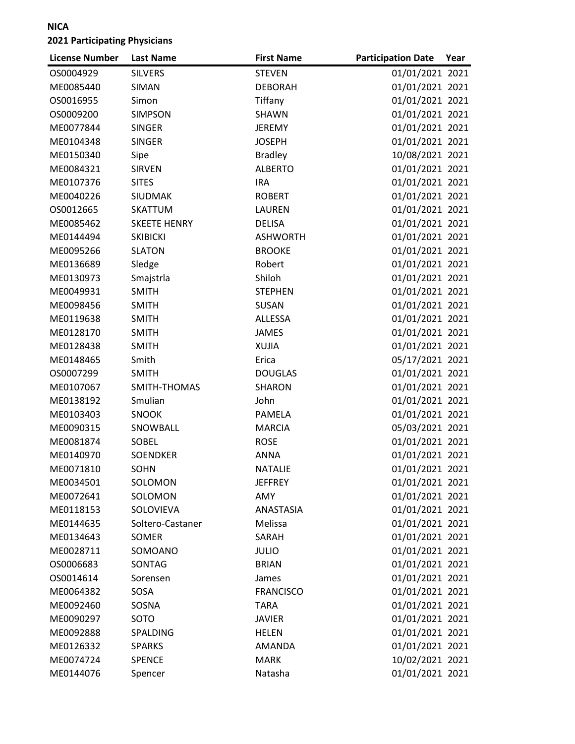**NICA**

**2021 Participating Physicians**

| License Number | Last Name | First Name | Participation Date | Year |
|---|---|---|---|---|
| OS0004929 | SILVERS | STEVEN | 01/01/2021 | 2021 |
| ME0085440 | SIMAN | DEBORAH | 01/01/2021 | 2021 |
| OS0016955 | Simon | Tiffany | 01/01/2021 | 2021 |
| OS0009200 | SIMPSON | SHAWN | 01/01/2021 | 2021 |
| ME0077844 | SINGER | JEREMY | 01/01/2021 | 2021 |
| ME0104348 | SINGER | JOSEPH | 01/01/2021 | 2021 |
| ME0150340 | Sipe | Bradley | 10/08/2021 | 2021 |
| ME0084321 | SIRVEN | ALBERTO | 01/01/2021 | 2021 |
| ME0107376 | SITES | IRA | 01/01/2021 | 2021 |
| ME0040226 | SIUDMAK | ROBERT | 01/01/2021 | 2021 |
| OS0012665 | SKATTUM | LAUREN | 01/01/2021 | 2021 |
| ME0085462 | SKEETE HENRY | DELISA | 01/01/2021 | 2021 |
| ME0144494 | SKIBICKI | ASHWORTH | 01/01/2021 | 2021 |
| ME0095266 | SLATON | BROOKE | 01/01/2021 | 2021 |
| ME0136689 | Sledge | Robert | 01/01/2021 | 2021 |
| ME0130973 | Smajstrla | Shiloh | 01/01/2021 | 2021 |
| ME0049931 | SMITH | STEPHEN | 01/01/2021 | 2021 |
| ME0098456 | SMITH | SUSAN | 01/01/2021 | 2021 |
| ME0119638 | SMITH | ALLESSA | 01/01/2021 | 2021 |
| ME0128170 | SMITH | JAMES | 01/01/2021 | 2021 |
| ME0128438 | SMITH | XUJIA | 01/01/2021 | 2021 |
| ME0148465 | Smith | Erica | 05/17/2021 | 2021 |
| OS0007299 | SMITH | DOUGLAS | 01/01/2021 | 2021 |
| ME0107067 | SMITH-THOMAS | SHARON | 01/01/2021 | 2021 |
| ME0138192 | Smulian | John | 01/01/2021 | 2021 |
| ME0103403 | SNOOK | PAMELA | 01/01/2021 | 2021 |
| ME0090315 | SNOWBALL | MARCIA | 05/03/2021 | 2021 |
| ME0081874 | SOBEL | ROSE | 01/01/2021 | 2021 |
| ME0140970 | SOENDKER | ANNA | 01/01/2021 | 2021 |
| ME0071810 | SOHN | NATALIE | 01/01/2021 | 2021 |
| ME0034501 | SOLOMON | JEFFREY | 01/01/2021 | 2021 |
| ME0072641 | SOLOMON | AMY | 01/01/2021 | 2021 |
| ME0118153 | SOLOVIEVA | ANASTASIA | 01/01/2021 | 2021 |
| ME0144635 | Soltero-Castaner | Melissa | 01/01/2021 | 2021 |
| ME0134643 | SOMER | SARAH | 01/01/2021 | 2021 |
| ME0028711 | SOMOANO | JULIO | 01/01/2021 | 2021 |
| OS0006683 | SONTAG | BRIAN | 01/01/2021 | 2021 |
| OS0014614 | Sorensen | James | 01/01/2021 | 2021 |
| ME0064382 | SOSA | FRANCISCO | 01/01/2021 | 2021 |
| ME0092460 | SOSNA | TARA | 01/01/2021 | 2021 |
| ME0090297 | SOTO | JAVIER | 01/01/2021 | 2021 |
| ME0092888 | SPALDING | HELEN | 01/01/2021 | 2021 |
| ME0126332 | SPARKS | AMANDA | 01/01/2021 | 2021 |
| ME0074724 | SPENCE | MARK | 10/02/2021 | 2021 |
| ME0144076 | Spencer | Natasha | 01/01/2021 | 2021 |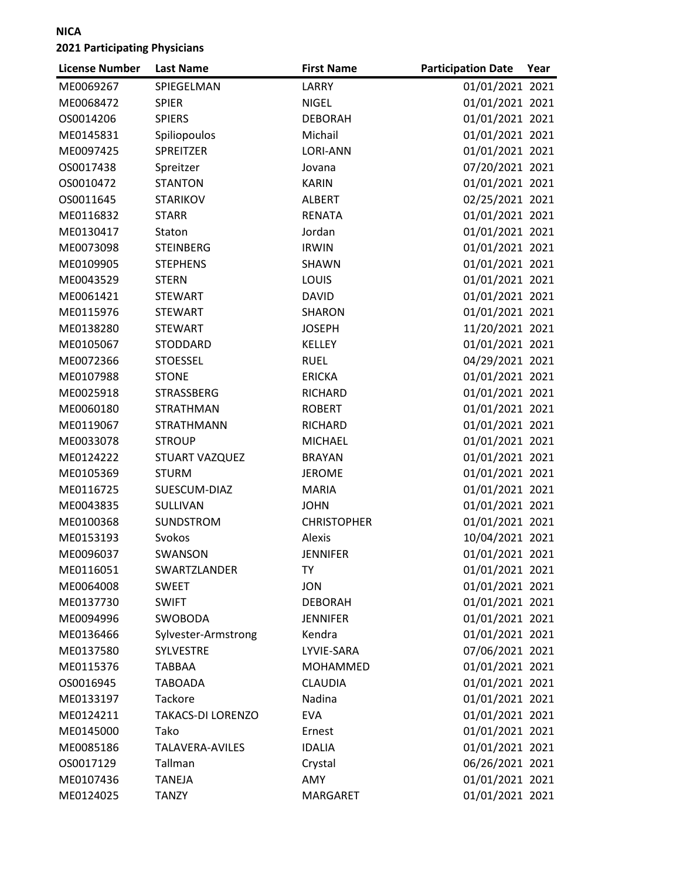**NICA**

**2021 Participating Physicians**

| License Number | Last Name | First Name | Participation Date | Year |
|---|---|---|---|---|
| ME0069267 | SPIEGELMAN | LARRY | 01/01/2021 | 2021 |
| ME0068472 | SPIER | NIGEL | 01/01/2021 | 2021 |
| OS0014206 | SPIERS | DEBORAH | 01/01/2021 | 2021 |
| ME0145831 | Spiliopoulos | Michail | 01/01/2021 | 2021 |
| ME0097425 | SPREITZER | LORI-ANN | 01/01/2021 | 2021 |
| OS0017438 | Spreitzer | Jovana | 07/20/2021 | 2021 |
| OS0010472 | STANTON | KARIN | 01/01/2021 | 2021 |
| OS0011645 | STARIKOV | ALBERT | 02/25/2021 | 2021 |
| ME0116832 | STARR | RENATA | 01/01/2021 | 2021 |
| ME0130417 | Staton | Jordan | 01/01/2021 | 2021 |
| ME0073098 | STEINBERG | IRWIN | 01/01/2021 | 2021 |
| ME0109905 | STEPHENS | SHAWN | 01/01/2021 | 2021 |
| ME0043529 | STERN | LOUIS | 01/01/2021 | 2021 |
| ME0061421 | STEWART | DAVID | 01/01/2021 | 2021 |
| ME0115976 | STEWART | SHARON | 01/01/2021 | 2021 |
| ME0138280 | STEWART | JOSEPH | 11/20/2021 | 2021 |
| ME0105067 | STODDARD | KELLEY | 01/01/2021 | 2021 |
| ME0072366 | STOESSEL | RUEL | 04/29/2021 | 2021 |
| ME0107988 | STONE | ERICKA | 01/01/2021 | 2021 |
| ME0025918 | STRASSBERG | RICHARD | 01/01/2021 | 2021 |
| ME0060180 | STRATHMAN | ROBERT | 01/01/2021 | 2021 |
| ME0119067 | STRATHMANN | RICHARD | 01/01/2021 | 2021 |
| ME0033078 | STROUP | MICHAEL | 01/01/2021 | 2021 |
| ME0124222 | STUART VAZQUEZ | BRAYAN | 01/01/2021 | 2021 |
| ME0105369 | STURM | JEROME | 01/01/2021 | 2021 |
| ME0116725 | SUESCUM-DIAZ | MARIA | 01/01/2021 | 2021 |
| ME0043835 | SULLIVAN | JOHN | 01/01/2021 | 2021 |
| ME0100368 | SUNDSTROM | CHRISTOPHER | 01/01/2021 | 2021 |
| ME0153193 | Svokos | Alexis | 10/04/2021 | 2021 |
| ME0096037 | SWANSON | JENNIFER | 01/01/2021 | 2021 |
| ME0116051 | SWARTZLANDER | TY | 01/01/2021 | 2021 |
| ME0064008 | SWEET | JON | 01/01/2021 | 2021 |
| ME0137730 | SWIFT | DEBORAH | 01/01/2021 | 2021 |
| ME0094996 | SWOBODA | JENNIFER | 01/01/2021 | 2021 |
| ME0136466 | Sylvester-Armstrong | Kendra | 01/01/2021 | 2021 |
| ME0137580 | SYLVESTRE | LYVIE-SARA | 07/06/2021 | 2021 |
| ME0115376 | TABBAA | MOHAMMED | 01/01/2021 | 2021 |
| OS0016945 | TABOADA | CLAUDIA | 01/01/2021 | 2021 |
| ME0133197 | Tackore | Nadina | 01/01/2021 | 2021 |
| ME0124211 | TAKACS-DI LORENZO | EVA | 01/01/2021 | 2021 |
| ME0145000 | Tako | Ernest | 01/01/2021 | 2021 |
| ME0085186 | TALAVERA-AVILES | IDALIA | 01/01/2021 | 2021 |
| OS0017129 | Tallman | Crystal | 06/26/2021 | 2021 |
| ME0107436 | TANEJA | AMY | 01/01/2021 | 2021 |
| ME0124025 | TANZY | MARGARET | 01/01/2021 | 2021 |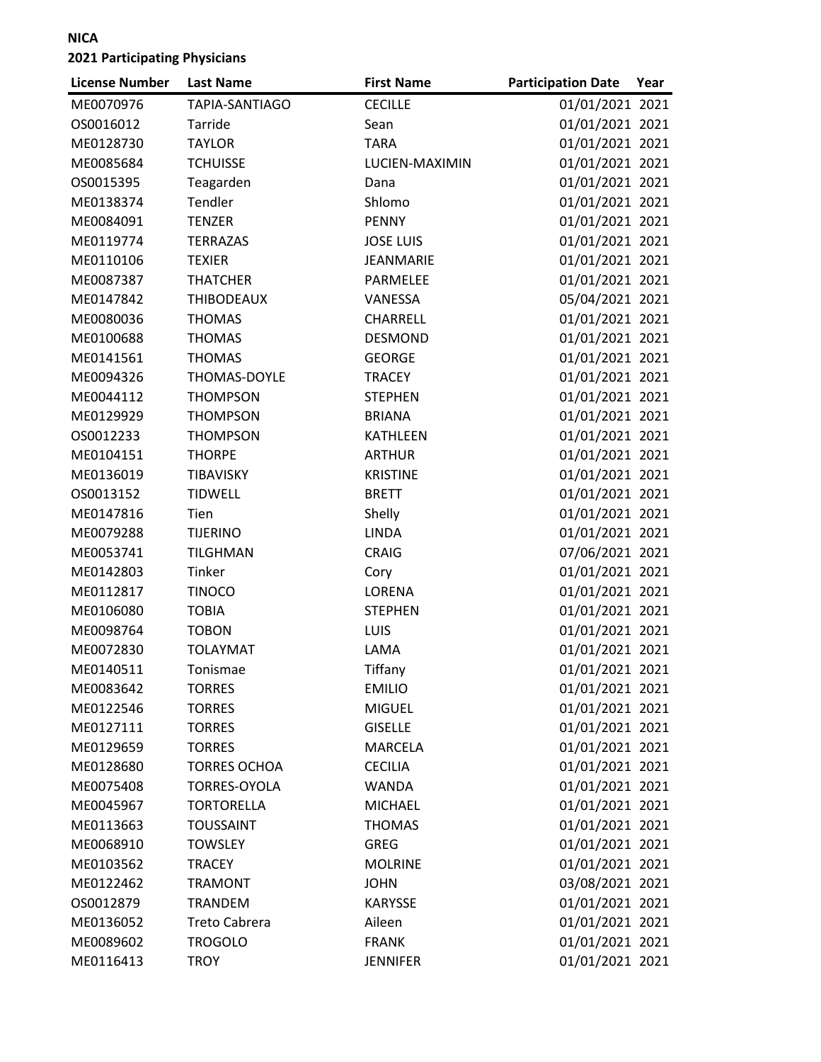**NICA**

**2021 Participating Physicians**

| License Number | Last Name | First Name | Participation Date | Year |
|---|---|---|---|---|
| ME0070976 | TAPIA-SANTIAGO | CECILLE | 01/01/2021 | 2021 |
| OS0016012 | Tarride | Sean | 01/01/2021 | 2021 |
| ME0128730 | TAYLOR | TARA | 01/01/2021 | 2021 |
| ME0085684 | TCHUISSE | LUCIEN-MAXIMIN | 01/01/2021 | 2021 |
| OS0015395 | Teagarden | Dana | 01/01/2021 | 2021 |
| ME0138374 | Tendler | Shlomo | 01/01/2021 | 2021 |
| ME0084091 | TENZER | PENNY | 01/01/2021 | 2021 |
| ME0119774 | TERRAZAS | JOSE LUIS | 01/01/2021 | 2021 |
| ME0110106 | TEXIER | JEANMARIE | 01/01/2021 | 2021 |
| ME0087387 | THATCHER | PARMELEE | 01/01/2021 | 2021 |
| ME0147842 | THIBODEAUX | VANESSA | 05/04/2021 | 2021 |
| ME0080036 | THOMAS | CHARRELL | 01/01/2021 | 2021 |
| ME0100688 | THOMAS | DESMOND | 01/01/2021 | 2021 |
| ME0141561 | THOMAS | GEORGE | 01/01/2021 | 2021 |
| ME0094326 | THOMAS-DOYLE | TRACEY | 01/01/2021 | 2021 |
| ME0044112 | THOMPSON | STEPHEN | 01/01/2021 | 2021 |
| ME0129929 | THOMPSON | BRIANA | 01/01/2021 | 2021 |
| OS0012233 | THOMPSON | KATHLEEN | 01/01/2021 | 2021 |
| ME0104151 | THORPE | ARTHUR | 01/01/2021 | 2021 |
| ME0136019 | TIBAVISKY | KRISTINE | 01/01/2021 | 2021 |
| OS0013152 | TIDWELL | BRETT | 01/01/2021 | 2021 |
| ME0147816 | Tien | Shelly | 01/01/2021 | 2021 |
| ME0079288 | TIJERINO | LINDA | 01/01/2021 | 2021 |
| ME0053741 | TILGHMAN | CRAIG | 07/06/2021 | 2021 |
| ME0142803 | Tinker | Cory | 01/01/2021 | 2021 |
| ME0112817 | TINOCO | LORENA | 01/01/2021 | 2021 |
| ME0106080 | TOBIA | STEPHEN | 01/01/2021 | 2021 |
| ME0098764 | TOBON | LUIS | 01/01/2021 | 2021 |
| ME0072830 | TOLAYMAT | LAMA | 01/01/2021 | 2021 |
| ME0140511 | Tonismae | Tiffany | 01/01/2021 | 2021 |
| ME0083642 | TORRES | EMILIO | 01/01/2021 | 2021 |
| ME0122546 | TORRES | MIGUEL | 01/01/2021 | 2021 |
| ME0127111 | TORRES | GISELLE | 01/01/2021 | 2021 |
| ME0129659 | TORRES | MARCELA | 01/01/2021 | 2021 |
| ME0128680 | TORRES OCHOA | CECILIA | 01/01/2021 | 2021 |
| ME0075408 | TORRES-OYOLA | WANDA | 01/01/2021 | 2021 |
| ME0045967 | TORTORELLA | MICHAEL | 01/01/2021 | 2021 |
| ME0113663 | TOUSSAINT | THOMAS | 01/01/2021 | 2021 |
| ME0068910 | TOWSLEY | GREG | 01/01/2021 | 2021 |
| ME0103562 | TRACEY | MOLRINE | 01/01/2021 | 2021 |
| ME0122462 | TRAMONT | JOHN | 03/08/2021 | 2021 |
| OS0012879 | TRANDEM | KARYSSE | 01/01/2021 | 2021 |
| ME0136052 | Treto Cabrera | Aileen | 01/01/2021 | 2021 |
| ME0089602 | TROGOLO | FRANK | 01/01/2021 | 2021 |
| ME0116413 | TROY | JENNIFER | 01/01/2021 | 2021 |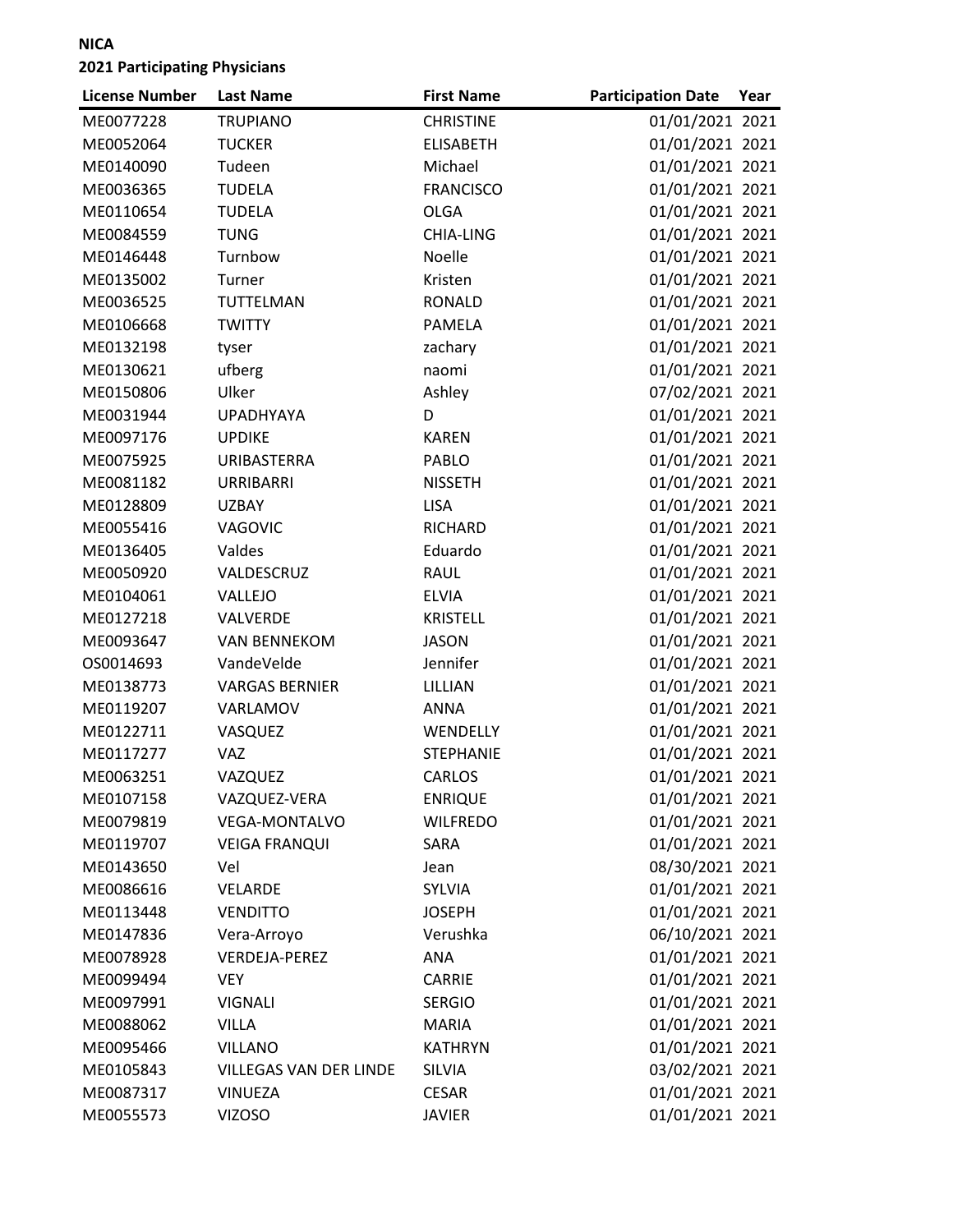**NICA**

**2021 Participating Physicians**

| License Number | Last Name | First Name | Participation Date | Year |
|---|---|---|---|---|
| ME0077228 | TRUPIANO | CHRISTINE | 01/01/2021 | 2021 |
| ME0052064 | TUCKER | ELISABETH | 01/01/2021 | 2021 |
| ME0140090 | Tudeen | Michael | 01/01/2021 | 2021 |
| ME0036365 | TUDELA | FRANCISCO | 01/01/2021 | 2021 |
| ME0110654 | TUDELA | OLGA | 01/01/2021 | 2021 |
| ME0084559 | TUNG | CHIA-LING | 01/01/2021 | 2021 |
| ME0146448 | Turnbow | Noelle | 01/01/2021 | 2021 |
| ME0135002 | Turner | Kristen | 01/01/2021 | 2021 |
| ME0036525 | TUTTELMAN | RONALD | 01/01/2021 | 2021 |
| ME0106668 | TWITTY | PAMELA | 01/01/2021 | 2021 |
| ME0132198 | tyser | zachary | 01/01/2021 | 2021 |
| ME0130621 | ufberg | naomi | 01/01/2021 | 2021 |
| ME0150806 | Ulker | Ashley | 07/02/2021 | 2021 |
| ME0031944 | UPADHYAYA | D | 01/01/2021 | 2021 |
| ME0097176 | UPDIKE | KAREN | 01/01/2021 | 2021 |
| ME0075925 | URIBASTERRA | PABLO | 01/01/2021 | 2021 |
| ME0081182 | URRIBARRI | NISSETH | 01/01/2021 | 2021 |
| ME0128809 | UZBAY | LISA | 01/01/2021 | 2021 |
| ME0055416 | VAGOVIC | RICHARD | 01/01/2021 | 2021 |
| ME0136405 | Valdes | Eduardo | 01/01/2021 | 2021 |
| ME0050920 | VALDESCRUZ | RAUL | 01/01/2021 | 2021 |
| ME0104061 | VALLEJO | ELVIA | 01/01/2021 | 2021 |
| ME0127218 | VALVERDE | KRISTELL | 01/01/2021 | 2021 |
| ME0093647 | VAN BENNEKOM | JASON | 01/01/2021 | 2021 |
| OS0014693 | VandeVelde | Jennifer | 01/01/2021 | 2021 |
| ME0138773 | VARGAS BERNIER | LILLIAN | 01/01/2021 | 2021 |
| ME0119207 | VARLAMOV | ANNA | 01/01/2021 | 2021 |
| ME0122711 | VASQUEZ | WENDELLY | 01/01/2021 | 2021 |
| ME0117277 | VAZ | STEPHANIE | 01/01/2021 | 2021 |
| ME0063251 | VAZQUEZ | CARLOS | 01/01/2021 | 2021 |
| ME0107158 | VAZQUEZ-VERA | ENRIQUE | 01/01/2021 | 2021 |
| ME0079819 | VEGA-MONTALVO | WILFREDO | 01/01/2021 | 2021 |
| ME0119707 | VEIGA FRANQUI | SARA | 01/01/2021 | 2021 |
| ME0143650 | Vel | Jean | 08/30/2021 | 2021 |
| ME0086616 | VELARDE | SYLVIA | 01/01/2021 | 2021 |
| ME0113448 | VENDITTO | JOSEPH | 01/01/2021 | 2021 |
| ME0147836 | Vera-Arroyo | Verushka | 06/10/2021 | 2021 |
| ME0078928 | VERDEJA-PEREZ | ANA | 01/01/2021 | 2021 |
| ME0099494 | VEY | CARRIE | 01/01/2021 | 2021 |
| ME0097991 | VIGNALI | SERGIO | 01/01/2021 | 2021 |
| ME0088062 | VILLA | MARIA | 01/01/2021 | 2021 |
| ME0095466 | VILLANO | KATHRYN | 01/01/2021 | 2021 |
| ME0105843 | VILLEGAS VAN DER LINDE | SILVIA | 03/02/2021 | 2021 |
| ME0087317 | VINUEZA | CESAR | 01/01/2021 | 2021 |
| ME0055573 | VIZOSO | JAVIER | 01/01/2021 | 2021 |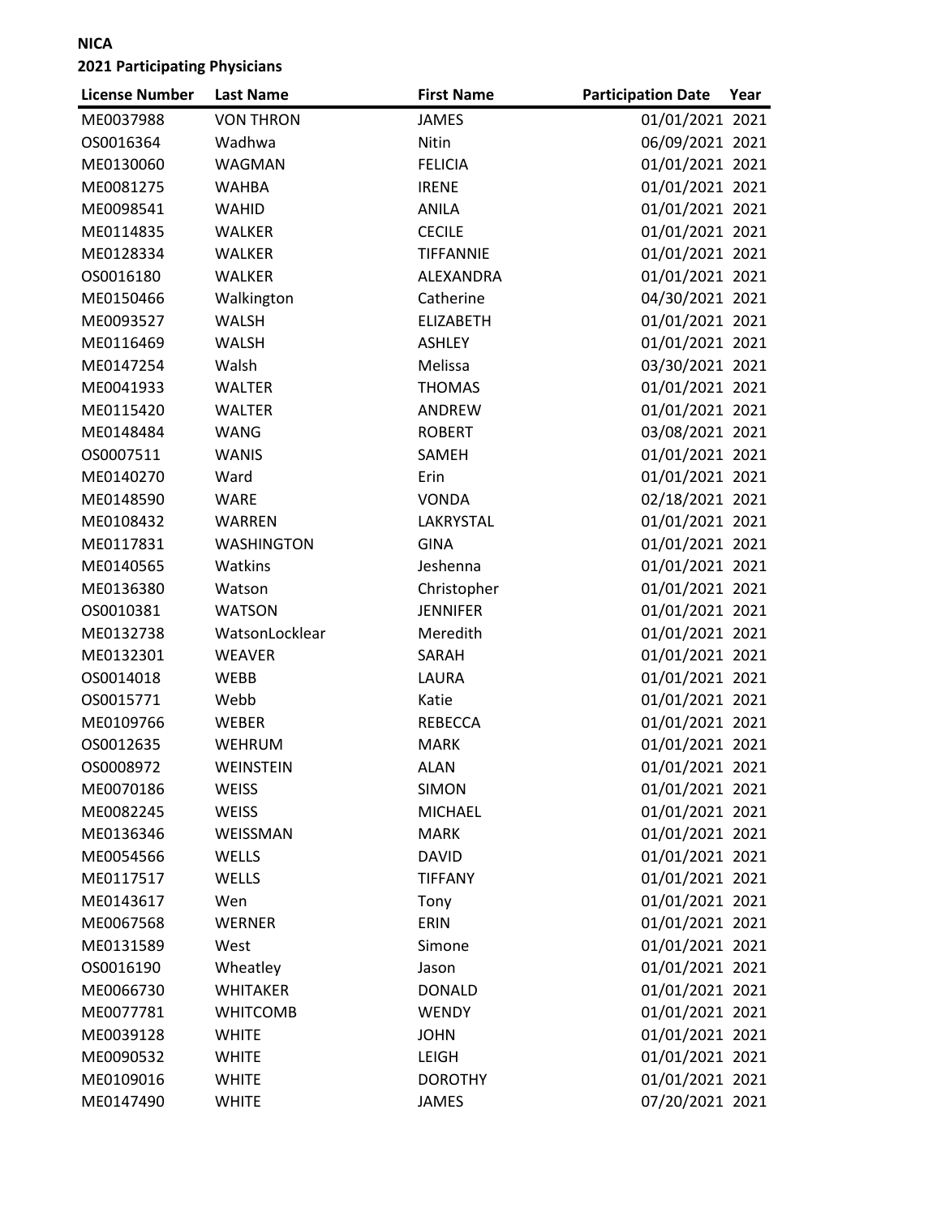**NICA**

**2021 Participating Physicians**

| License Number | Last Name | First Name | Participation Date | Year |
|---|---|---|---|---|
| ME0037988 | VON THRON | JAMES | 01/01/2021 | 2021 |
| OS0016364 | Wadhwa | Nitin | 06/09/2021 | 2021 |
| ME0130060 | WAGMAN | FELICIA | 01/01/2021 | 2021 |
| ME0081275 | WAHBA | IRENE | 01/01/2021 | 2021 |
| ME0098541 | WAHID | ANILA | 01/01/2021 | 2021 |
| ME0114835 | WALKER | CECILE | 01/01/2021 | 2021 |
| ME0128334 | WALKER | TIFFANNIE | 01/01/2021 | 2021 |
| OS0016180 | WALKER | ALEXANDRA | 01/01/2021 | 2021 |
| ME0150466 | Walkington | Catherine | 04/30/2021 | 2021 |
| ME0093527 | WALSH | ELIZABETH | 01/01/2021 | 2021 |
| ME0116469 | WALSH | ASHLEY | 01/01/2021 | 2021 |
| ME0147254 | Walsh | Melissa | 03/30/2021 | 2021 |
| ME0041933 | WALTER | THOMAS | 01/01/2021 | 2021 |
| ME0115420 | WALTER | ANDREW | 01/01/2021 | 2021 |
| ME0148484 | WANG | ROBERT | 03/08/2021 | 2021 |
| OS0007511 | WANIS | SAMEH | 01/01/2021 | 2021 |
| ME0140270 | Ward | Erin | 01/01/2021 | 2021 |
| ME0148590 | WARE | VONDA | 02/18/2021 | 2021 |
| ME0108432 | WARREN | LAKRYSTAL | 01/01/2021 | 2021 |
| ME0117831 | WASHINGTON | GINA | 01/01/2021 | 2021 |
| ME0140565 | Watkins | Jeshenna | 01/01/2021 | 2021 |
| ME0136380 | Watson | Christopher | 01/01/2021 | 2021 |
| OS0010381 | WATSON | JENNIFER | 01/01/2021 | 2021 |
| ME0132738 | WatsonLocklear | Meredith | 01/01/2021 | 2021 |
| ME0132301 | WEAVER | SARAH | 01/01/2021 | 2021 |
| OS0014018 | WEBB | LAURA | 01/01/2021 | 2021 |
| OS0015771 | Webb | Katie | 01/01/2021 | 2021 |
| ME0109766 | WEBER | REBECCA | 01/01/2021 | 2021 |
| OS0012635 | WEHRUM | MARK | 01/01/2021 | 2021 |
| OS0008972 | WEINSTEIN | ALAN | 01/01/2021 | 2021 |
| ME0070186 | WEISS | SIMON | 01/01/2021 | 2021 |
| ME0082245 | WEISS | MICHAEL | 01/01/2021 | 2021 |
| ME0136346 | WEISSMAN | MARK | 01/01/2021 | 2021 |
| ME0054566 | WELLS | DAVID | 01/01/2021 | 2021 |
| ME0117517 | WELLS | TIFFANY | 01/01/2021 | 2021 |
| ME0143617 | Wen | Tony | 01/01/2021 | 2021 |
| ME0067568 | WERNER | ERIN | 01/01/2021 | 2021 |
| ME0131589 | West | Simone | 01/01/2021 | 2021 |
| OS0016190 | Wheatley | Jason | 01/01/2021 | 2021 |
| ME0066730 | WHITAKER | DONALD | 01/01/2021 | 2021 |
| ME0077781 | WHITCOMB | WENDY | 01/01/2021 | 2021 |
| ME0039128 | WHITE | JOHN | 01/01/2021 | 2021 |
| ME0090532 | WHITE | LEIGH | 01/01/2021 | 2021 |
| ME0109016 | WHITE | DOROTHY | 01/01/2021 | 2021 |
| ME0147490 | WHITE | JAMES | 07/20/2021 | 2021 |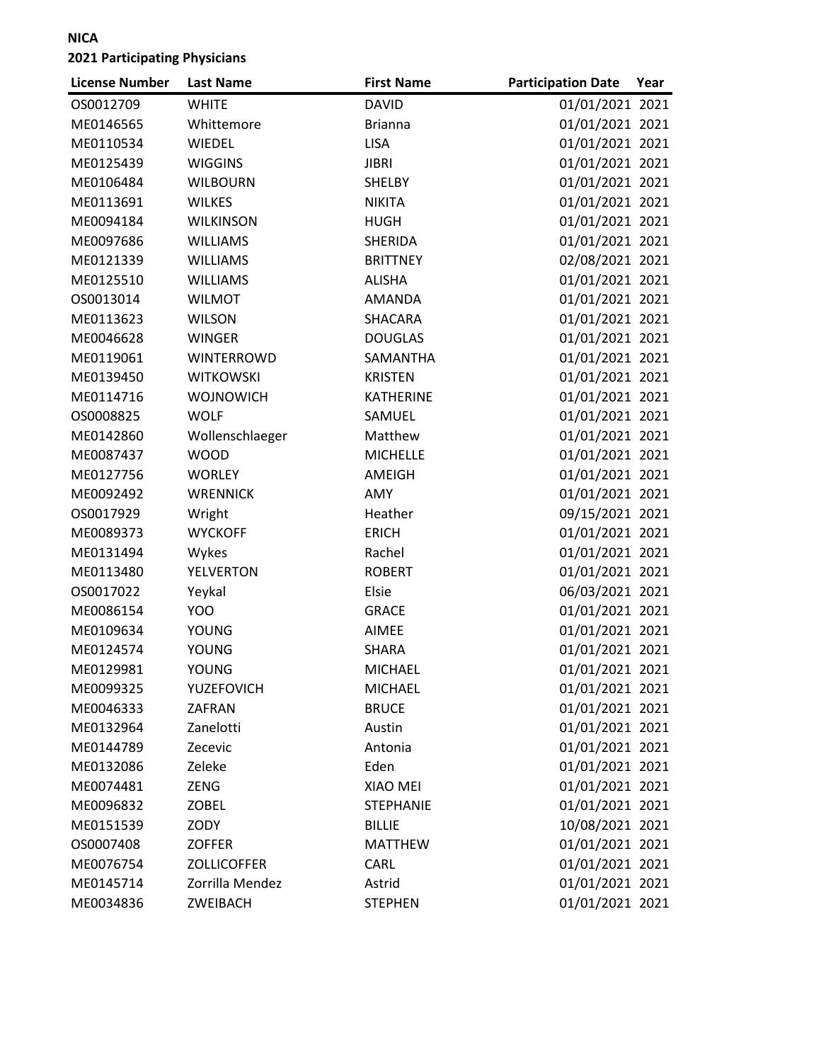**NICA**

**2021 Participating Physicians**

| License Number | Last Name | First Name | Participation Date | Year |
|---|---|---|---|---|
| OS0012709 | WHITE | DAVID | 01/01/2021 | 2021 |
| ME0146565 | Whittemore | Brianna | 01/01/2021 | 2021 |
| ME0110534 | WIEDEL | LISA | 01/01/2021 | 2021 |
| ME0125439 | WIGGINS | JIBRI | 01/01/2021 | 2021 |
| ME0106484 | WILBOURN | SHELBY | 01/01/2021 | 2021 |
| ME0113691 | WILKES | NIKITA | 01/01/2021 | 2021 |
| ME0094184 | WILKINSON | HUGH | 01/01/2021 | 2021 |
| ME0097686 | WILLIAMS | SHERIDA | 01/01/2021 | 2021 |
| ME0121339 | WILLIAMS | BRITTNEY | 02/08/2021 | 2021 |
| ME0125510 | WILLIAMS | ALISHA | 01/01/2021 | 2021 |
| OS0013014 | WILMOT | AMANDA | 01/01/2021 | 2021 |
| ME0113623 | WILSON | SHACARA | 01/01/2021 | 2021 |
| ME0046628 | WINGER | DOUGLAS | 01/01/2021 | 2021 |
| ME0119061 | WINTERROWD | SAMANTHA | 01/01/2021 | 2021 |
| ME0139450 | WITKOWSKI | KRISTEN | 01/01/2021 | 2021 |
| ME0114716 | WOJNOWICH | KATHERINE | 01/01/2021 | 2021 |
| OS0008825 | WOLF | SAMUEL | 01/01/2021 | 2021 |
| ME0142860 | Wollenschlaeger | Matthew | 01/01/2021 | 2021 |
| ME0087437 | WOOD | MICHELLE | 01/01/2021 | 2021 |
| ME0127756 | WORLEY | AMEIGH | 01/01/2021 | 2021 |
| ME0092492 | WRENNICK | AMY | 01/01/2021 | 2021 |
| OS0017929 | Wright | Heather | 09/15/2021 | 2021 |
| ME0089373 | WYCKOFF | ERICH | 01/01/2021 | 2021 |
| ME0131494 | Wykes | Rachel | 01/01/2021 | 2021 |
| ME0113480 | YELVERTON | ROBERT | 01/01/2021 | 2021 |
| OS0017022 | Yeykal | Elsie | 06/03/2021 | 2021 |
| ME0086154 | YOO | GRACE | 01/01/2021 | 2021 |
| ME0109634 | YOUNG | AIMEE | 01/01/2021 | 2021 |
| ME0124574 | YOUNG | SHARA | 01/01/2021 | 2021 |
| ME0129981 | YOUNG | MICHAEL | 01/01/2021 | 2021 |
| ME0099325 | YUZEFOVICH | MICHAEL | 01/01/2021 | 2021 |
| ME0046333 | ZAFRAN | BRUCE | 01/01/2021 | 2021 |
| ME0132964 | Zanelotti | Austin | 01/01/2021 | 2021 |
| ME0144789 | Zecevic | Antonia | 01/01/2021 | 2021 |
| ME0132086 | Zeleke | Eden | 01/01/2021 | 2021 |
| ME0074481 | ZENG | XIAO MEI | 01/01/2021 | 2021 |
| ME0096832 | ZOBEL | STEPHANIE | 01/01/2021 | 2021 |
| ME0151539 | ZODY | BILLIE | 10/08/2021 | 2021 |
| OS0007408 | ZOFFER | MATTHEW | 01/01/2021 | 2021 |
| ME0076754 | ZOLLICOFFER | CARL | 01/01/2021 | 2021 |
| ME0145714 | Zorrilla Mendez | Astrid | 01/01/2021 | 2021 |
| ME0034836 | ZWEIBACH | STEPHEN | 01/01/2021 | 2021 |